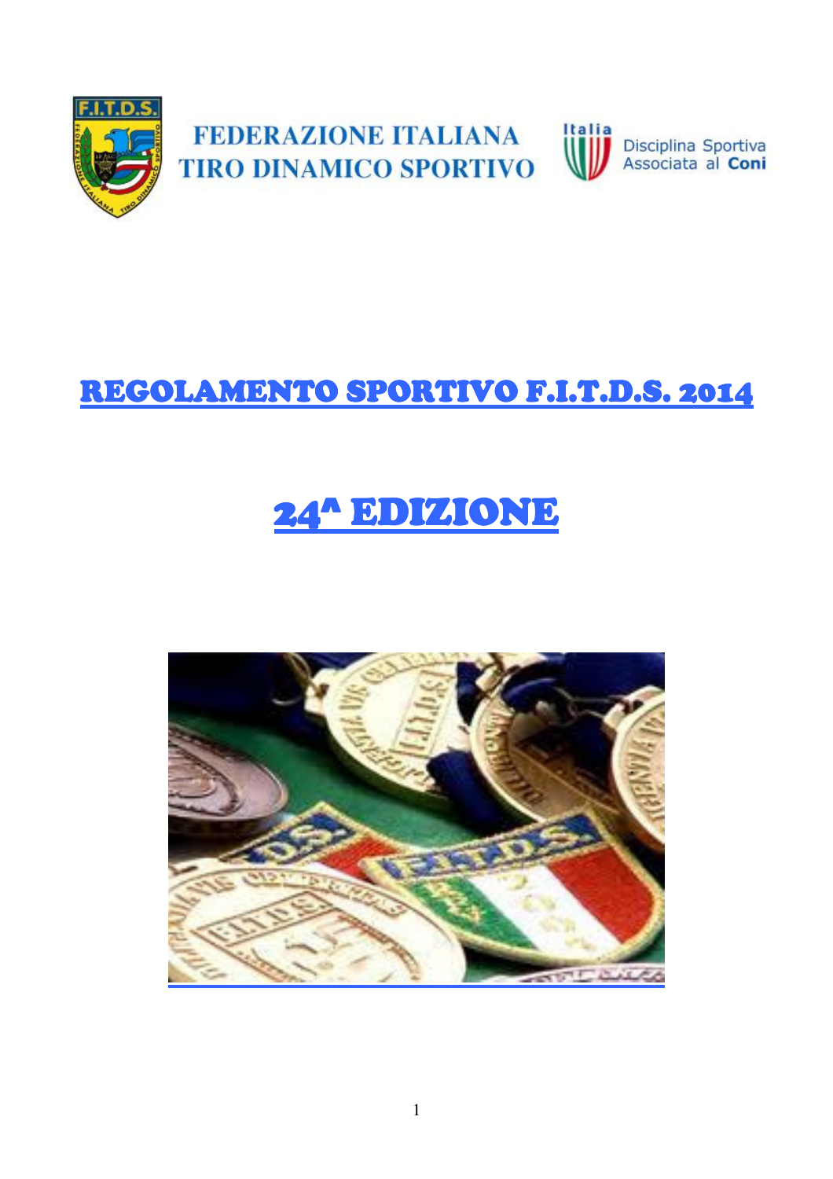FEDERAZIONE ITALIANA
TIRO DINAMICO SPORTIVO

Disciplina Sportiva Associata al Coni

# REGOLAMENTO SPORTIVO F.I.T.D.S. 2014

# 24^ EDIZIONE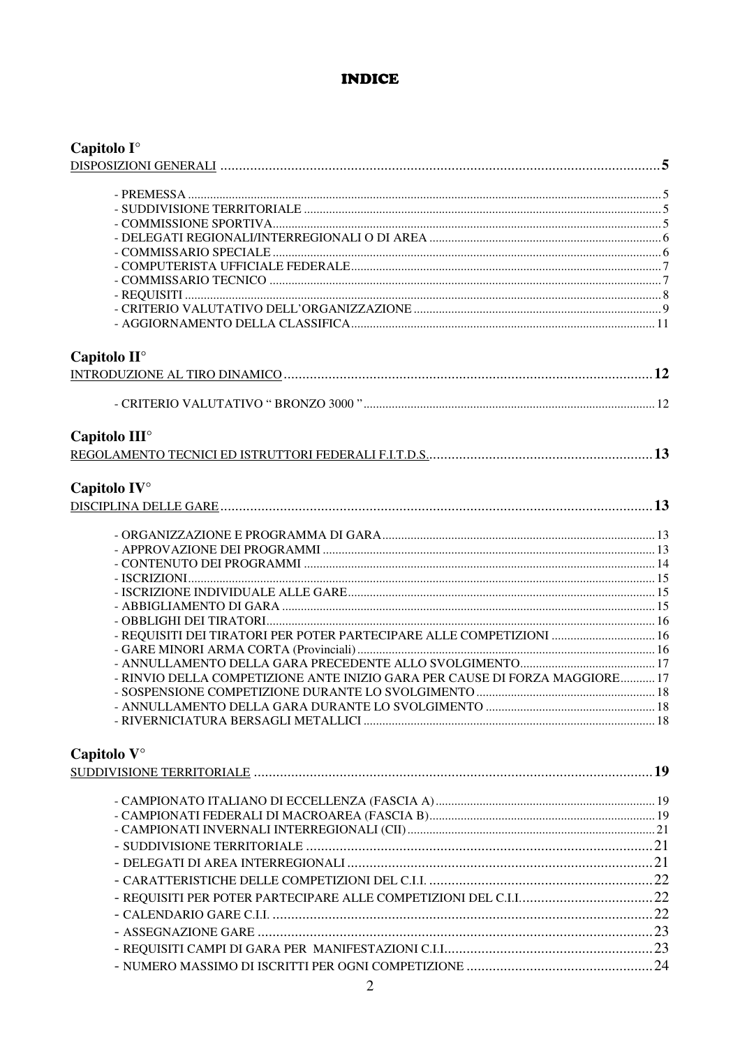# INDICE

## Capitolo I°

DISPOSIZIONI GENERALI ..... 5

- PREMESSA ..... 5
- SUDDIVISIONE TERRITORIALE ..... 5
- COMMISSIONE SPORTIVA ..... 5
- DELEGATI REGIONALI/INTERREGIONALI O DI AREA ..... 6
- COMMISSARIO SPECIALE ..... 6
- COMPUTERISTA UFFICIALE FEDERALE ..... 7
- COMMISSARIO TECNICO ..... 7
- REQUISITI ..... 8
- CRITERIO VALUTATIVO DELL'ORGANIZZAZIONE ..... 9
- AGGIORNAMENTO DELLA CLASSIFICA ..... 11

## Capitolo II°

INTRODUZIONE AL TIRO DINAMICO ..... 12

- CRITERIO VALUTATIVO " BRONZO 3000 " ..... 12

## Capitolo III°

REGOLAMENTO TECNICI ED ISTRUTTORI FEDERALI F.I.T.D.S. ..... 13

## Capitolo IV°

DISCIPLINA DELLE GARE ..... 13

- ORGANIZZAZIONE E PROGRAMMA DI GARA ..... 13
- APPROVAZIONE DEI PROGRAMMI ..... 13
- CONTENUTO DEI PROGRAMMI ..... 14
- ISCRIZIONI ..... 15
- ISCRIZIONE INDIVIDUALE ALLE GARE ..... 15
- ABBIGLIAMENTO DI GARA ..... 15
- OBBLIGHI DEI TIRATORI ..... 16
- REQUISITI DEI TIRATORI PER POTER PARTECIPARE ALLE COMPETIZIONI ..... 16
- GARE MINORI ARMA CORTA (Provinciali) ..... 16
- ANNULLAMENTO DELLA GARA PRECEDENTE ALLO SVOLGIMENTO ..... 17
- RINVIO DELLA COMPETIZIONE ANTE INIZIO GARA PER CAUSE DI FORZA MAGGIORE ..... 17
- SOSPENSIONE COMPETIZIONE DURANTE LO SVOLGIMENTO ..... 18
- ANNULLAMENTO DELLA GARA DURANTE LO SVOLGIMENTO ..... 18
- RIVERNICIATURA BERSAGLI METALLICI ..... 18

## Capitolo V°

SUDDIVISIONE TERRITORIALE ..... 19

- CAMPIONATO ITALIANO DI ECCELLENZA (FASCIA A) ..... 19
- CAMPIONATI FEDERALI DI MACROAREA (FASCIA B) ..... 19
- CAMPIONATI INVERNALI INTERREGIONALI (CII) ..... 21
- SUDDIVISIONE TERRITORIALE ..... 21
- DELEGATI DI AREA INTERREGIONALI ..... 21
- CARATTERISTICHE DELLE COMPETIZIONI DEL C.I.I. ..... 22
- REQUISITI PER POTER PARTECIPARE ALLE COMPETIZIONI DEL C.I.I. ..... 22
- CALENDARIO GARE C.I.I. ..... 22
- ASSEGNAZIONE GARE ..... 23
- REQUISITI CAMPI DI GARA PER MANIFESTAZIONI C.I.I. ..... 23
- NUMERO MASSIMO DI ISCRITTI PER OGNI COMPETIZIONE ..... 24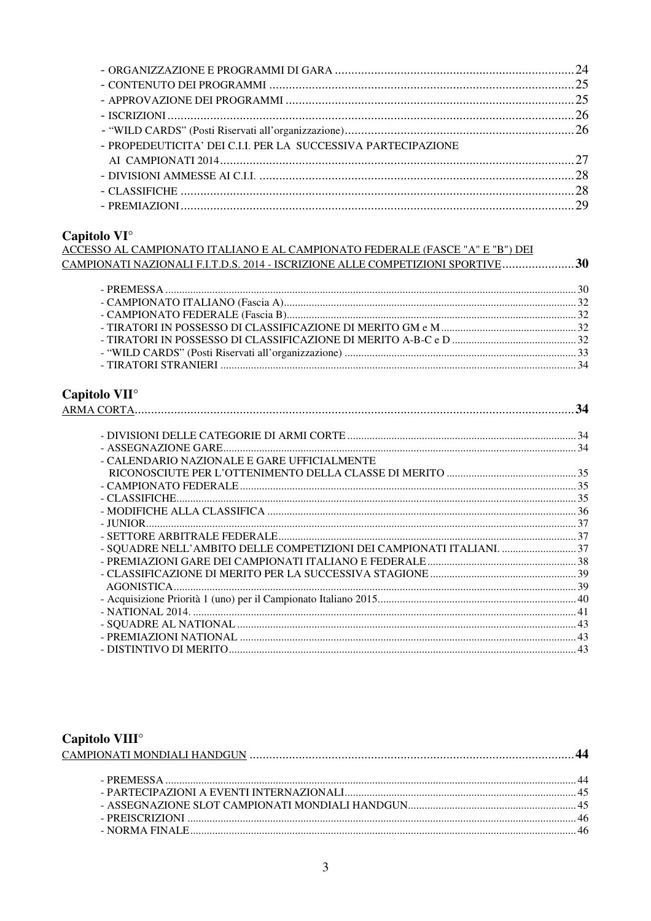- ORGANIZZAZIONE E PROGRAMMI DI GARA ........................................................................ 24
- CONTENUTO DEI PROGRAMMI ............................................................................................ 25
- APPROVAZIONE DEI PROGRAMMI ........................................................................................ 25
- ISCRIZIONI ............................................................................................................................. 26
- "WILD CARDS" (Posti Riservati all'organizzazione) ...................................................................... 26
- PROPEDEUTICITA' DEI C.I.I. PER LA SUCCESSIVA PARTECIPAZIONE AI CAMPIONATI 2014 ........................................................................................................... 27
- DIVISIONI AMMESSE AI C.I.I. ................................................................................................ 28
- CLASSIFICHE ......................................................................................................................... 28
- PREMIAZIONI ......................................................................................................................... 29

## Capitolo VI°

**ACCESSO AL CAMPIONATO ITALIANO E AL CAMPIONATO FEDERALE (FASCE "A" E "B") DEI CAMPIONATI NAZIONALI F.I.T.D.S. 2014 - ISCRIZIONE ALLE COMPETIZIONI SPORTIVE ...................... 30**

- PREMESSA ................................................................................................................................. 30
- CAMPIONATO ITALIANO (Fascia A) ........................................................................................... 32
- CAMPIONATO FEDERALE (Fascia B) .......................................................................................... 32
- TIRATORI IN POSSESSO DI CLASSIFICAZIONE DI MERITO GM e M ........................................ 32
- TIRATORI IN POSSESSO DI CLASSIFICAZIONE DI MERITO A-B-C e D ..................................... 32
- "WILD CARDS" (Posti Riservati all'organizzazione) ...................................................................... 33
- TIRATORI STRANIERI ................................................................................................................ 34

## Capitolo VII°

**ARMA CORTA ........................................................................................................................... 34**

- DIVISIONI DELLE CATEGORIE DI ARMI CORTE .......................................................................... 34
- ASSEGNAZIONE GARE ................................................................................................................ 34
- CALENDARIO NAZIONALE E GARE UFFICIALMENTE RICONOSCIUTE PER L'OTTENIMENTO DELLA CLASSE DI MERITO ............................................ 35
- CAMPIONATO FEDERALE ............................................................................................................ 35
- CLASSIFICHE ................................................................................................................................ 35
- MODIFICHE ALLA CLASSIFICA .................................................................................................... 36
- JUNIOR ......................................................................................................................................... 37
- SETTORE ARBITRALE FEDERALE ................................................................................................ 37
- SQUADRE NELL'AMBITO DELLE COMPETIZIONI DEI CAMPIONATI ITALIANI. ............................... 37
- PREMIAZIONI GARE DEI CAMPIONATI ITALIANO E FEDERALE ................................................... 38
- CLASSIFICAZIONE DI MERITO PER LA SUCCESSIVA STAGIONE AGONISTICA ......................................................................................................................... 39
- Acquisizione Priorità 1 (uno) per il Campionato Italiano 2015 ......................................................... 40
- NATIONAL 2014. ............................................................................................................................ 41
- SQUADRE AL NATIONAL ............................................................................................................... 43
- PREMIAZIONI NATIONAL ............................................................................................................... 43
- DISTINTIVO DI MERITO .................................................................................................................. 43

## Capitolo VIII°

**CAMPIONATI MONDIALI HANDGUN ........................................................................................... 44**

- PREMESSA ..................................................................................................................................... 44
- PARTECIPAZIONI A EVENTI INTERNAZIONALI ............................................................................... 45
- ASSEGNAZIONE SLOT CAMPIONATI MONDIALI HANDGUN ............................................................ 45
- PREISCRIZIONI ............................................................................................................................... 46
- NORMA FINALE ............................................................................................................................... 46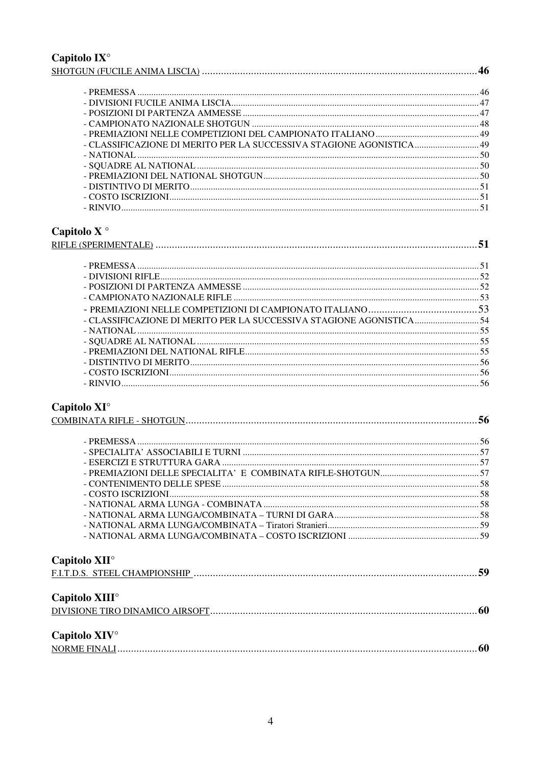## Capitolo IX°

SHOTGUN (FUCILE ANIMA LISCIA) .................................................. 46

- PREMESSA .................................................. 46
- DIVISIONI FUCILE ANIMA LISCIA .................................................. 47
- POSIZIONI DI PARTENZA AMMESSE .................................................. 47
- CAMPIONATO NAZIONALE SHOTGUN .................................................. 48
- PREMIAZIONI NELLE COMPETIZIONI DEL CAMPIONATO ITALIANO .................................................. 49
- CLASSIFICAZIONE DI MERITO PER LA SUCCESSIVA STAGIONE AGONISTICA .................................................. 49
- NATIONAL .................................................. 50
- SQUADRE AL NATIONAL .................................................. 50
- PREMIAZIONI DEL NATIONAL SHOTGUN .................................................. 50
- DISTINTIVO DI MERITO .................................................. 51
- COSTO ISCRIZIONI .................................................. 51
- RINVIO .................................................. 51

## Capitolo X °

RIFLE (SPERIMENTALE) .................................................. 51

- PREMESSA .................................................. 51
- DIVISIONI RIFLE .................................................. 52
- POSIZIONI DI PARTENZA AMMESSE .................................................. 52
- CAMPIONATO NAZIONALE RIFLE .................................................. 53
- PREMIAZIONI NELLE COMPETIZIONI DI CAMPIONATO ITALIANO .................................................. 53
- CLASSIFICAZIONE DI MERITO PER LA SUCCESSIVA STAGIONE AGONISTICA .................................................. 54
- NATIONAL .................................................. 55
- SQUADRE AL NATIONAL .................................................. 55
- PREMIAZIONI DEL NATIONAL RIFLE .................................................. 55
- DISTINTIVO DI MERITO .................................................. 56
- COSTO ISCRIZIONI .................................................. 56
- RINVIO .................................................. 56

## Capitolo XI°

COMBINATA RIFLE - SHOTGUN .................................................. 56

- PREMESSA .................................................. 56
- SPECIALITA' ASSOCIABILI E TURNI .................................................. 57
- ESERCIZI E STRUTTURA GARA .................................................. 57
- PREMIAZIONI DELLE SPECIALITA' E COMBINATA RIFLE-SHOTGUN .................................................. 57
- CONTENIMENTO DELLE SPESE .................................................. 58
- COSTO ISCRIZIONI .................................................. 58
- NATIONAL ARMA LUNGA - COMBINATA .................................................. 58
- NATIONAL ARMA LUNGA/COMBINATA – TURNI DI GARA .................................................. 58
- NATIONAL ARMA LUNGA/COMBINATA – Tiratori Stranieri .................................................. 59
- NATIONAL ARMA LUNGA/COMBINATA – COSTO ISCRIZIONI .................................................. 59

## Capitolo XII°

F.I.T.D.S. STEEL CHAMPIONSHIP .................................................. 59

## Capitolo XIII°

DIVISIONE TIRO DINAMICO AIRSOFT .................................................. 60

## Capitolo XIV°

NORME FINALI .................................................. 60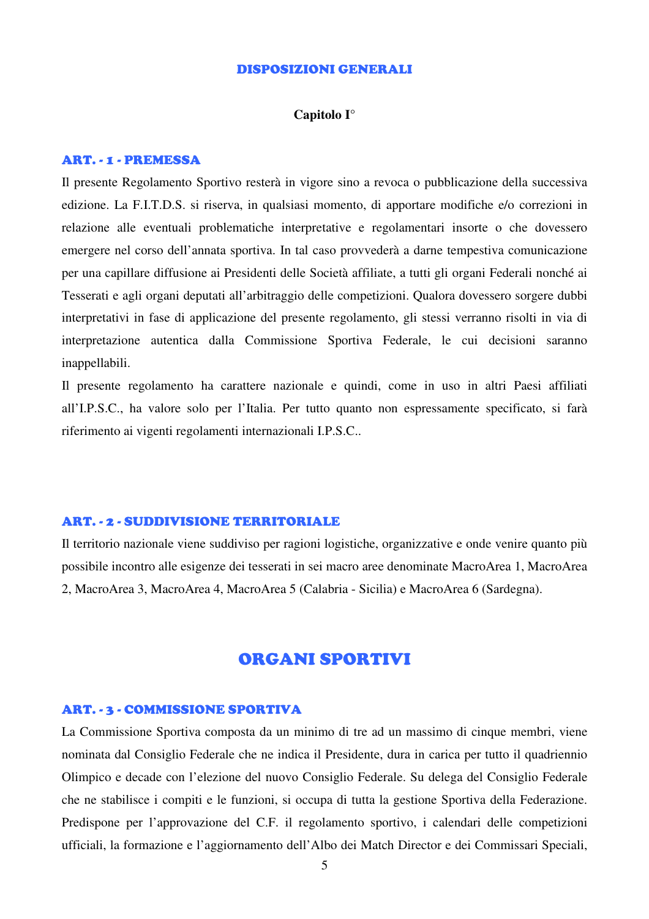## DISPOSIZIONI GENERALI

**Capitolo I°**

### ART. - 1 - PREMESSA

Il presente Regolamento Sportivo resterà in vigore sino a revoca o pubblicazione della successiva edizione. La F.I.T.D.S. si riserva, in qualsiasi momento, di apportare modifiche e/o correzioni in relazione alle eventuali problematiche interpretative e regolamentari insorte o che dovessero emergere nel corso dell'annata sportiva. In tal caso provvederà a darne tempestiva comunicazione per una capillare diffusione ai Presidenti delle Società affiliate, a tutti gli organi Federali nonché ai Tesserati e agli organi deputati all'arbitraggio delle competizioni. Qualora dovessero sorgere dubbi interpretativi in fase di applicazione del presente regolamento, gli stessi verranno risolti in via di interpretazione autentica dalla Commissione Sportiva Federale, le cui decisioni saranno inappellabili.

Il presente regolamento ha carattere nazionale e quindi, come in uso in altri Paesi affiliati all'I.P.S.C., ha valore solo per l'Italia. Per tutto quanto non espressamente specificato, si farà riferimento ai vigenti regolamenti internazionali I.P.S.C..

### ART. - 2 - SUDDIVISIONE TERRITORIALE

Il territorio nazionale viene suddiviso per ragioni logistiche, organizzative e onde venire quanto più possibile incontro alle esigenze dei tesserati in sei macro aree denominate MacroArea 1, MacroArea 2, MacroArea 3, MacroArea 4, MacroArea 5 (Calabria - Sicilia) e MacroArea 6 (Sardegna).

## ORGANI SPORTIVI

### ART. - 3 - COMMISSIONE SPORTIVA

La Commissione Sportiva composta da un minimo di tre ad un massimo di cinque membri, viene nominata dal Consiglio Federale che ne indica il Presidente, dura in carica per tutto il quadriennio Olimpico e decade con l'elezione del nuovo Consiglio Federale. Su delega del Consiglio Federale che ne stabilisce i compiti e le funzioni, si occupa di tutta la gestione Sportiva della Federazione. Predispone per l'approvazione del C.F. il regolamento sportivo, i calendari delle competizioni ufficiali, la formazione e l'aggiornamento dell'Albo dei Match Director e dei Commissari Speciali,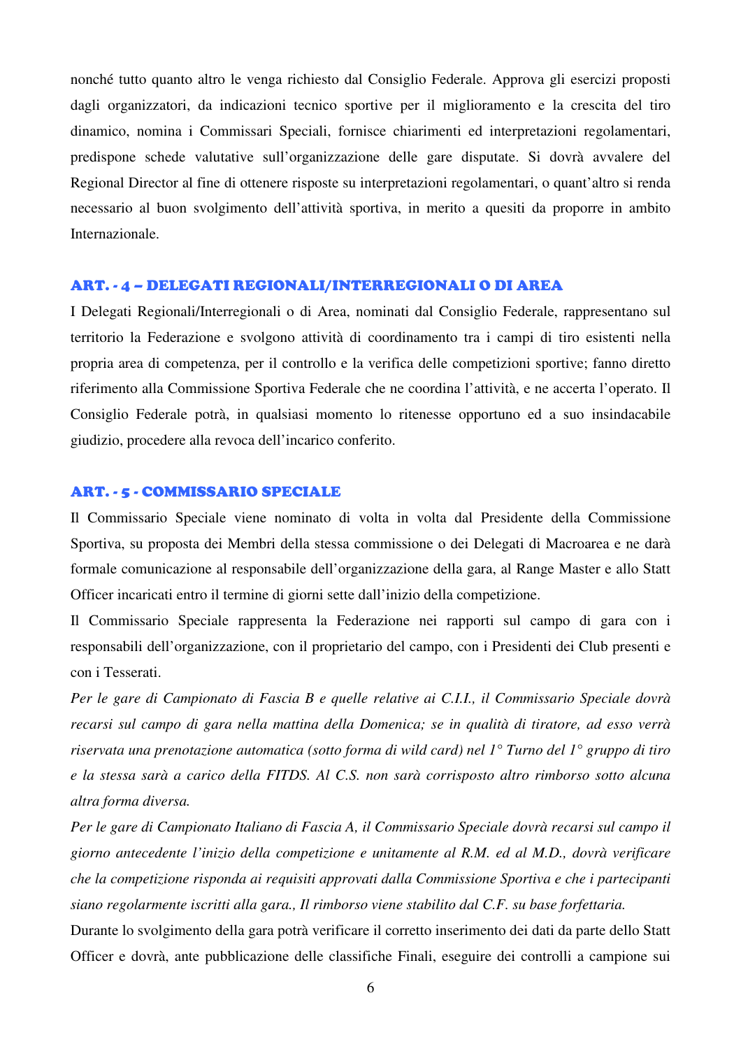nonché tutto quanto altro le venga richiesto dal Consiglio Federale. Approva gli esercizi proposti dagli organizzatori, da indicazioni tecnico sportive per il miglioramento e la crescita del tiro dinamico, nomina i Commissari Speciali, fornisce chiarimenti ed interpretazioni regolamentari, predispone schede valutative sull'organizzazione delle gare disputate. Si dovrà avvalere del Regional Director al fine di ottenere risposte su interpretazioni regolamentari, o quant'altro si renda necessario al buon svolgimento dell'attività sportiva, in merito a quesiti da proporre in ambito Internazionale.

## ART. - 4 – DELEGATI REGIONALI/INTERREGIONALI O DI AREA

I Delegati Regionali/Interregionali o di Area, nominati dal Consiglio Federale, rappresentano sul territorio la Federazione e svolgono attività di coordinamento tra i campi di tiro esistenti nella propria area di competenza, per il controllo e la verifica delle competizioni sportive; fanno diretto riferimento alla Commissione Sportiva Federale che ne coordina l'attività, e ne accerta l'operato. Il Consiglio Federale potrà, in qualsiasi momento lo ritenesse opportuno ed a suo insindacabile giudizio, procedere alla revoca dell'incarico conferito.

## ART. - 5 - COMMISSARIO SPECIALE

Il Commissario Speciale viene nominato di volta in volta dal Presidente della Commissione Sportiva, su proposta dei Membri della stessa commissione o dei Delegati di Macroarea e ne darà formale comunicazione al responsabile dell'organizzazione della gara, al Range Master e allo Statt Officer incaricati entro il termine di giorni sette dall'inizio della competizione.

Il Commissario Speciale rappresenta la Federazione nei rapporti sul campo di gara con i responsabili dell'organizzazione, con il proprietario del campo, con i Presidenti dei Club presenti e con i Tesserati.

*Per le gare di Campionato di Fascia B e quelle relative ai C.I.I., il Commissario Speciale dovrà recarsi sul campo di gara nella mattina della Domenica; se in qualità di tiratore, ad esso verrà riservata una prenotazione automatica (sotto forma di wild card) nel 1° Turno del 1° gruppo di tiro e la stessa sarà a carico della FITDS. Al C.S. non sarà corrisposto altro rimborso sotto alcuna altra forma diversa.*

*Per le gare di Campionato Italiano di Fascia A, il Commissario Speciale dovrà recarsi sul campo il giorno antecedente l'inizio della competizione e unitamente al R.M. ed al M.D., dovrà verificare che la competizione risponda ai requisiti approvati dalla Commissione Sportiva e che i partecipanti siano regolarmente iscritti alla gara., Il rimborso viene stabilito dal C.F. su base forfettaria.*

Durante lo svolgimento della gara potrà verificare il corretto inserimento dei dati da parte dello Statt Officer e dovrà, ante pubblicazione delle classifiche Finali, eseguire dei controlli a campione sui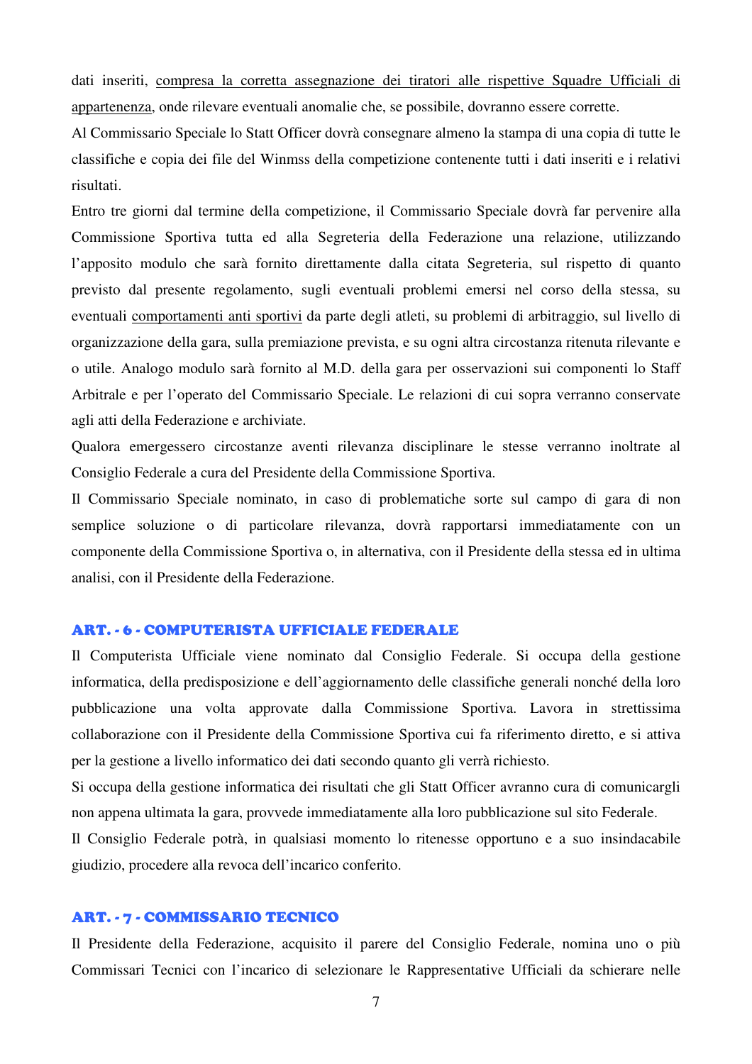dati inseriti, compresa la corretta assegnazione dei tiratori alle rispettive Squadre Ufficiali di appartenenza, onde rilevare eventuali anomalie che, se possibile, dovranno essere corrette.

Al Commissario Speciale lo Statt Officer dovrà consegnare almeno la stampa di una copia di tutte le classifiche e copia dei file del Winmss della competizione contenente tutti i dati inseriti e i relativi risultati.

Entro tre giorni dal termine della competizione, il Commissario Speciale dovrà far pervenire alla Commissione Sportiva tutta ed alla Segreteria della Federazione una relazione, utilizzando l'apposito modulo che sarà fornito direttamente dalla citata Segreteria, sul rispetto di quanto previsto dal presente regolamento, sugli eventuali problemi emersi nel corso della stessa, su eventuali comportamenti anti sportivi da parte degli atleti, su problemi di arbitraggio, sul livello di organizzazione della gara, sulla premiazione prevista, e su ogni altra circostanza ritenuta rilevante e o utile. Analogo modulo sarà fornito al M.D. della gara per osservazioni sui componenti lo Staff Arbitrale e per l'operato del Commissario Speciale. Le relazioni di cui sopra verranno conservate agli atti della Federazione e archiviate.

Qualora emergessero circostanze aventi rilevanza disciplinare le stesse verranno inoltrate al Consiglio Federale a cura del Presidente della Commissione Sportiva.

Il Commissario Speciale nominato, in caso di problematiche sorte sul campo di gara di non semplice soluzione o di particolare rilevanza, dovrà rapportarsi immediatamente con un componente della Commissione Sportiva o, in alternativa, con il Presidente della stessa ed in ultima analisi, con il Presidente della Federazione.

## ART. - 6 - COMPUTERISTA UFFICIALE FEDERALE

Il Computerista Ufficiale viene nominato dal Consiglio Federale. Si occupa della gestione informatica, della predisposizione e dell'aggiornamento delle classifiche generali nonché della loro pubblicazione una volta approvate dalla Commissione Sportiva. Lavora in strettissima collaborazione con il Presidente della Commissione Sportiva cui fa riferimento diretto, e si attiva per la gestione a livello informatico dei dati secondo quanto gli verrà richiesto.

Si occupa della gestione informatica dei risultati che gli Statt Officer avranno cura di comunicargli non appena ultimata la gara, provvede immediatamente alla loro pubblicazione sul sito Federale.

Il Consiglio Federale potrà, in qualsiasi momento lo ritenesse opportuno e a suo insindacabile giudizio, procedere alla revoca dell'incarico conferito.

## ART. - 7 - COMMISSARIO TECNICO

Il Presidente della Federazione, acquisito il parere del Consiglio Federale, nomina uno o più Commissari Tecnici con l'incarico di selezionare le Rappresentative Ufficiali da schierare nelle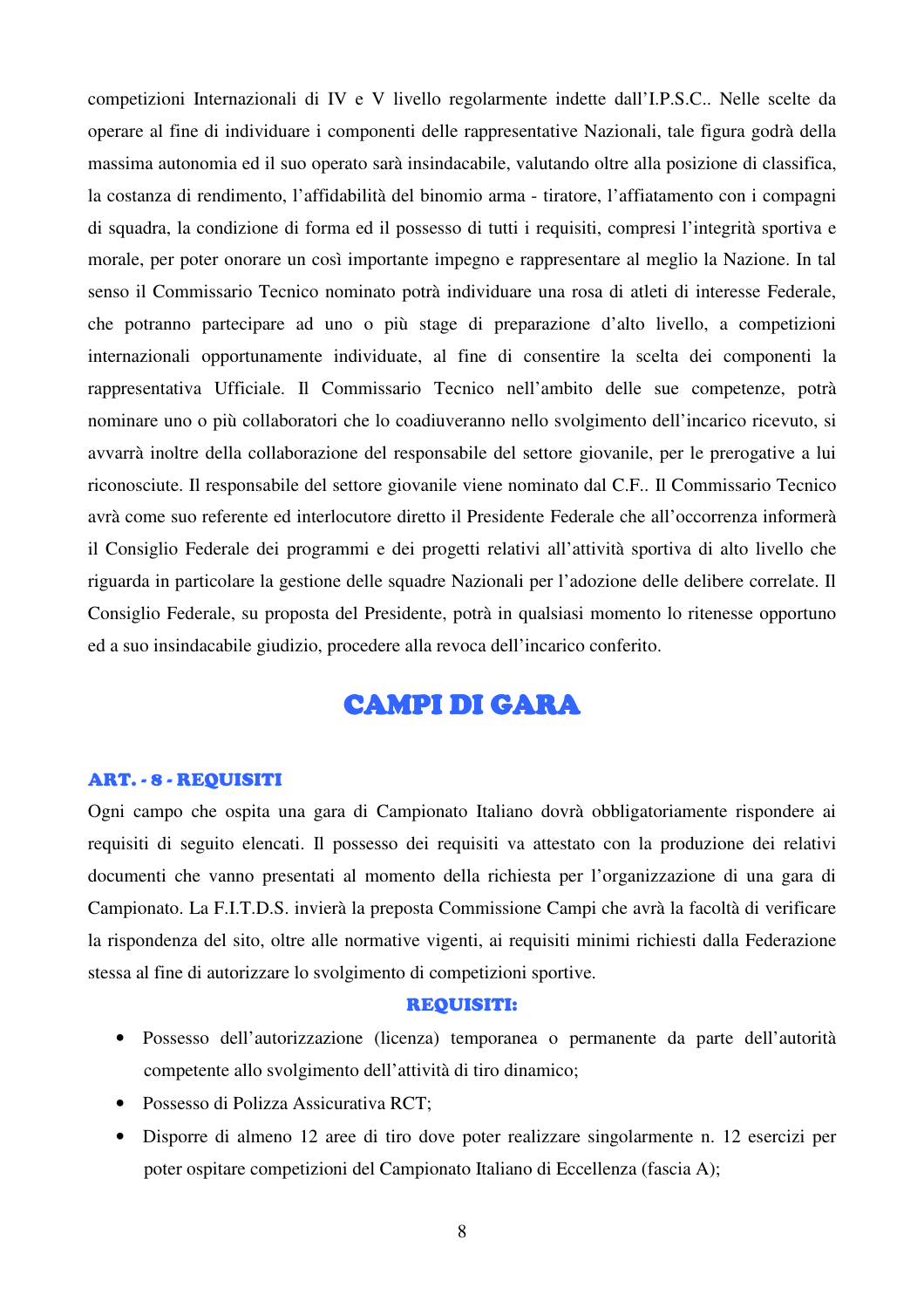competizioni Internazionali di IV e V livello regolarmente indette dall'I.P.S.C.. Nelle scelte da operare al fine di individuare i componenti delle rappresentative Nazionali, tale figura godrà della massima autonomia ed il suo operato sarà insindacabile, valutando oltre alla posizione di classifica, la costanza di rendimento, l'affidabilità del binomio arma - tiratore, l'affiatamento con i compagni di squadra, la condizione di forma ed il possesso di tutti i requisiti, compresi l'integrità sportiva e morale, per poter onorare un così importante impegno e rappresentare al meglio la Nazione. In tal senso il Commissario Tecnico nominato potrà individuare una rosa di atleti di interesse Federale, che potranno partecipare ad uno o più stage di preparazione d'alto livello, a competizioni internazionali opportunamente individuate, al fine di consentire la scelta dei componenti la rappresentativa Ufficiale. Il Commissario Tecnico nell'ambito delle sue competenze, potrà nominare uno o più collaboratori che lo coadiuveranno nello svolgimento dell'incarico ricevuto, si avvarrà inoltre della collaborazione del responsabile del settore giovanile, per le prerogative a lui riconosciute. Il responsabile del settore giovanile viene nominato dal C.F.. Il Commissario Tecnico avrà come suo referente ed interlocutore diretto il Presidente Federale che all'occorrenza informerà il Consiglio Federale dei programmi e dei progetti relativi all'attività sportiva di alto livello che riguarda in particolare la gestione delle squadre Nazionali per l'adozione delle delibere correlate. Il Consiglio Federale, su proposta del Presidente, potrà in qualsiasi momento lo ritenesse opportuno ed a suo insindacabile giudizio, procedere alla revoca dell'incarico conferito.

# CAMPI DI GARA

### ART. - 8 - REQUISITI

Ogni campo che ospita una gara di Campionato Italiano dovrà obbligatoriamente rispondere ai requisiti di seguito elencati. Il possesso dei requisiti va attestato con la produzione dei relativi documenti che vanno presentati al momento della richiesta per l'organizzazione di una gara di Campionato. La F.I.T.D.S. invierà la preposta Commissione Campi che avrà la facoltà di verificare la rispondenza del sito, oltre alle normative vigenti, ai requisiti minimi richiesti dalla Federazione stessa al fine di autorizzare lo svolgimento di competizioni sportive.

**REQUISITI:**

- Possesso dell'autorizzazione (licenza) temporanea o permanente da parte dell'autorità competente allo svolgimento dell'attività di tiro dinamico;
- Possesso di Polizza Assicurativa RCT;
- Disporre di almeno 12 aree di tiro dove poter realizzare singolarmente n. 12 esercizi per poter ospitare competizioni del Campionato Italiano di Eccellenza (fascia A);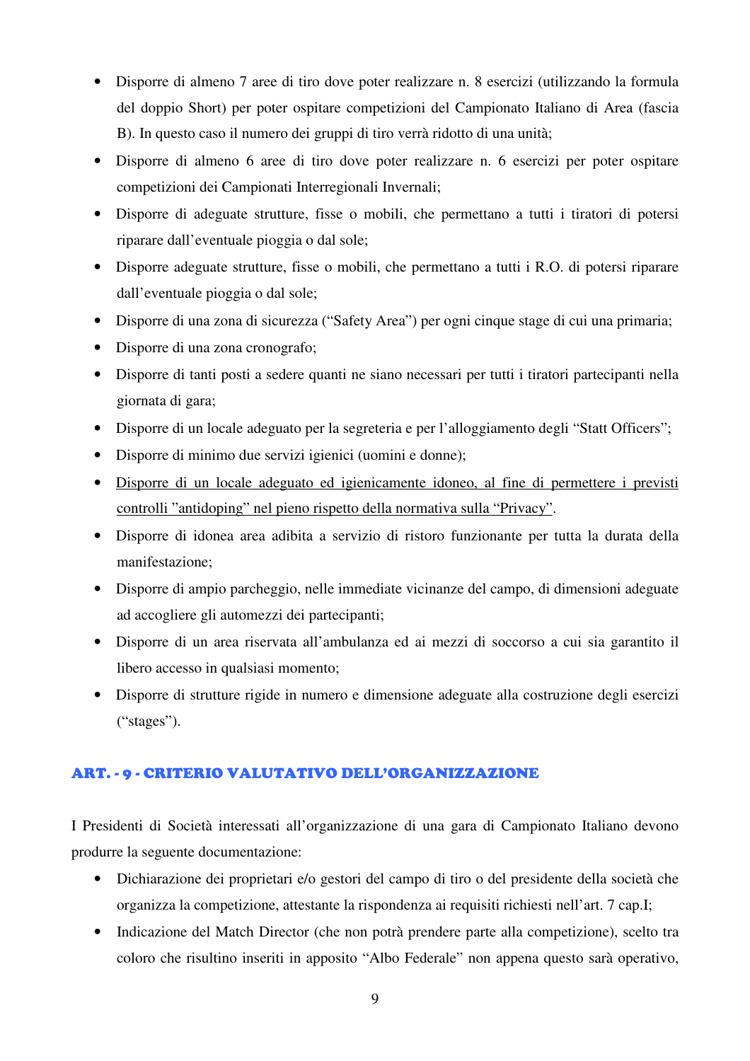- Disporre di almeno 7 aree di tiro dove poter realizzare n. 8 esercizi (utilizzando la formula del doppio Short) per poter ospitare competizioni del Campionato Italiano di Area (fascia B). In questo caso il numero dei gruppi di tiro verrà ridotto di una unità;
- Disporre di almeno 6 aree di tiro dove poter realizzare n. 6 esercizi per poter ospitare competizioni dei Campionati Interregionali Invernali;
- Disporre di adeguate strutture, fisse o mobili, che permettano a tutti i tiratori di potersi riparare dall'eventuale pioggia o dal sole;
- Disporre adeguate strutture, fisse o mobili, che permettano a tutti i R.O. di potersi riparare dall'eventuale pioggia o dal sole;
- Disporre di una zona di sicurezza ("Safety Area") per ogni cinque stage di cui una primaria;
- Disporre di una zona cronografo;
- Disporre di tanti posti a sedere quanti ne siano necessari per tutti i tiratori partecipanti nella giornata di gara;
- Disporre di un locale adeguato per la segreteria e per l'alloggiamento degli "Statt Officers";
- Disporre di minimo due servizi igienici (uomini e donne);
- <u>Disporre di un locale adeguato ed igienicamente idoneo, al fine di permettere i previsti controlli "antidoping" nel pieno rispetto della normativa sulla "Privacy"</u>.
- Disporre di idonea area adibita a servizio di ristoro funzionante per tutta la durata della manifestazione;
- Disporre di ampio parcheggio, nelle immediate vicinanze del campo, di dimensioni adeguate ad accogliere gli automezzi dei partecipanti;
- Disporre di un area riservata all'ambulanza ed ai mezzi di soccorso a cui sia garantito il libero accesso in qualsiasi momento;
- Disporre di strutture rigide in numero e dimensione adeguate alla costruzione degli esercizi ("stages").

## ART. - 9 - CRITERIO VALUTATIVO DELL'ORGANIZZAZIONE

I Presidenti di Società interessati all'organizzazione di una gara di Campionato Italiano devono produrre la seguente documentazione:

- Dichiarazione dei proprietari e/o gestori del campo di tiro o del presidente della società che organizza la competizione, attestante la rispondenza ai requisiti richiesti nell'art. 7 cap.I;
- Indicazione del Match Director (che non potrà prendere parte alla competizione), scelto tra coloro che risultino inseriti in apposito "Albo Federale" non appena questo sarà operativo,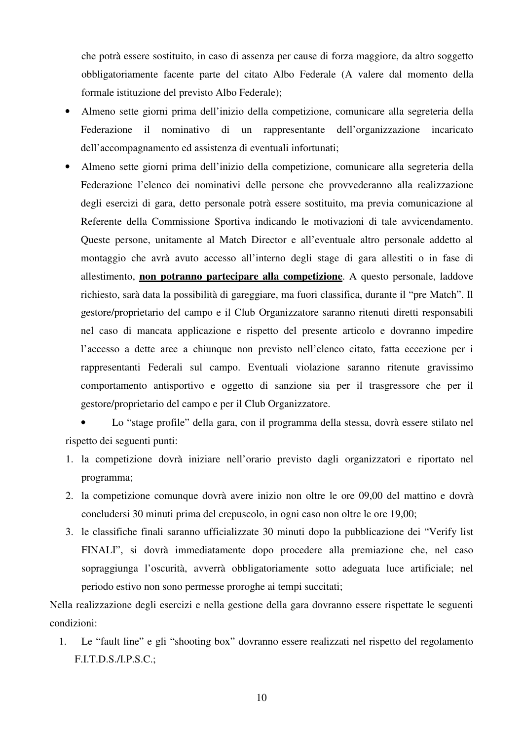che potrà essere sostituito, in caso di assenza per cause di forza maggiore, da altro soggetto obbligatoriamente facente parte del citato Albo Federale (A valere dal momento della formale istituzione del previsto Albo Federale);

- Almeno sette giorni prima dell'inizio della competizione, comunicare alla segreteria della Federazione il nominativo di un rappresentante dell'organizzazione incaricato dell'accompagnamento ed assistenza di eventuali infortunati;
- Almeno sette giorni prima dell'inizio della competizione, comunicare alla segreteria della Federazione l'elenco dei nominativi delle persone che provvederanno alla realizzazione degli esercizi di gara, detto personale potrà essere sostituito, ma previa comunicazione al Referente della Commissione Sportiva indicando le motivazioni di tale avvicendamento. Queste persone, unitamente al Match Director e all'eventuale altro personale addetto al montaggio che avrà avuto accesso all'interno degli stage di gara allestiti o in fase di allestimento, **non potranno partecipare alla competizione**. A questo personale, laddove richiesto, sarà data la possibilità di gareggiare, ma fuori classifica, durante il "pre Match". Il gestore/proprietario del campo e il Club Organizzatore saranno ritenuti diretti responsabili nel caso di mancata applicazione e rispetto del presente articolo e dovranno impedire l'accesso a dette aree a chiunque non previsto nell'elenco citato, fatta eccezione per i rappresentanti Federali sul campo. Eventuali violazione saranno ritenute gravissimo comportamento antisportivo e oggetto di sanzione sia per il trasgressore che per il gestore/proprietario del campo e per il Club Organizzatore.
- Lo "stage profile" della gara, con il programma della stessa, dovrà essere stilato nel rispetto dei seguenti punti:

1. la competizione dovrà iniziare nell'orario previsto dagli organizzatori e riportato nel programma;
2. la competizione comunque dovrà avere inizio non oltre le ore 09,00 del mattino e dovrà concludersi 30 minuti prima del crepuscolo, in ogni caso non oltre le ore 19,00;
3. le classifiche finali saranno ufficializzate 30 minuti dopo la pubblicazione dei "Verify list FINALI", si dovrà immediatamente dopo procedere alla premiazione che, nel caso sopraggiunga l'oscurità, avverrà obbligatoriamente sotto adeguata luce artificiale; nel periodo estivo non sono permesse proroghe ai tempi succitati;

Nella realizzazione degli esercizi e nella gestione della gara dovranno essere rispettate le seguenti condizioni:

1. Le "fault line" e gli "shooting box" dovranno essere realizzati nel rispetto del regolamento F.I.T.D.S./I.P.S.C.;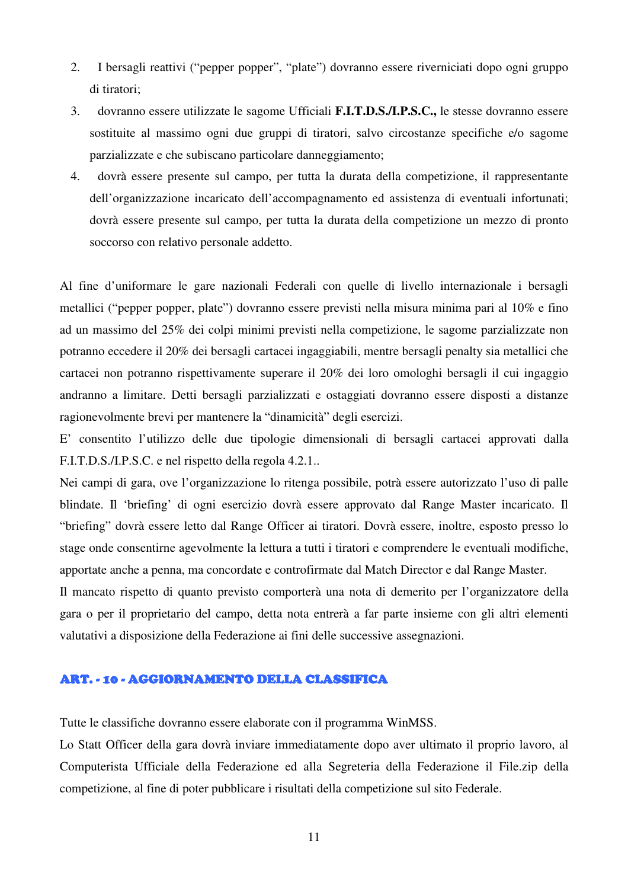2. I bersagli reattivi (“pepper popper”, “plate”) dovranno essere riverniciati dopo ogni gruppo di tiratori;
3. dovranno essere utilizzate le sagome Ufficiali **F.I.T.D.S./I.P.S.C.,** le stesse dovranno essere sostituite al massimo ogni due gruppi di tiratori, salvo circostanze specifiche e/o sagome parzializzate e che subiscano particolare danneggiamento;
4. dovrà essere presente sul campo, per tutta la durata della competizione, il rappresentante dell’organizzazione incaricato dell’accompagnamento ed assistenza di eventuali infortunati; dovrà essere presente sul campo, per tutta la durata della competizione un mezzo di pronto soccorso con relativo personale addetto.

Al fine d’uniformare le gare nazionali Federali con quelle di livello internazionale i bersagli metallici (“pepper popper, plate”) dovranno essere previsti nella misura minima pari al 10% e fino ad un massimo del 25% dei colpi minimi previsti nella competizione, le sagome parzializzate non potranno eccedere il 20% dei bersagli cartacei ingaggiabili, mentre bersagli penalty sia metallici che cartacei non potranno rispettivamente superare il 20% dei loro omologhi bersagli il cui ingaggio andranno a limitare. Detti bersagli parzializzati e ostaggiati dovranno essere disposti a distanze ragionevolmente brevi per mantenere la “dinamicità” degli esercizi.

E’ consentito l’utilizzo delle due tipologie dimensionali di bersagli cartacei approvati dalla F.I.T.D.S./I.P.S.C. e nel rispetto della regola 4.2.1..

Nei campi di gara, ove l’organizzazione lo ritenga possibile, potrà essere autorizzato l’uso di palle blindate. Il ‘briefing’ di ogni esercizio dovrà essere approvato dal Range Master incaricato. Il “briefing” dovrà essere letto dal Range Officer ai tiratori. Dovrà essere, inoltre, esposto presso lo stage onde consentirne agevolmente la lettura a tutti i tiratori e comprendere le eventuali modifiche, apportate anche a penna, ma concordate e controfirmate dal Match Director e dal Range Master.

Il mancato rispetto di quanto previsto comporterà una nota di demerito per l’organizzatore della gara o per il proprietario del campo, detta nota entrerà a far parte insieme con gli altri elementi valutativi a disposizione della Federazione ai fini delle successive assegnazioni.

## ART. - 10 - AGGIORNAMENTO DELLA CLASSIFICA

Tutte le classifiche dovranno essere elaborate con il programma WinMSS.

Lo Statt Officer della gara dovrà inviare immediatamente dopo aver ultimato il proprio lavoro, al Computerista Ufficiale della Federazione ed alla Segreteria della Federazione il File.zip della competizione, al fine di poter pubblicare i risultati della competizione sul sito Federale.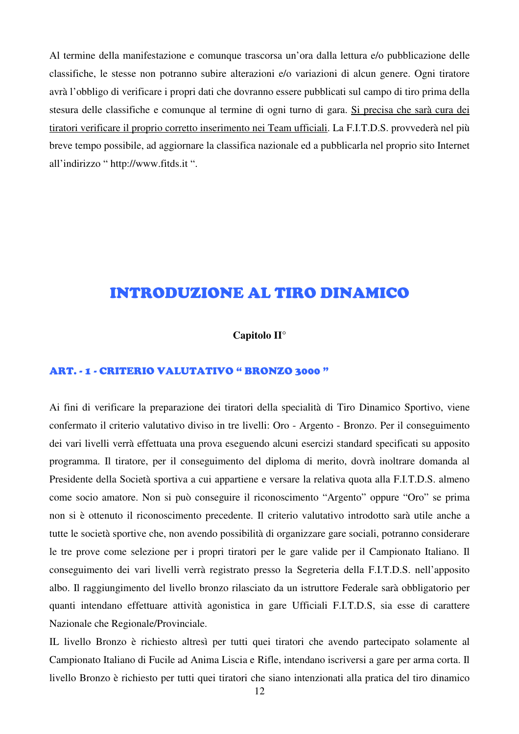Al termine della manifestazione e comunque trascorsa un'ora dalla lettura e/o pubblicazione delle classifiche, le stesse non potranno subire alterazioni e/o variazioni di alcun genere. Ogni tiratore avrà l'obbligo di verificare i propri dati che dovranno essere pubblicati sul campo di tiro prima della stesura delle classifiche e comunque al termine di ogni turno di gara. <u>Si precisa che sarà cura dei tiratori verificare il proprio corretto inserimento nei Team ufficiali</u>. La F.I.T.D.S. provvederà nel più breve tempo possibile, ad aggiornare la classifica nazionale ed a pubblicarla nel proprio sito Internet all'indirizzo " http://www.fitds.it ".

# INTRODUZIONE AL TIRO DINAMICO

**Capitolo II°**

## ART. - 1 - CRITERIO VALUTATIVO " BRONZO 3000 "

Ai fini di verificare la preparazione dei tiratori della specialità di Tiro Dinamico Sportivo, viene confermato il criterio valutativo diviso in tre livelli: Oro - Argento - Bronzo. Per il conseguimento dei vari livelli verrà effettuata una prova eseguendo alcuni esercizi standard specificati su apposito programma. Il tiratore, per il conseguimento del diploma di merito, dovrà inoltrare domanda al Presidente della Società sportiva a cui appartiene e versare la relativa quota alla F.I.T.D.S. almeno come socio amatore. Non si può conseguire il riconoscimento "Argento" oppure "Oro" se prima non si è ottenuto il riconoscimento precedente. Il criterio valutativo introdotto sarà utile anche a tutte le società sportive che, non avendo possibilità di organizzare gare sociali, potranno considerare le tre prove come selezione per i propri tiratori per le gare valide per il Campionato Italiano. Il conseguimento dei vari livelli verrà registrato presso la Segreteria della F.I.T.D.S. nell'apposito albo. Il raggiungimento del livello bronzo rilasciato da un istruttore Federale sarà obbligatorio per quanti intendano effettuare attività agonistica in gare Ufficiali F.I.T.D.S, sia esse di carattere Nazionale che Regionale/Provinciale.

IL livello Bronzo è richiesto altresì per tutti quei tiratori che avendo partecipato solamente al Campionato Italiano di Fucile ad Anima Liscia e Rifle, intendano iscriversi a gare per arma corta. Il livello Bronzo è richiesto per tutti quei tiratori che siano intenzionati alla pratica del tiro dinamico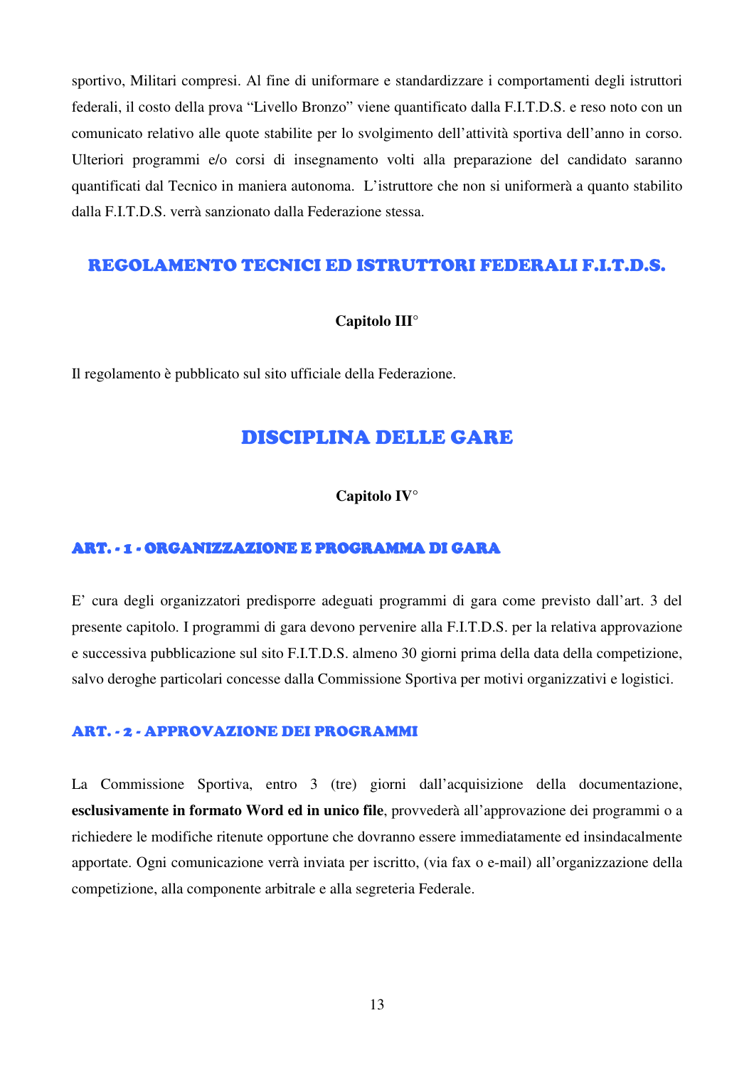sportivo, Militari compresi. Al fine di uniformare e standardizzare i comportamenti degli istruttori federali, il costo della prova "Livello Bronzo" viene quantificato dalla F.I.T.D.S. e reso noto con un comunicato relativo alle quote stabilite per lo svolgimento dell'attività sportiva dell'anno in corso. Ulteriori programmi e/o corsi di insegnamento volti alla preparazione del candidato saranno quantificati dal Tecnico in maniera autonoma. L'istruttore che non si uniformerà a quanto stabilito dalla F.I.T.D.S. verrà sanzionato dalla Federazione stessa.

## REGOLAMENTO TECNICI ED ISTRUTTORI FEDERALI F.I.T.D.S.

**Capitolo III°**

Il regolamento è pubblicato sul sito ufficiale della Federazione.

## DISCIPLINA DELLE GARE

**Capitolo IV°**

### ART. - 1 - ORGANIZZAZIONE E PROGRAMMA DI GARA

E' cura degli organizzatori predisporre adeguati programmi di gara come previsto dall'art. 3 del presente capitolo. I programmi di gara devono pervenire alla F.I.T.D.S. per la relativa approvazione e successiva pubblicazione sul sito F.I.T.D.S. almeno 30 giorni prima della data della competizione, salvo deroghe particolari concesse dalla Commissione Sportiva per motivi organizzativi e logistici.

### ART. - 2 - APPROVAZIONE DEI PROGRAMMI

La Commissione Sportiva, entro 3 (tre) giorni dall'acquisizione della documentazione, **esclusivamente in formato Word ed in unico file**, provvederà all'approvazione dei programmi o a richiedere le modifiche ritenute opportune che dovranno essere immediatamente ed insindacalmente apportate. Ogni comunicazione verrà inviata per iscritto, (via fax o e-mail) all'organizzazione della competizione, alla componente arbitrale e alla segreteria Federale.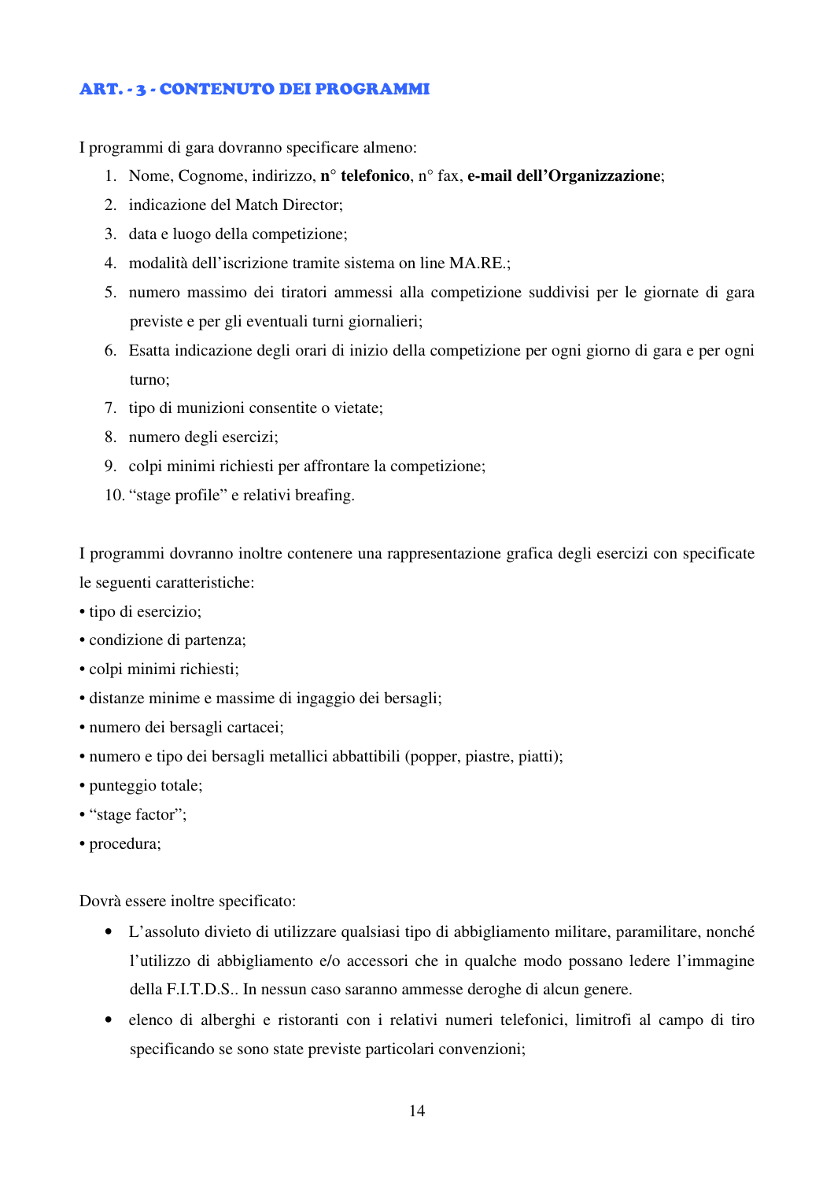## ART. - 3 - CONTENUTO DEI PROGRAMMI

I programmi di gara dovranno specificare almeno:

1. Nome, Cognome, indirizzo, **n° telefonico**, n° fax, **e-mail dell'Organizzazione**;
2. indicazione del Match Director;
3. data e luogo della competizione;
4. modalità dell'iscrizione tramite sistema on line MA.RE.;
5. numero massimo dei tiratori ammessi alla competizione suddivisi per le giornate di gara previste e per gli eventuali turni giornalieri;
6. Esatta indicazione degli orari di inizio della competizione per ogni giorno di gara e per ogni turno;
7. tipo di munizioni consentite o vietate;
8. numero degli esercizi;
9. colpi minimi richiesti per affrontare la competizione;
10. "stage profile" e relativi breafing.

I programmi dovranno inoltre contenere una rappresentazione grafica degli esercizi con specificate le seguenti caratteristiche:

- tipo di esercizio;
- condizione di partenza;
- colpi minimi richiesti;
- distanze minime e massime di ingaggio dei bersagli;
- numero dei bersagli cartacei;
- numero e tipo dei bersagli metallici abbattibili (popper, piastre, piatti);
- punteggio totale;
- "stage factor";
- procedura;

Dovrà essere inoltre specificato:

- L'assoluto divieto di utilizzare qualsiasi tipo di abbigliamento militare, paramilitare, nonché l'utilizzo di abbigliamento e/o accessori che in qualche modo possano ledere l'immagine della F.I.T.D.S.. In nessun caso saranno ammesse deroghe di alcun genere.
- elenco di alberghi e ristoranti con i relativi numeri telefonici, limitrofi al campo di tiro specificando se sono state previste particolari convenzioni;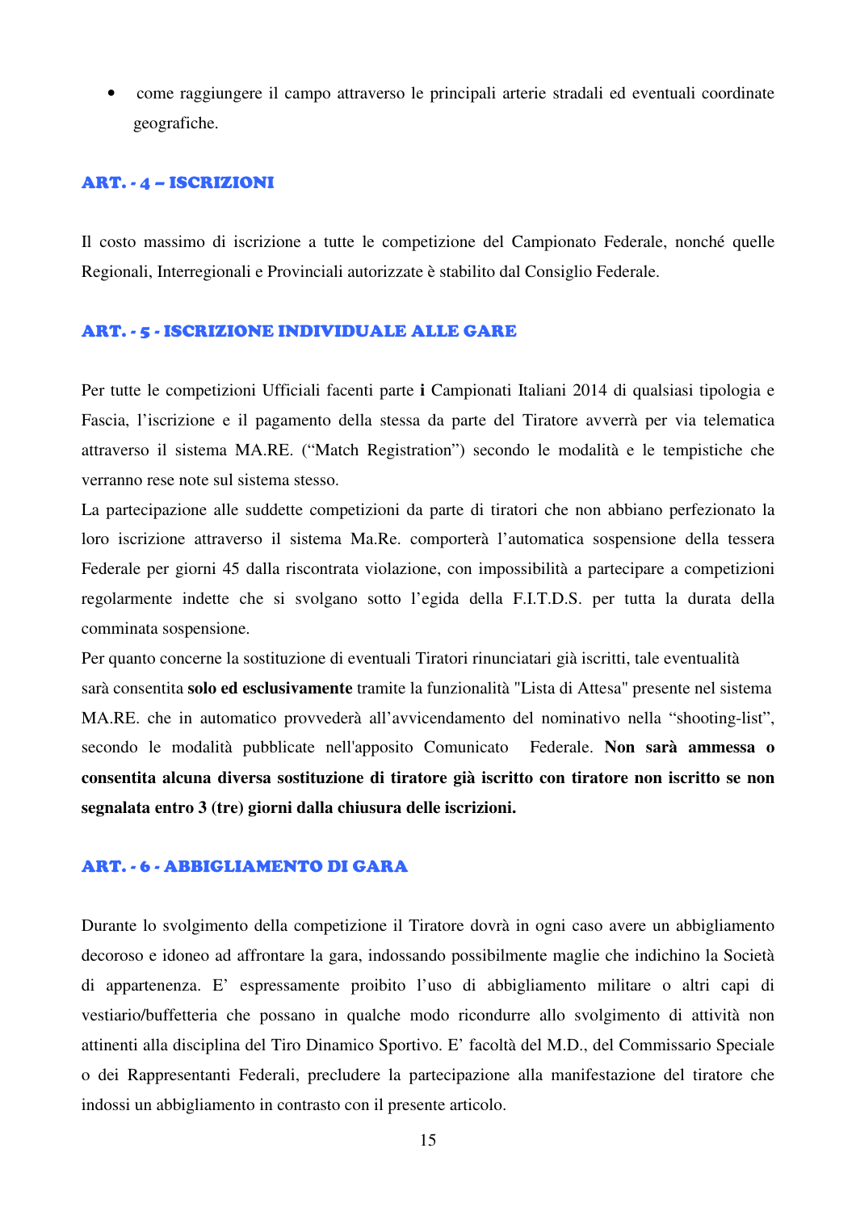- come raggiungere il campo attraverso le principali arterie stradali ed eventuali coordinate geografiche.

## ART. - 4 – ISCRIZIONI

Il costo massimo di iscrizione a tutte le competizione del Campionato Federale, nonché quelle Regionali, Interregionali e Provinciali autorizzate è stabilito dal Consiglio Federale.

## ART. - 5 - ISCRIZIONE INDIVIDUALE ALLE GARE

Per tutte le competizioni Ufficiali facenti parte **i** Campionati Italiani 2014 di qualsiasi tipologia e Fascia, l'iscrizione e il pagamento della stessa da parte del Tiratore avverrà per via telematica attraverso il sistema MA.RE. ("Match Registration") secondo le modalità e le tempistiche che verranno rese note sul sistema stesso.

La partecipazione alle suddette competizioni da parte di tiratori che non abbiano perfezionato la loro iscrizione attraverso il sistema Ma.Re. comporterà l'automatica sospensione della tessera Federale per giorni 45 dalla riscontrata violazione, con impossibilità a partecipare a competizioni regolarmente indette che si svolgano sotto l'egida della F.I.T.D.S. per tutta la durata della comminata sospensione.

Per quanto concerne la sostituzione di eventuali Tiratori rinunciatari già iscritti, tale eventualità sarà consentita **solo ed esclusivamente** tramite la funzionalità "Lista di Attesa" presente nel sistema MA.RE. che in automatico provvederà all'avvicendamento del nominativo nella "shooting-list", secondo le modalità pubblicate nell'apposito Comunicato Federale. **Non sarà ammessa o consentita alcuna diversa sostituzione di tiratore già iscritto con tiratore non iscritto se non segnalata entro 3 (tre) giorni dalla chiusura delle iscrizioni.**

## ART. - 6 - ABBIGLIAMENTO DI GARA

Durante lo svolgimento della competizione il Tiratore dovrà in ogni caso avere un abbigliamento decoroso e idoneo ad affrontare la gara, indossando possibilmente maglie che indichino la Società di appartenenza. E' espressamente proibito l'uso di abbigliamento militare o altri capi di vestiario/buffetteria che possano in qualche modo ricondurre allo svolgimento di attività non attinenti alla disciplina del Tiro Dinamico Sportivo. E' facoltà del M.D., del Commissario Speciale o dei Rappresentanti Federali, precludere la partecipazione alla manifestazione del tiratore che indossi un abbigliamento in contrasto con il presente articolo.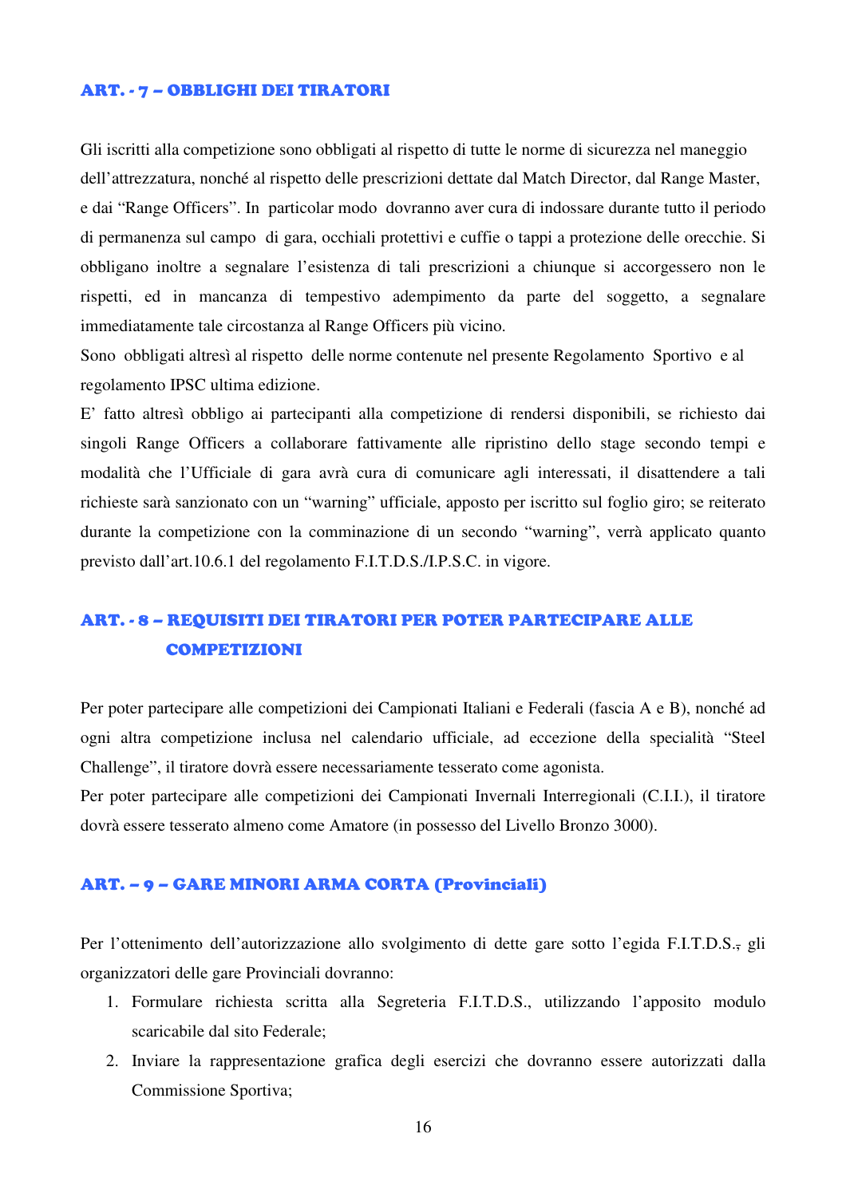## ART. - 7 – OBBLIGHI DEI TIRATORI

Gli iscritti alla competizione sono obbligati al rispetto di tutte le norme di sicurezza nel maneggio dell'attrezzatura, nonché al rispetto delle prescrizioni dettate dal Match Director, dal Range Master, e dai "Range Officers". In particolar modo dovranno aver cura di indossare durante tutto il periodo di permanenza sul campo di gara, occhiali protettivi e cuffie o tappi a protezione delle orecchie. Si obbligano inoltre a segnalare l'esistenza di tali prescrizioni a chiunque si accorgessero non le rispetti, ed in mancanza di tempestivo adempimento da parte del soggetto, a segnalare immediatamente tale circostanza al Range Officers più vicino.

Sono obbligati altresì al rispetto delle norme contenute nel presente Regolamento Sportivo e al regolamento IPSC ultima edizione.

E' fatto altresì obbligo ai partecipanti alla competizione di rendersi disponibili, se richiesto dai singoli Range Officers a collaborare fattivamente alle ripristino dello stage secondo tempi e modalità che l'Ufficiale di gara avrà cura di comunicare agli interessati, il disattendere a tali richieste sarà sanzionato con un "warning" ufficiale, apposto per iscritto sul foglio giro; se reiterato durante la competizione con la comminazione di un secondo "warning", verrà applicato quanto previsto dall'art.10.6.1 del regolamento F.I.T.D.S./I.P.S.C. in vigore.

## ART. - 8 – REQUISITI DEI TIRATORI PER POTER PARTECIPARE ALLE COMPETIZIONI

Per poter partecipare alle competizioni dei Campionati Italiani e Federali (fascia A e B), nonché ad ogni altra competizione inclusa nel calendario ufficiale, ad eccezione della specialità "Steel Challenge", il tiratore dovrà essere necessariamente tesserato come agonista.

Per poter partecipare alle competizioni dei Campionati Invernali Interregionali (C.I.I.), il tiratore dovrà essere tesserato almeno come Amatore (in possesso del Livello Bronzo 3000).

## ART. – 9 – GARE MINORI ARMA CORTA (Provinciali)

Per l'ottenimento dell'autorizzazione allo svolgimento di dette gare sotto l'egida F.I.T.D.S.~~,~~ gli organizzatori delle gare Provinciali dovranno:

1. Formulare richiesta scritta alla Segreteria F.I.T.D.S., utilizzando l'apposito modulo scaricabile dal sito Federale;
2. Inviare la rappresentazione grafica degli esercizi che dovranno essere autorizzati dalla Commissione Sportiva;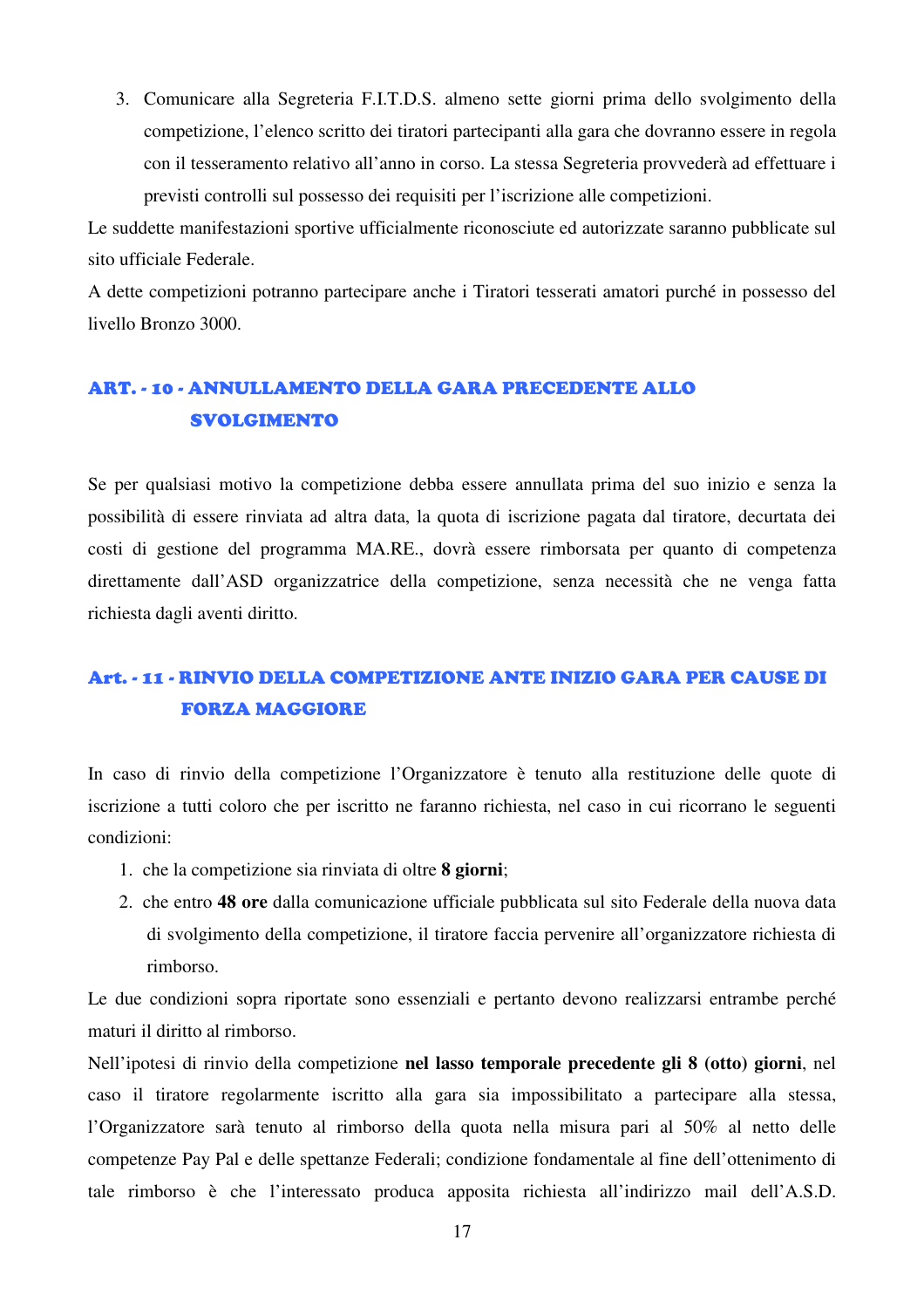3. Comunicare alla Segreteria F.I.T.D.S. almeno sette giorni prima dello svolgimento della competizione, l'elenco scritto dei tiratori partecipanti alla gara che dovranno essere in regola con il tesseramento relativo all'anno in corso. La stessa Segreteria provvederà ad effettuare i previsti controlli sul possesso dei requisiti per l'iscrizione alle competizioni.

Le suddette manifestazioni sportive ufficialmente riconosciute ed autorizzate saranno pubblicate sul sito ufficiale Federale.

A dette competizioni potranno partecipare anche i Tiratori tesserati amatori purché in possesso del livello Bronzo 3000.

## ART. - 10 - ANNULLAMENTO DELLA GARA PRECEDENTE ALLO SVOLGIMENTO

Se per qualsiasi motivo la competizione debba essere annullata prima del suo inizio e senza la possibilità di essere rinviata ad altra data, la quota di iscrizione pagata dal tiratore, decurtata dei costi di gestione del programma MA.RE., dovrà essere rimborsata per quanto di competenza direttamente dall'ASD organizzatrice della competizione, senza necessità che ne venga fatta richiesta dagli aventi diritto.

## Art. - 11 - RINVIO DELLA COMPETIZIONE ANTE INIZIO GARA PER CAUSE DI FORZA MAGGIORE

In caso di rinvio della competizione l'Organizzatore è tenuto alla restituzione delle quote di iscrizione a tutti coloro che per iscritto ne faranno richiesta, nel caso in cui ricorrano le seguenti condizioni:

1. che la competizione sia rinviata di oltre **8 giorni**;
2. che entro **48 ore** dalla comunicazione ufficiale pubblicata sul sito Federale della nuova data di svolgimento della competizione, il tiratore faccia pervenire all'organizzatore richiesta di rimborso.

Le due condizioni sopra riportate sono essenziali e pertanto devono realizzarsi entrambe perché maturi il diritto al rimborso.

Nell'ipotesi di rinvio della competizione **nel lasso temporale precedente gli 8 (otto) giorni**, nel caso il tiratore regolarmente iscritto alla gara sia impossibilitato a partecipare alla stessa, l'Organizzatore sarà tenuto al rimborso della quota nella misura pari al 50% al netto delle competenze Pay Pal e delle spettanze Federali; condizione fondamentale al fine dell'ottenimento di tale rimborso è che l'interessato produca apposita richiesta all'indirizzo mail dell'A.S.D.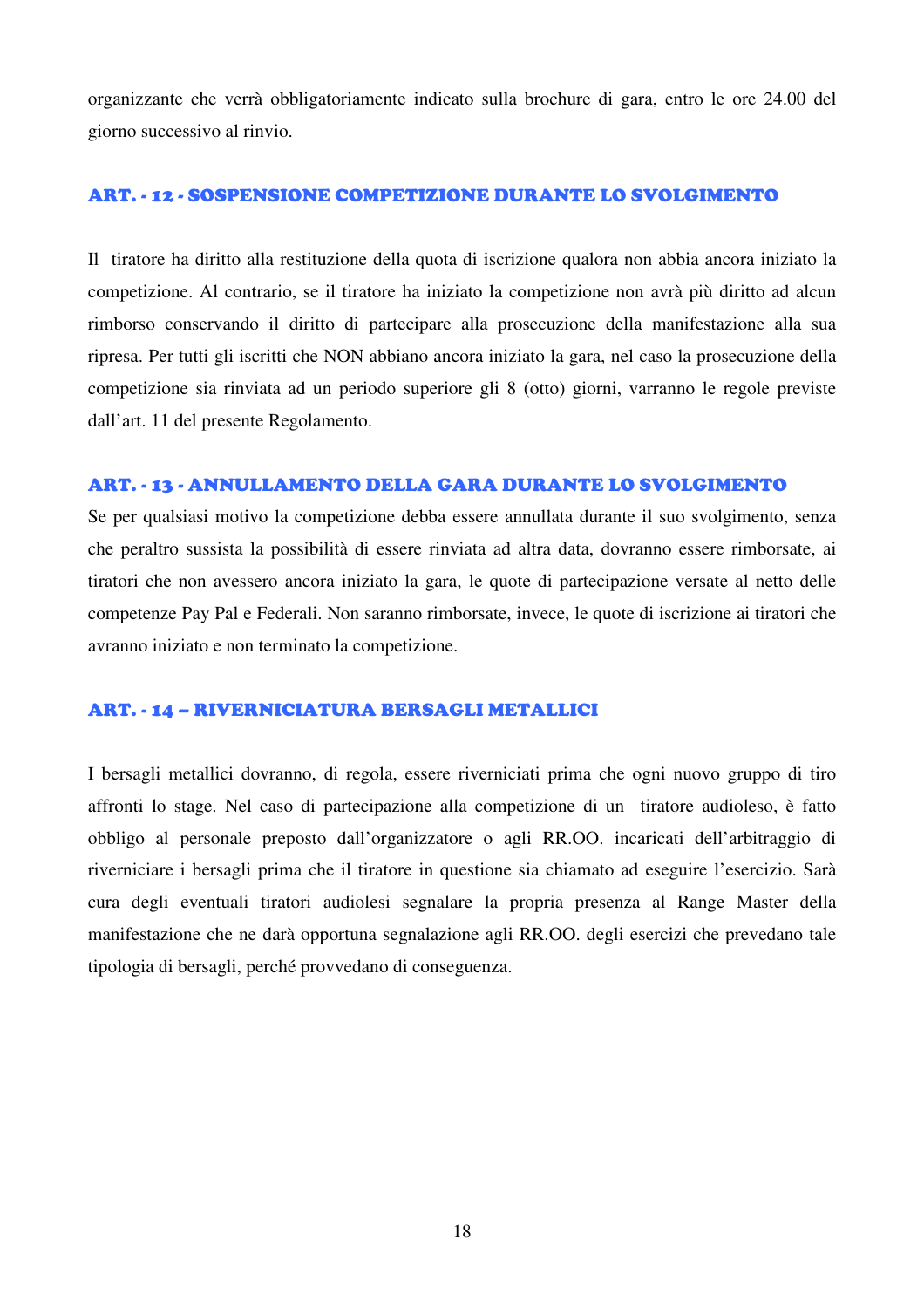organizzante che verrà obbligatoriamente indicato sulla brochure di gara, entro le ore 24.00 del giorno successivo al rinvio.

### ART. - 12 - SOSPENSIONE COMPETIZIONE DURANTE LO SVOLGIMENTO

Il tiratore ha diritto alla restituzione della quota di iscrizione qualora non abbia ancora iniziato la competizione. Al contrario, se il tiratore ha iniziato la competizione non avrà più diritto ad alcun rimborso conservando il diritto di partecipare alla prosecuzione della manifestazione alla sua ripresa. Per tutti gli iscritti che NON abbiano ancora iniziato la gara, nel caso la prosecuzione della competizione sia rinviata ad un periodo superiore gli 8 (otto) giorni, varranno le regole previste dall'art. 11 del presente Regolamento.

### ART. - 13 - ANNULLAMENTO DELLA GARA DURANTE LO SVOLGIMENTO

Se per qualsiasi motivo la competizione debba essere annullata durante il suo svolgimento, senza che peraltro sussista la possibilità di essere rinviata ad altra data, dovranno essere rimborsate, ai tiratori che non avessero ancora iniziato la gara, le quote di partecipazione versate al netto delle competenze Pay Pal e Federali. Non saranno rimborsate, invece, le quote di iscrizione ai tiratori che avranno iniziato e non terminato la competizione.

### ART. - 14 – RIVERNICIATURA BERSAGLI METALLICI

I bersagli metallici dovranno, di regola, essere riverniciati prima che ogni nuovo gruppo di tiro affronti lo stage. Nel caso di partecipazione alla competizione di un tiratore audioleso, è fatto obbligo al personale preposto dall'organizzatore o agli RR.OO. incaricati dell'arbitraggio di riverniciare i bersagli prima che il tiratore in questione sia chiamato ad eseguire l'esercizio. Sarà cura degli eventuali tiratori audiolesi segnalare la propria presenza al Range Master della manifestazione che ne darà opportuna segnalazione agli RR.OO. degli esercizi che prevedano tale tipologia di bersagli, perché provvedano di conseguenza.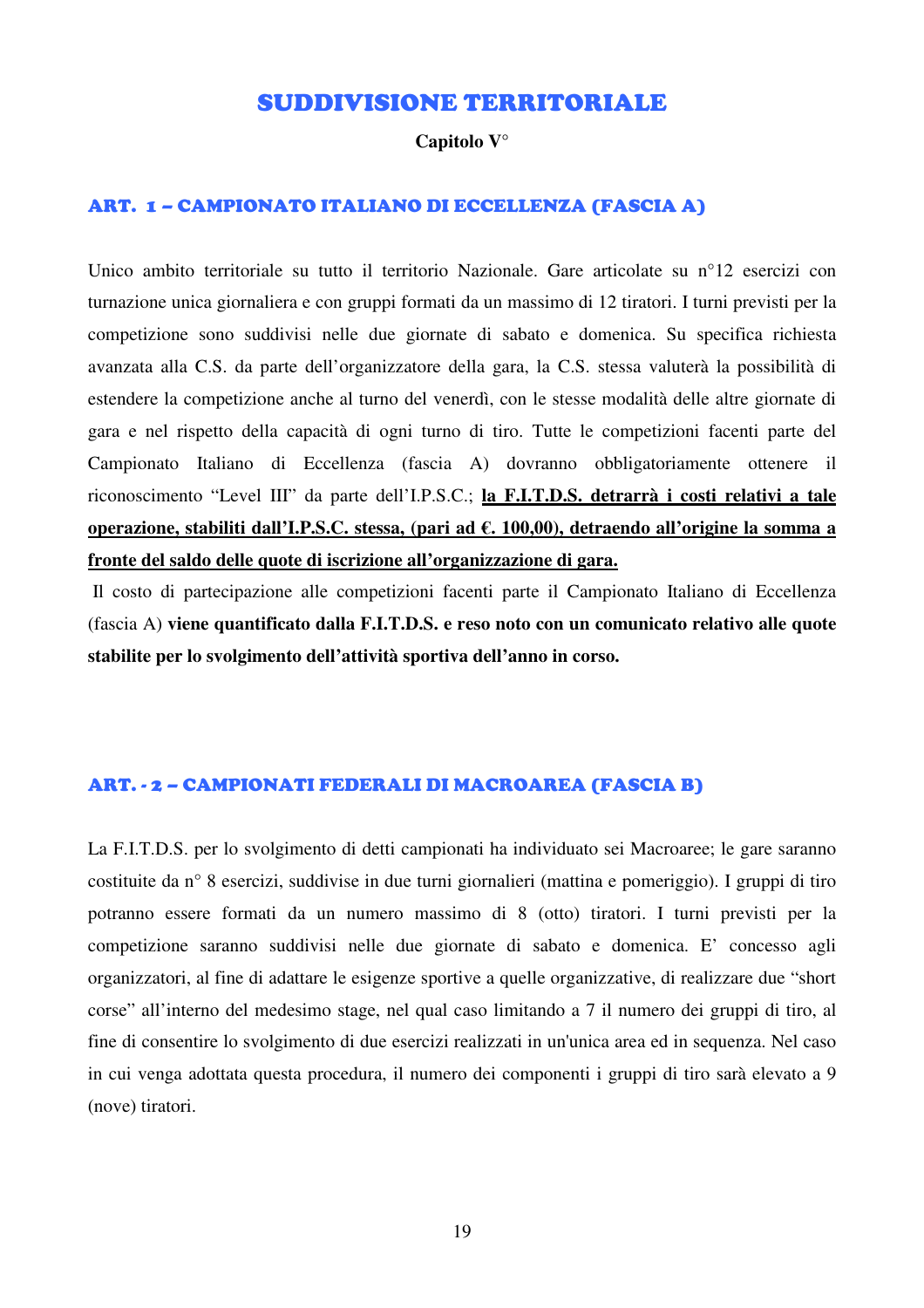# SUDDIVISIONE TERRITORIALE

**Capitolo V°**

## ART. 1 – CAMPIONATO ITALIANO DI ECCELLENZA (FASCIA A)

Unico ambito territoriale su tutto il territorio Nazionale. Gare articolate su n°12 esercizi con turnazione unica giornaliera e con gruppi formati da un massimo di 12 tiratori. I turni previsti per la competizione sono suddivisi nelle due giornate di sabato e domenica. Su specifica richiesta avanzata alla C.S. da parte dell'organizzatore della gara, la C.S. stessa valuterà la possibilità di estendere la competizione anche al turno del venerdì, con le stesse modalità delle altre giornate di gara e nel rispetto della capacità di ogni turno di tiro. Tutte le competizioni facenti parte del Campionato Italiano di Eccellenza (fascia A) dovranno obbligatoriamente ottenere il riconoscimento "Level III" da parte dell'I.P.S.C.; **la F.I.T.D.S. detrarrà i costi relativi a tale operazione, stabiliti dall'I.P.S.C. stessa, (pari ad €. 100,00), detraendo all'origine la somma a fronte del saldo delle quote di iscrizione all'organizzazione di gara.**

Il costo di partecipazione alle competizioni facenti parte il Campionato Italiano di Eccellenza (fascia A) **viene quantificato dalla F.I.T.D.S. e reso noto con un comunicato relativo alle quote stabilite per lo svolgimento dell'attività sportiva dell'anno in corso.**

## ART. - 2 – CAMPIONATI FEDERALI DI MACROAREA (FASCIA B)

La F.I.T.D.S. per lo svolgimento di detti campionati ha individuato sei Macroaree; le gare saranno costituite da n° 8 esercizi, suddivise in due turni giornalieri (mattina e pomeriggio). I gruppi di tiro potranno essere formati da un numero massimo di 8 (otto) tiratori. I turni previsti per la competizione saranno suddivisi nelle due giornate di sabato e domenica. E' concesso agli organizzatori, al fine di adattare le esigenze sportive a quelle organizzative, di realizzare due "short corse" all'interno del medesimo stage, nel qual caso limitando a 7 il numero dei gruppi di tiro, al fine di consentire lo svolgimento di due esercizi realizzati in un'unica area ed in sequenza. Nel caso in cui venga adottata questa procedura, il numero dei componenti i gruppi di tiro sarà elevato a 9 (nove) tiratori.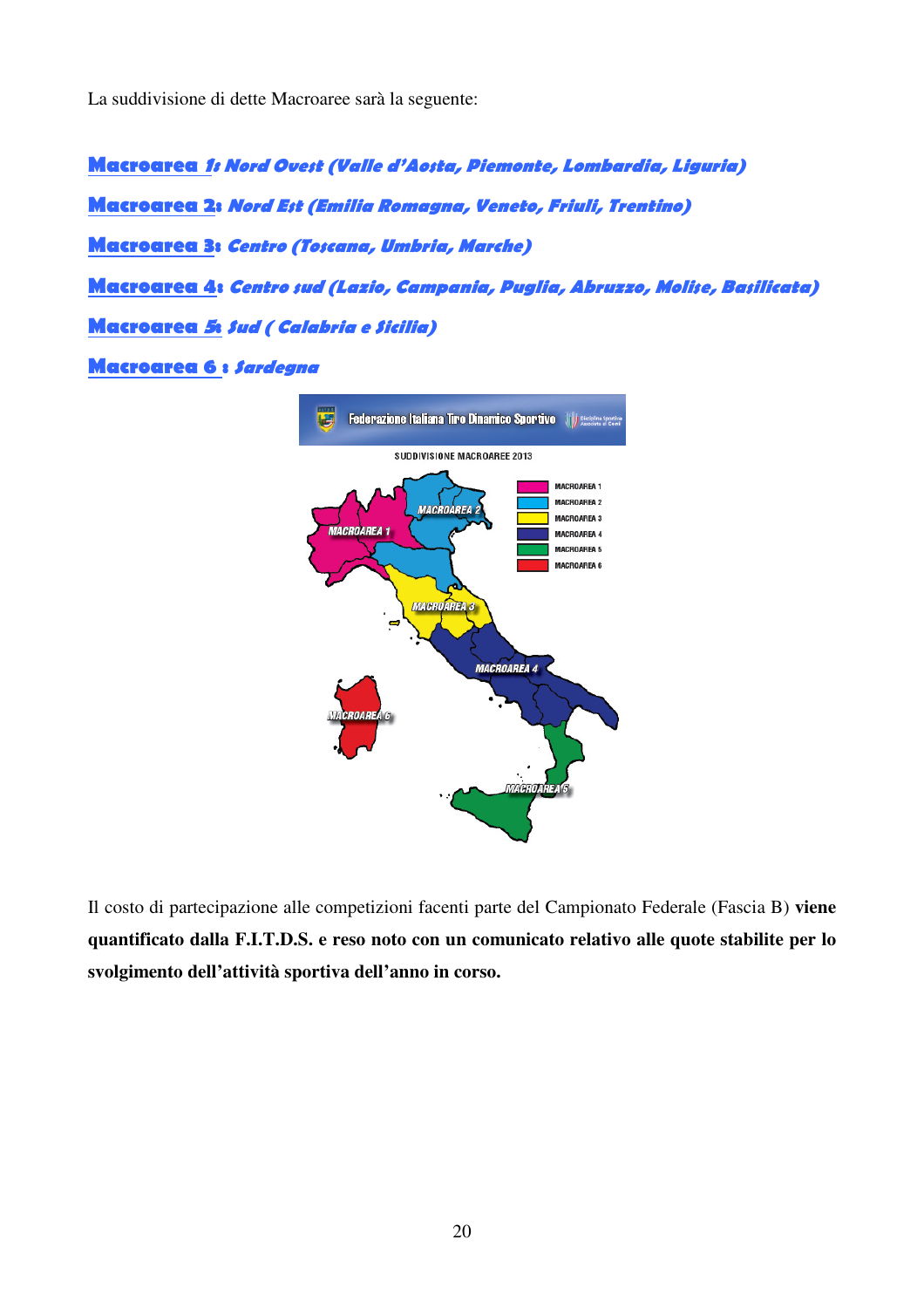La suddivisione di dette Macroaree sarà la seguente:

**Macroarea 1: Nord Ovest (Valle d'Aosta, Piemonte, Lombardia, Liguria)**

**Macroarea 2: Nord Est (Emilia Romagna, Veneto, Friuli, Trentino)**

**Macroarea 3: Centro (Toscana, Umbria, Marche)**

**Macroarea 4: Centro sud (Lazio, Campania, Puglia, Abruzzo, Molise, Basilicata)**

**Macroarea 5: Sud ( Calabria e Sicilia)**

**Macroarea 6 : Sardegna**

Il costo di partecipazione alle competizioni facenti parte del Campionato Federale (Fascia B) **viene quantificato dalla F.I.T.D.S. e reso noto con un comunicato relativo alle quote stabilite per lo svolgimento dell'attività sportiva dell'anno in corso.**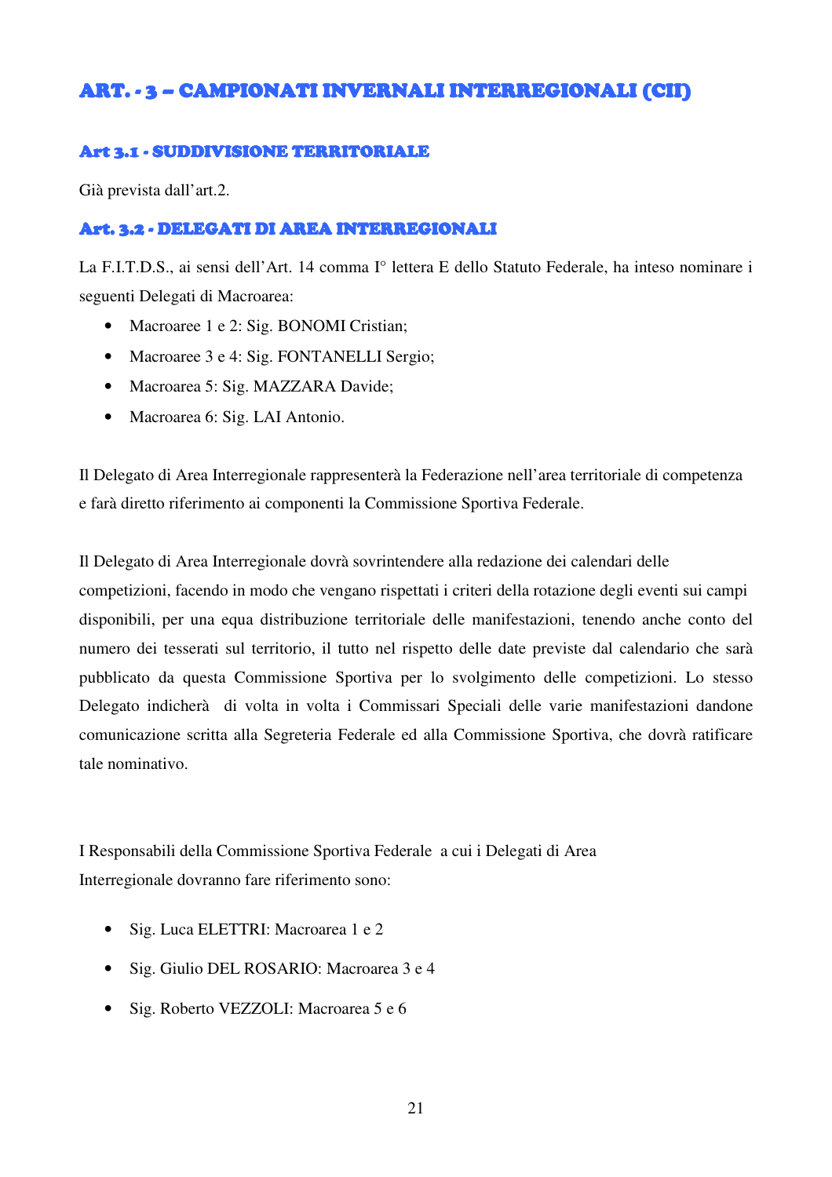## ART. - 3 – CAMPIONATI INVERNALI INTERREGIONALI (CII)

### Art 3.1 - SUDDIVISIONE TERRITORIALE

Già prevista dall'art.2.

### Art. 3.2 - DELEGATI DI AREA INTERREGIONALI

La F.I.T.D.S., ai sensi dell'Art. 14 comma I° lettera E dello Statuto Federale, ha inteso nominare i seguenti Delegati di Macroarea:

- Macroaree 1 e 2: Sig. BONOMI Cristian;
- Macroaree 3 e 4: Sig. FONTANELLI Sergio;
- Macroarea 5: Sig. MAZZARA Davide;
- Macroarea 6: Sig. LAI Antonio.

Il Delegato di Area Interregionale rappresenterà la Federazione nell'area territoriale di competenza e farà diretto riferimento ai componenti la Commissione Sportiva Federale.

Il Delegato di Area Interregionale dovrà sovrintendere alla redazione dei calendari delle competizioni, facendo in modo che vengano rispettati i criteri della rotazione degli eventi sui campi disponibili, per una equa distribuzione territoriale delle manifestazioni, tenendo anche conto del numero dei tesserati sul territorio, il tutto nel rispetto delle date previste dal calendario che sarà pubblicato da questa Commissione Sportiva per lo svolgimento delle competizioni. Lo stesso Delegato indicherà di volta in volta i Commissari Speciali delle varie manifestazioni dandone comunicazione scritta alla Segreteria Federale ed alla Commissione Sportiva, che dovrà ratificare tale nominativo.

I Responsabili della Commissione Sportiva Federale a cui i Delegati di Area Interregionale dovranno fare riferimento sono:

- Sig. Luca ELETTRI: Macroarea 1 e 2
- Sig. Giulio DEL ROSARIO: Macroarea 3 e 4
- Sig. Roberto VEZZOLI: Macroarea 5 e 6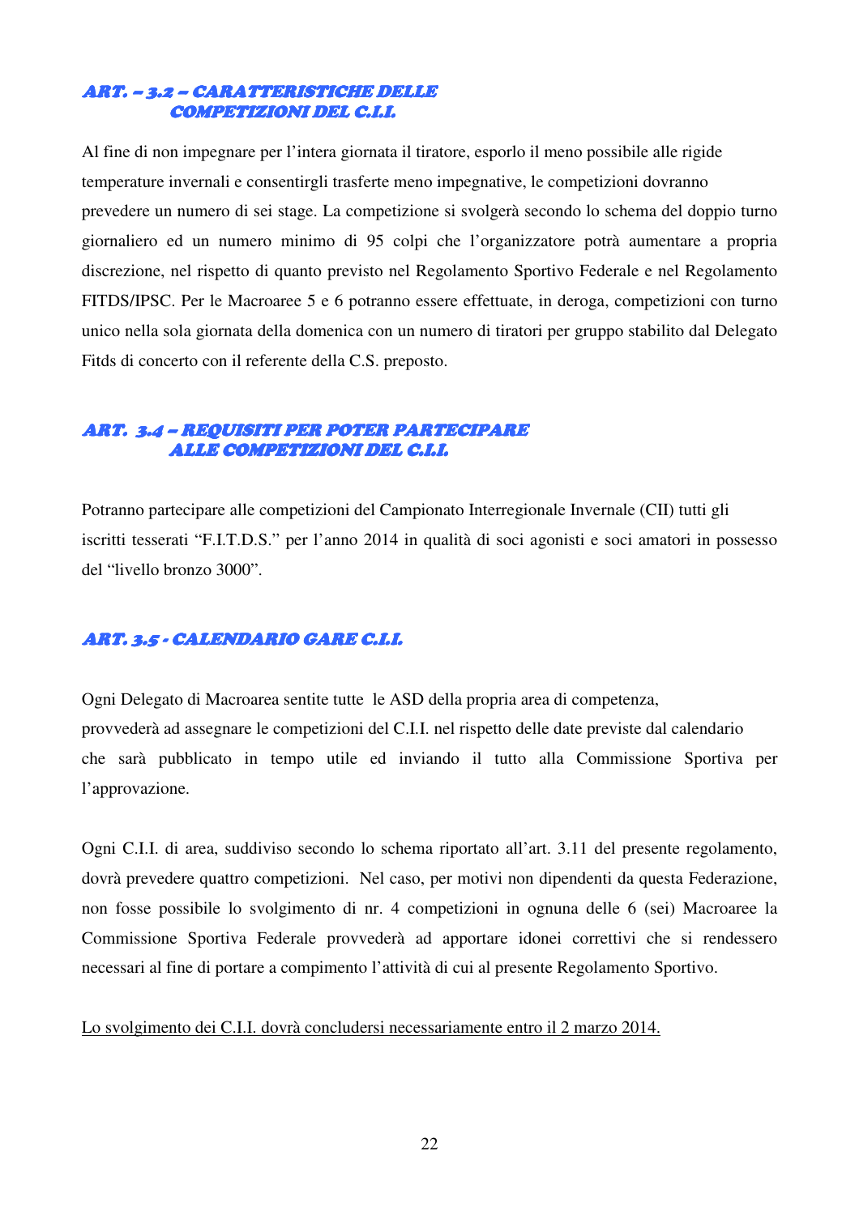### ART. – 3.2 – CARATTERISTICHE DELLE COMPETIZIONI DEL C.I.I.

Al fine di non impegnare per l'intera giornata il tiratore, esporlo il meno possibile alle rigide temperature invernali e consentirgli trasferte meno impegnative, le competizioni dovranno prevedere un numero di sei stage. La competizione si svolgerà secondo lo schema del doppio turno giornaliero ed un numero minimo di 95 colpi che l'organizzatore potrà aumentare a propria discrezione, nel rispetto di quanto previsto nel Regolamento Sportivo Federale e nel Regolamento FITDS/IPSC. Per le Macroaree 5 e 6 potranno essere effettuate, in deroga, competizioni con turno unico nella sola giornata della domenica con un numero di tiratori per gruppo stabilito dal Delegato Fitds di concerto con il referente della C.S. preposto.

### ART. 3.4 – REQUISITI PER POTER PARTECIPARE ALLE COMPETIZIONI DEL C.I.I.

Potranno partecipare alle competizioni del Campionato Interregionale Invernale (CII) tutti gli iscritti tesserati "F.I.T.D.S." per l'anno 2014 in qualità di soci agonisti e soci amatori in possesso del "livello bronzo 3000".

### ART. 3.5 - CALENDARIO GARE C.I.I.

Ogni Delegato di Macroarea sentite tutte le ASD della propria area di competenza, provvederà ad assegnare le competizioni del C.I.I. nel rispetto delle date previste dal calendario che sarà pubblicato in tempo utile ed inviando il tutto alla Commissione Sportiva per l'approvazione.

Ogni C.I.I. di area, suddiviso secondo lo schema riportato all'art. 3.11 del presente regolamento, dovrà prevedere quattro competizioni. Nel caso, per motivi non dipendenti da questa Federazione, non fosse possibile lo svolgimento di nr. 4 competizioni in ognuna delle 6 (sei) Macroaree la Commissione Sportiva Federale provvederà ad apportare idonei correttivi che si rendessero necessari al fine di portare a compimento l'attività di cui al presente Regolamento Sportivo.

<u>Lo svolgimento dei C.I.I. dovrà concludersi necessariamente entro il 2 marzo 2014.</u>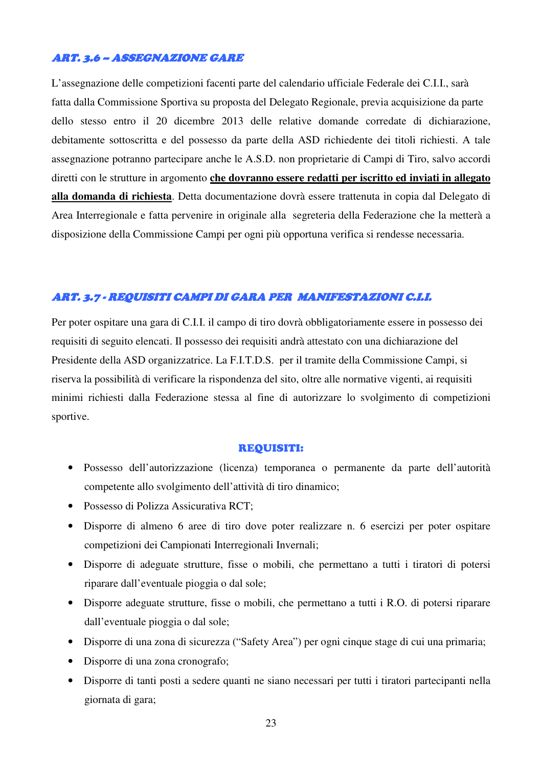### *ART. 3.6 – ASSEGNAZIONE GARE*

L'assegnazione delle competizioni facenti parte del calendario ufficiale Federale dei C.I.I., sarà fatta dalla Commissione Sportiva su proposta del Delegato Regionale, previa acquisizione da parte dello stesso entro il 20 dicembre 2013 delle relative domande corredate di dichiarazione, debitamente sottoscritta e del possesso da parte della ASD richiedente dei titoli richiesti. A tale assegnazione potranno partecipare anche le A.S.D. non proprietarie di Campi di Tiro, salvo accordi diretti con le strutture in argomento **che dovranno essere redatti per iscritto ed inviati in allegato alla domanda di richiesta**. Detta documentazione dovrà essere trattenuta in copia dal Delegato di Area Interregionale e fatta pervenire in originale alla segreteria della Federazione che la metterà a disposizione della Commissione Campi per ogni più opportuna verifica si rendesse necessaria.

### *ART. 3.7 - REQUISITI CAMPI DI GARA PER MANIFESTAZIONI C.I.I.*

Per poter ospitare una gara di C.I.I. il campo di tiro dovrà obbligatoriamente essere in possesso dei requisiti di seguito elencati. Il possesso dei requisiti andrà attestato con una dichiarazione del Presidente della ASD organizzatrice. La F.I.T.D.S. per il tramite della Commissione Campi, si riserva la possibilità di verificare la rispondenza del sito, oltre alle normative vigenti, ai requisiti minimi richiesti dalla Federazione stessa al fine di autorizzare lo svolgimento di competizioni sportive.

**REQUISITI:**

- Possesso dell'autorizzazione (licenza) temporanea o permanente da parte dell'autorità competente allo svolgimento dell'attività di tiro dinamico;
- Possesso di Polizza Assicurativa RCT;
- Disporre di almeno 6 aree di tiro dove poter realizzare n. 6 esercizi per poter ospitare competizioni dei Campionati Interregionali Invernali;
- Disporre di adeguate strutture, fisse o mobili, che permettano a tutti i tiratori di potersi riparare dall'eventuale pioggia o dal sole;
- Disporre adeguate strutture, fisse o mobili, che permettano a tutti i R.O. di potersi riparare dall'eventuale pioggia o dal sole;
- Disporre di una zona di sicurezza ("Safety Area") per ogni cinque stage di cui una primaria;
- Disporre di una zona cronografo;
- Disporre di tanti posti a sedere quanti ne siano necessari per tutti i tiratori partecipanti nella giornata di gara;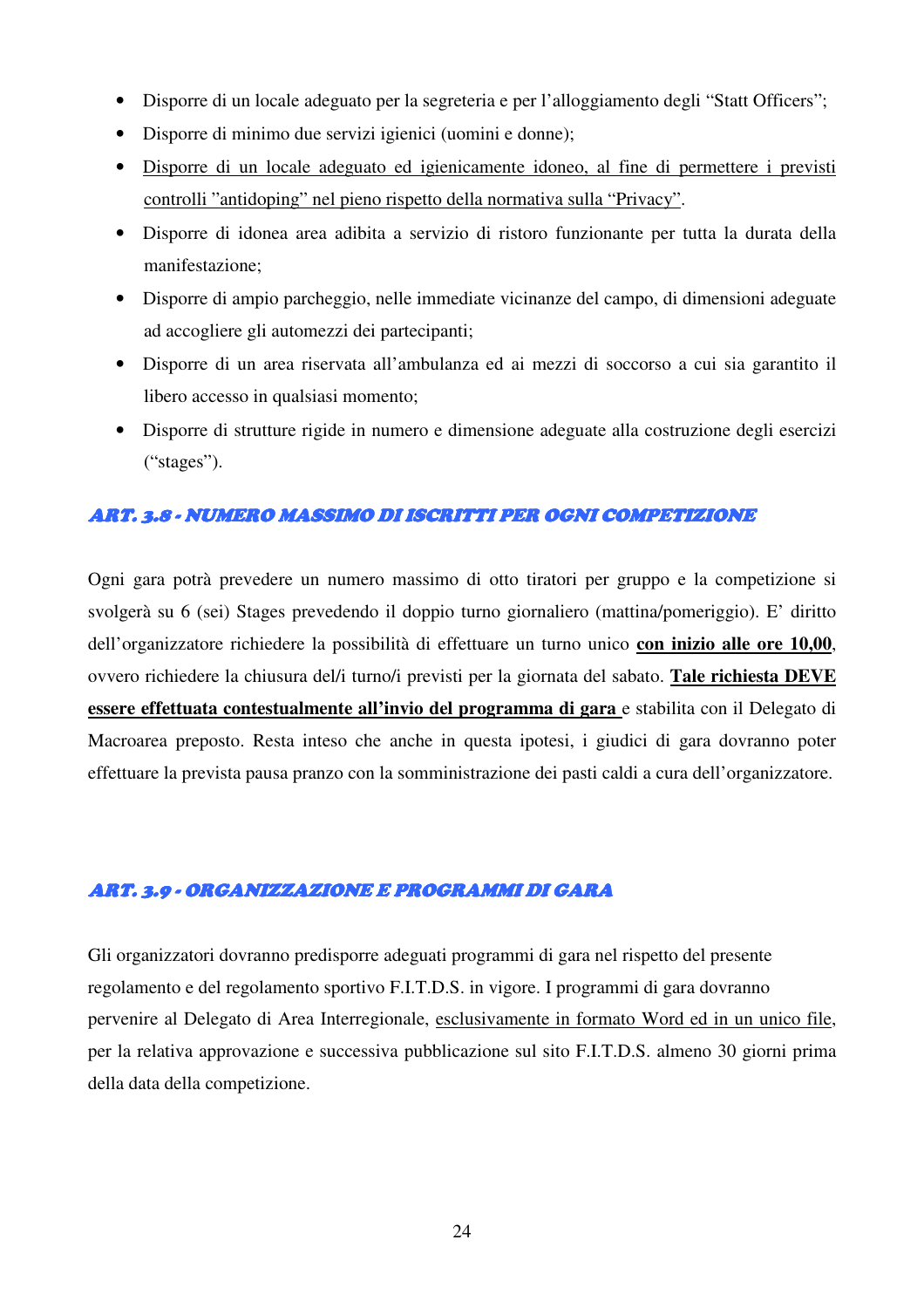- Disporre di un locale adeguato per la segreteria e per l'alloggiamento degli "Statt Officers";
- Disporre di minimo due servizi igienici (uomini e donne);
- Disporre di un locale adeguato ed igienicamente idoneo, al fine di permettere i previsti controlli "antidoping" nel pieno rispetto della normativa sulla "Privacy".
- Disporre di idonea area adibita a servizio di ristoro funzionante per tutta la durata della manifestazione;
- Disporre di ampio parcheggio, nelle immediate vicinanze del campo, di dimensioni adeguate ad accogliere gli automezzi dei partecipanti;
- Disporre di un area riservata all'ambulanza ed ai mezzi di soccorso a cui sia garantito il libero accesso in qualsiasi momento;
- Disporre di strutture rigide in numero e dimensione adeguate alla costruzione degli esercizi ("stages").

### ART. 3.8 - NUMERO MASSIMO DI ISCRITTI PER OGNI COMPETIZIONE

Ogni gara potrà prevedere un numero massimo di otto tiratori per gruppo e la competizione si svolgerà su 6 (sei) Stages prevedendo il doppio turno giornaliero (mattina/pomeriggio). E' diritto dell'organizzatore richiedere la possibilità di effettuare un turno unico **con inizio alle ore 10,00**, ovvero richiedere la chiusura del/i turno/i previsti per la giornata del sabato. **Tale richiesta DEVE essere effettuata contestualmente all'invio del programma di gara** e stabilita con il Delegato di Macroarea preposto. Resta inteso che anche in questa ipotesi, i giudici di gara dovranno poter effettuare la prevista pausa pranzo con la somministrazione dei pasti caldi a cura dell'organizzatore.

### ART. 3.9 - ORGANIZZAZIONE E PROGRAMMI DI GARA

Gli organizzatori dovranno predisporre adeguati programmi di gara nel rispetto del presente regolamento e del regolamento sportivo F.I.T.D.S. in vigore. I programmi di gara dovranno pervenire al Delegato di Area Interregionale, esclusivamente in formato Word ed in un unico file, per la relativa approvazione e successiva pubblicazione sul sito F.I.T.D.S. almeno 30 giorni prima della data della competizione.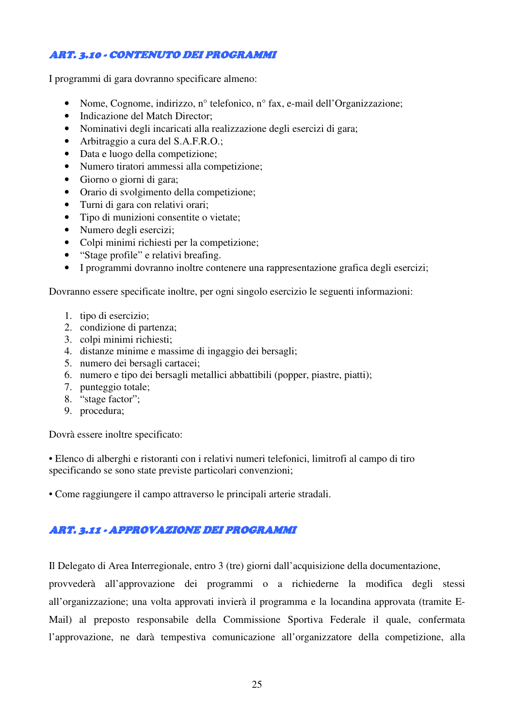### ART. 3.10 - CONTENUTO DEI PROGRAMMI

I programmi di gara dovranno specificare almeno:

- Nome, Cognome, indirizzo, n° telefonico, n° fax, e-mail dell'Organizzazione;
- Indicazione del Match Director;
- Nominativi degli incaricati alla realizzazione degli esercizi di gara;
- Arbitraggio a cura del S.A.F.R.O.;
- Data e luogo della competizione;
- Numero tiratori ammessi alla competizione;
- Giorno o giorni di gara;
- Orario di svolgimento della competizione;
- Turni di gara con relativi orari;
- Tipo di munizioni consentite o vietate;
- Numero degli esercizi;
- Colpi minimi richiesti per la competizione;
- "Stage profile" e relativi breafing.
- I programmi dovranno inoltre contenere una rappresentazione grafica degli esercizi;

Dovranno essere specificate inoltre, per ogni singolo esercizio le seguenti informazioni:

1. tipo di esercizio;
2. condizione di partenza;
3. colpi minimi richiesti;
4. distanze minime e massime di ingaggio dei bersagli;
5. numero dei bersagli cartacei;
6. numero e tipo dei bersagli metallici abbattibili (popper, piastre, piatti);
7. punteggio totale;
8. "stage factor";
9. procedura;

Dovrà essere inoltre specificato:

• Elenco di alberghi e ristoranti con i relativi numeri telefonici, limitrofi al campo di tiro specificando se sono state previste particolari convenzioni;

• Come raggiungere il campo attraverso le principali arterie stradali.

### ART. 3.11 - APPROVAZIONE DEI PROGRAMMI

Il Delegato di Area Interregionale, entro 3 (tre) giorni dall'acquisizione della documentazione, provvederà all'approvazione dei programmi o a richiederne la modifica degli stessi all'organizzazione; una volta approvati invierà il programma e la locandina approvata (tramite E-Mail) al preposto responsabile della Commissione Sportiva Federale il quale, confermata l'approvazione, ne darà tempestiva comunicazione all'organizzatore della competizione, alla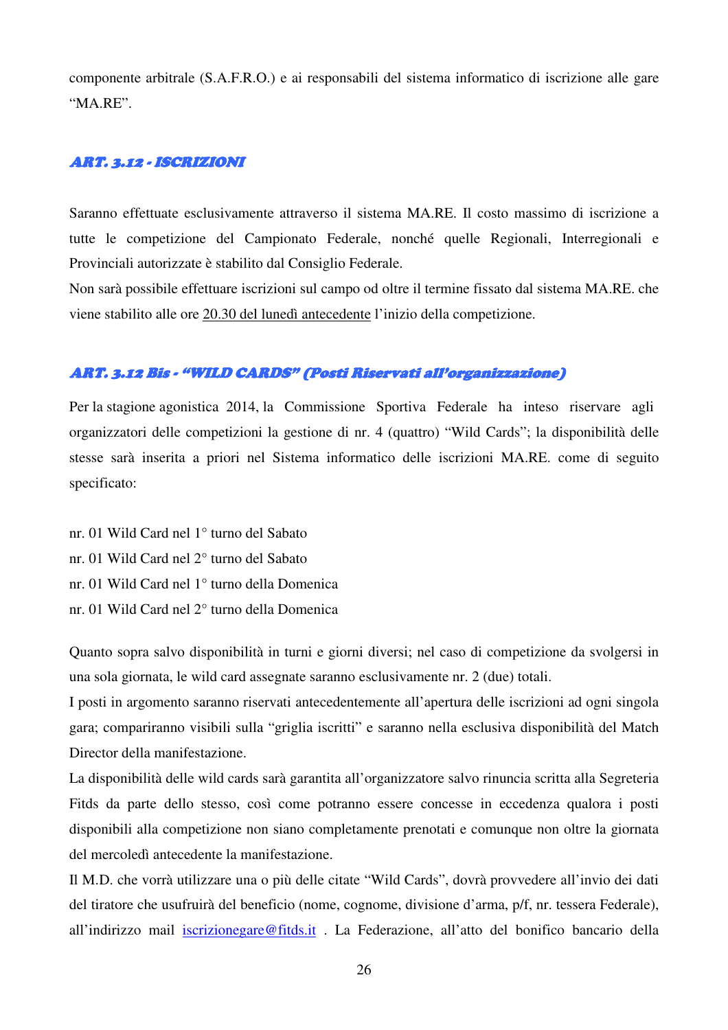componente arbitrale (S.A.F.R.O.) e ai responsabili del sistema informatico di iscrizione alle gare "MA.RE".

### ART. 3.12 - ISCRIZIONI

Saranno effettuate esclusivamente attraverso il sistema MA.RE. Il costo massimo di iscrizione a tutte le competizione del Campionato Federale, nonché quelle Regionali, Interregionali e Provinciali autorizzate è stabilito dal Consiglio Federale.

Non sarà possibile effettuare iscrizioni sul campo od oltre il termine fissato dal sistema MA.RE. che viene stabilito alle ore <u>20.30 del lunedì antecedente</u> l'inizio della competizione.

### ART. 3.12 Bis - "WILD CARDS" (Posti Riservati all'organizzazione)

Per la stagione agonistica 2014, la Commissione Sportiva Federale ha inteso riservare agli organizzatori delle competizioni la gestione di nr. 4 (quattro) "Wild Cards"; la disponibilità delle stesse sarà inserita a priori nel Sistema informatico delle iscrizioni MA.RE. come di seguito specificato:

nr. 01 Wild Card nel 1° turno del Sabato
nr. 01 Wild Card nel 2° turno del Sabato
nr. 01 Wild Card nel 1° turno della Domenica
nr. 01 Wild Card nel 2° turno della Domenica

Quanto sopra salvo disponibilità in turni e giorni diversi; nel caso di competizione da svolgersi in una sola giornata, le wild card assegnate saranno esclusivamente nr. 2 (due) totali.

I posti in argomento saranno riservati antecedentemente all'apertura delle iscrizioni ad ogni singola gara; compariranno visibili sulla "griglia iscritti" e saranno nella esclusiva disponibilità del Match Director della manifestazione.

La disponibilità delle wild cards sarà garantita all'organizzatore salvo rinuncia scritta alla Segreteria Fitds da parte dello stesso, così come potranno essere concesse in eccedenza qualora i posti disponibili alla competizione non siano completamente prenotati e comunque non oltre la giornata del mercoledì antecedente la manifestazione.

Il M.D. che vorrà utilizzare una o più delle citate "Wild Cards", dovrà provvedere all'invio dei dati del tiratore che usufruirà del beneficio (nome, cognome, divisione d'arma, p/f, nr. tessera Federale), all'indirizzo mail iscrizionegare@fitds.it . La Federazione, all'atto del bonifico bancario della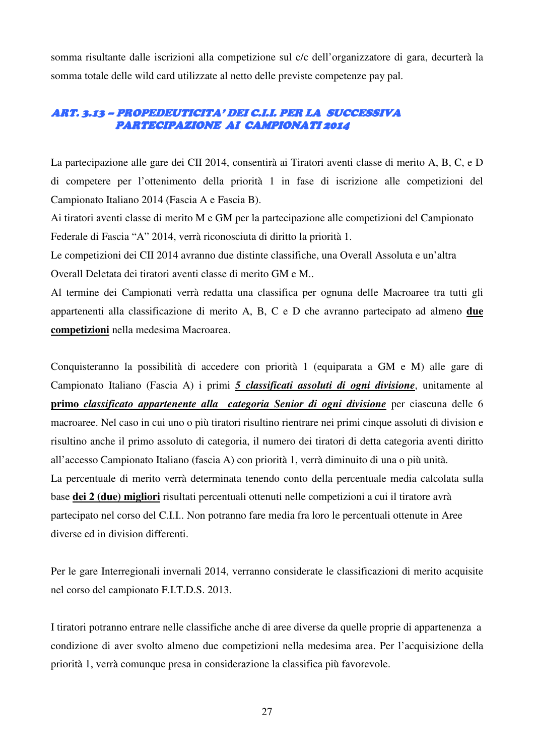somma risultante dalle iscrizioni alla competizione sul c/c dell'organizzatore di gara, decurterà la somma totale delle wild card utilizzate al netto delle previste competenze pay pal.

### *ART. 3.13 – PROPEDEUTICITA' DEI C.I.I. PER LA SUCCESSIVA PARTECIPAZIONE AI CAMPIONATI 2014*

La partecipazione alle gare dei CII 2014, consentirà ai Tiratori aventi classe di merito A, B, C, e D di competere per l'ottenimento della priorità 1 in fase di iscrizione alle competizioni del Campionato Italiano 2014 (Fascia A e Fascia B).
Ai tiratori aventi classe di merito M e GM per la partecipazione alle competizioni del Campionato Federale di Fascia "A" 2014, verrà riconosciuta di diritto la priorità 1.
Le competizioni dei CII 2014 avranno due distinte classifiche, una Overall Assoluta e un'altra Overall Deletata dei tiratori aventi classe di merito GM e M..
Al termine dei Campionati verrà redatta una classifica per ognuna delle Macroaree tra tutti gli appartenenti alla classificazione di merito A, B, C e D che avranno partecipato ad almeno <u>**due competizioni**</u> nella medesima Macroarea.

Conquisteranno la possibilità di accedere con priorità 1 (equiparata a GM e M) alle gare di Campionato Italiano (Fascia A) i primi <u>***5 classificati assoluti di ogni divisione***</u>, unitamente al <u>**primo *classificato appartenente alla categoria Senior di ogni divisione***</u> per ciascuna delle 6 macroaree. Nel caso in cui uno o più tiratori risultino rientrare nei primi cinque assoluti di division e risultino anche il primo assoluto di categoria, il numero dei tiratori di detta categoria aventi diritto all'accesso Campionato Italiano (fascia A) con priorità 1, verrà diminuito di una o più unità.
La percentuale di merito verrà determinata tenendo conto della percentuale media calcolata sulla base <u>**dei 2 (due) migliori**</u> risultati percentuali ottenuti nelle competizioni a cui il tiratore avrà partecipato nel corso del C.I.I.. Non potranno fare media fra loro le percentuali ottenute in Aree diverse ed in division differenti.

Per le gare Interregionali invernali 2014, verranno considerate le classificazioni di merito acquisite nel corso del campionato F.I.T.D.S. 2013.

I tiratori potranno entrare nelle classifiche anche di aree diverse da quelle proprie di appartenenza a condizione di aver svolto almeno due competizioni nella medesima area. Per l'acquisizione della priorità 1, verrà comunque presa in considerazione la classifica più favorevole.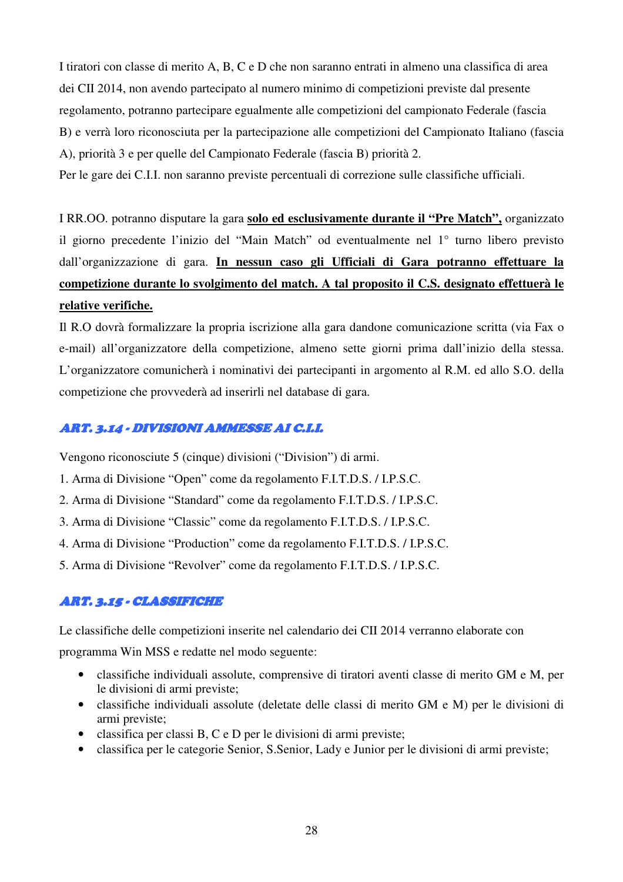I tiratori con classe di merito A, B, C e D che non saranno entrati in almeno una classifica di area dei CII 2014, non avendo partecipato al numero minimo di competizioni previste dal presente regolamento, potranno partecipare egualmente alle competizioni del campionato Federale (fascia B) e verrà loro riconosciuta per la partecipazione alle competizioni del Campionato Italiano (fascia A), priorità 3 e per quelle del Campionato Federale (fascia B) priorità 2.

Per le gare dei C.I.I. non saranno previste percentuali di correzione sulle classifiche ufficiali.

I RR.OO. potranno disputare la gara **solo ed esclusivamente durante il "Pre Match",** organizzato il giorno precedente l'inizio del "Main Match" od eventualmente nel 1° turno libero previsto dall'organizzazione di gara. **In nessun caso gli Ufficiali di Gara potranno effettuare la competizione durante lo svolgimento del match. A tal proposito il C.S. designato effettuerà le relative verifiche.**

Il R.O dovrà formalizzare la propria iscrizione alla gara dandone comunicazione scritta (via Fax o e-mail) all'organizzatore della competizione, almeno sette giorni prima dall'inizio della stessa. L'organizzatore comunicherà i nominativi dei partecipanti in argomento al R.M. ed allo S.O. della competizione che provvederà ad inserirli nel database di gara.

## ART. 3.14 - DIVISIONI AMMESSE AI C.I.I.

Vengono riconosciute 5 (cinque) divisioni ("Division") di armi.

1. Arma di Divisione "Open" come da regolamento F.I.T.D.S. / I.P.S.C.
2. Arma di Divisione "Standard" come da regolamento F.I.T.D.S. / I.P.S.C.
3. Arma di Divisione "Classic" come da regolamento F.I.T.D.S. / I.P.S.C.
4. Arma di Divisione "Production" come da regolamento F.I.T.D.S. / I.P.S.C.
5. Arma di Divisione "Revolver" come da regolamento F.I.T.D.S. / I.P.S.C.

## ART. 3.15 - CLASSIFICHE

Le classifiche delle competizioni inserite nel calendario dei CII 2014 verranno elaborate con programma Win MSS e redatte nel modo seguente:

- classifiche individuali assolute, comprensive di tiratori aventi classe di merito GM e M, per le divisioni di armi previste;
- classifiche individuali assolute (deletate delle classi di merito GM e M) per le divisioni di armi previste;
- classifica per classi B, C e D per le divisioni di armi previste;
- classifica per le categorie Senior, S.Senior, Lady e Junior per le divisioni di armi previste;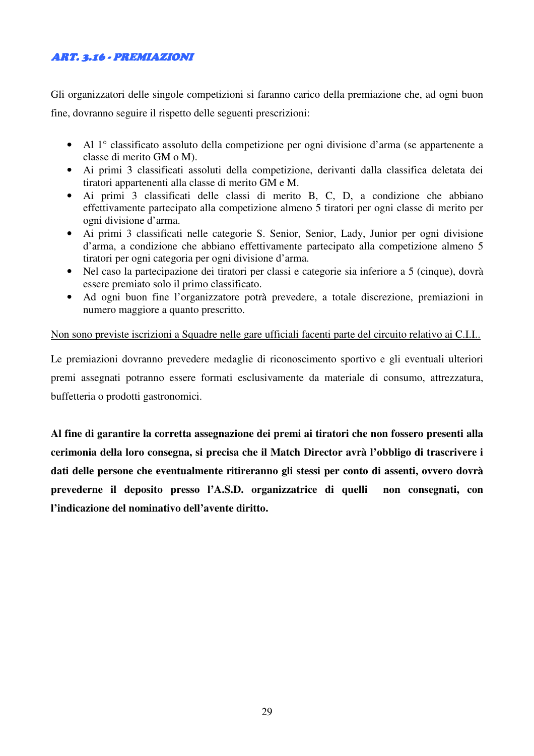### ***ART. 3.16 - PREMIAZIONI***

Gli organizzatori delle singole competizioni si faranno carico della premiazione che, ad ogni buon fine, dovranno seguire il rispetto delle seguenti prescrizioni:

- Al 1° classificato assoluto della competizione per ogni divisione d'arma (se appartenente a classe di merito GM o M).
- Ai primi 3 classificati assoluti della competizione, derivanti dalla classifica deletata dei tiratori appartenenti alla classe di merito GM e M.
- Ai primi 3 classificati delle classi di merito B, C, D, a condizione che abbiano effettivamente partecipato alla competizione almeno 5 tiratori per ogni classe di merito per ogni divisione d'arma.
- Ai primi 3 classificati nelle categorie S. Senior, Senior, Lady, Junior per ogni divisione d'arma, a condizione che abbiano effettivamente partecipato alla competizione almeno 5 tiratori per ogni categoria per ogni divisione d'arma.
- Nel caso la partecipazione dei tiratori per classi e categorie sia inferiore a 5 (cinque), dovrà essere premiato solo il <u>primo classificato</u>.
- Ad ogni buon fine l'organizzatore potrà prevedere, a totale discrezione, premiazioni in numero maggiore a quanto prescritto.

<u>Non sono previste iscrizioni a Squadre nelle gare ufficiali facenti parte del circuito relativo ai C.I.I..</u>

Le premiazioni dovranno prevedere medaglie di riconoscimento sportivo e gli eventuali ulteriori premi assegnati potranno essere formati esclusivamente da materiale di consumo, attrezzatura, buffetteria o prodotti gastronomici.

**Al fine di garantire la corretta assegnazione dei premi ai tiratori che non fossero presenti alla cerimonia della loro consegna, si precisa che il Match Director avrà l'obbligo di trascrivere i dati delle persone che eventualmente ritireranno gli stessi per conto di assenti, ovvero dovrà prevederne il deposito presso l'A.S.D. organizzatrice di quelli non consegnati, con l'indicazione del nominativo dell'avente diritto.**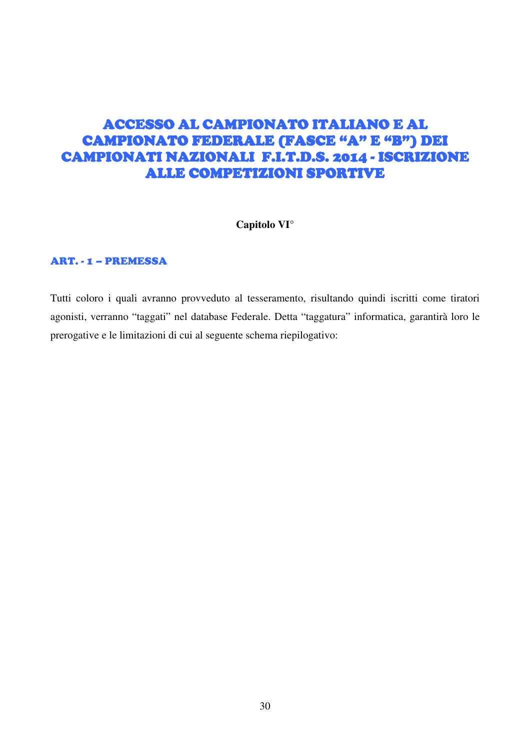# ACCESSO AL CAMPIONATO ITALIANO E AL CAMPIONATO FEDERALE (FASCE "A" E "B") DEI CAMPIONATI NAZIONALI F.I.T.D.S. 2014 - ISCRIZIONE ALLE COMPETIZIONI SPORTIVE

**Capitolo VI°**

## ART. - 1 – PREMESSA

Tutti coloro i quali avranno provveduto al tesseramento, risultando quindi iscritti come tiratori agonisti, verranno "taggati" nel database Federale. Detta "taggatura" informatica, garantirà loro le prerogative e le limitazioni di cui al seguente schema riepilogativo: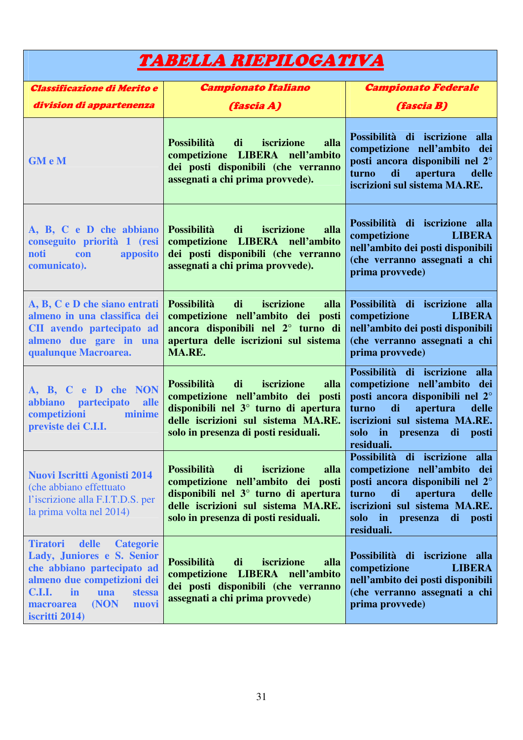# TABELLA RIEPILOGATIVA

| *Classificazione di Merito e division di appartenenza* | *Campionato Italiano (fascia A)* | *Campionato Federale (fascia B)* |
|---|---|---|
| **GM e M** | **Possibilità di iscrizione alla competizione LIBERA nell'ambito dei posti disponibili (che verranno assegnati a chi prima provvede).** | **Possibilità di iscrizione alla competizione nell'ambito dei posti ancora disponibili nel 2° turno di apertura delle iscrizioni sul sistema MA.RE.** |
| **A, B, C e D che abbiano conseguito priorità 1 (resi noti con apposito comunicato).** | **Possibilità di iscrizione alla competizione LIBERA nell'ambito dei posti disponibili (che verranno assegnati a chi prima provvede).** | **Possibilità di iscrizione alla competizione LIBERA nell'ambito dei posti disponibili (che verranno assegnati a chi prima provvede)** |
| **A, B, C e D che siano entrati almeno in una classifica dei CII avendo partecipato ad almeno due gare in una qualunque Macroarea.** | **Possibilità di iscrizione alla competizione nell'ambito dei posti ancora disponibili nel 2° turno di apertura delle iscrizioni sul sistema MA.RE.** | **Possibilità di iscrizione alla competizione LIBERA nell'ambito dei posti disponibili (che verranno assegnati a chi prima provvede)** |
| **A, B, C e D che NON abbiano partecipato alle competizioni minime previste dei C.I.I.** | **Possibilità di iscrizione alla competizione nell'ambito dei posti disponibili nel 3° turno di apertura delle iscrizioni sul sistema MA.RE. solo in presenza di posti residuali.** | **Possibilità di iscrizione alla competizione nell'ambito dei posti ancora disponibili nel 2° turno di apertura delle iscrizioni sul sistema MA.RE. solo in presenza di posti residuali.** |
| **Nuovi Iscritti Agonisti 2014** (che abbiano effettuato l'iscrizione alla F.I.T.D.S. per la prima volta nel 2014) | **Possibilità di iscrizione alla competizione nell'ambito dei posti disponibili nel 3° turno di apertura delle iscrizioni sul sistema MA.RE. solo in presenza di posti residuali.** | **Possibilità di iscrizione alla competizione nell'ambito dei posti ancora disponibili nel 2° turno di apertura delle iscrizioni sul sistema MA.RE. solo in presenza di posti residuali.** |
| **Tiratori delle Categorie Lady, Juniores e S. Senior che abbiano partecipato ad almeno due competizioni dei C.I.I. in una stessa macroarea (NON nuovi iscritti 2014)** | **Possibilità di iscrizione alla competizione LIBERA nell'ambito dei posti disponibili (che verranno assegnati a chi prima provvede)** | **Possibilità di iscrizione alla competizione LIBERA nell'ambito dei posti disponibili (che verranno assegnati a chi prima provvede)** |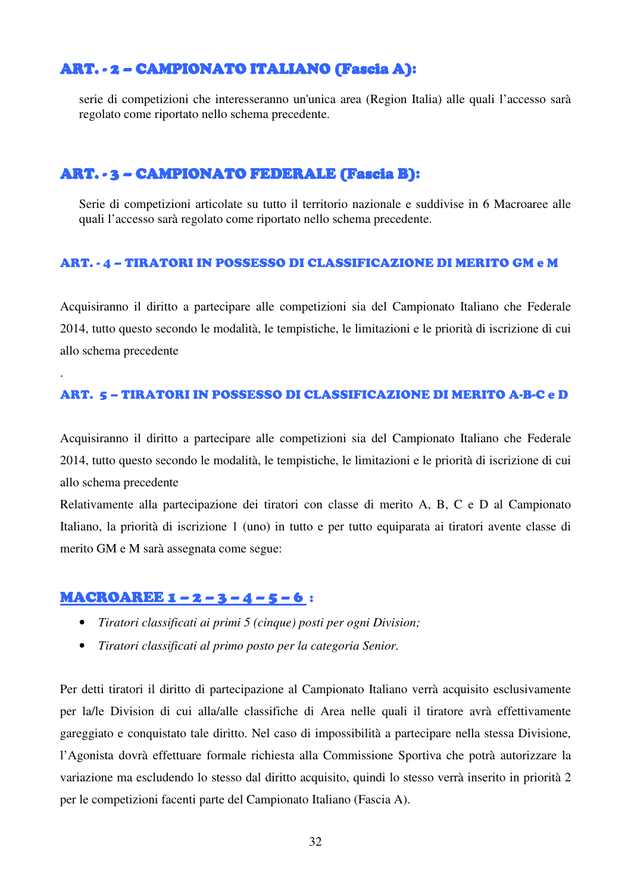## ART. - 2 – CAMPIONATO ITALIANO (Fascia A):

serie di competizioni che interesseranno un'unica area (Region Italia) alle quali l'accesso sarà regolato come riportato nello schema precedente.

## ART. - 3 – CAMPIONATO FEDERALE (Fascia B):

Serie di competizioni articolate su tutto il territorio nazionale e suddivise in 6 Macroaree alle quali l'accesso sarà regolato come riportato nello schema precedente.

### ART. - 4 – TIRATORI IN POSSESSO DI CLASSIFICAZIONE DI MERITO GM e M

Acquisiranno il diritto a partecipare alle competizioni sia del Campionato Italiano che Federale 2014, tutto questo secondo le modalità, le tempistiche, le limitazioni e le priorità di iscrizione di cui allo schema precedente

.

### ART. 5 – TIRATORI IN POSSESSO DI CLASSIFICAZIONE DI MERITO A-B-C e D

Acquisiranno il diritto a partecipare alle competizioni sia del Campionato Italiano che Federale 2014, tutto questo secondo le modalità, le tempistiche, le limitazioni e le priorità di iscrizione di cui allo schema precedente

Relativamente alla partecipazione dei tiratori con classe di merito A, B, C e D al Campionato Italiano, la priorità di iscrizione 1 (uno) in tutto e per tutto equiparata ai tiratori avente classe di merito GM e M sarà assegnata come segue:

## MACROAREE 1 – 2 – 3 – 4 – 5 – 6 :

- *Tiratori classificati ai primi 5 (cinque) posti per ogni Division;*
- *Tiratori classificati al primo posto per la categoria Senior.*

Per detti tiratori il diritto di partecipazione al Campionato Italiano verrà acquisito esclusivamente per la/le Division di cui alla/alle classifiche di Area nelle quali il tiratore avrà effettivamente gareggiato e conquistato tale diritto. Nel caso di impossibilità a partecipare nella stessa Divisione, l'Agonista dovrà effettuare formale richiesta alla Commissione Sportiva che potrà autorizzare la variazione ma escludendo lo stesso dal diritto acquisito, quindi lo stesso verrà inserito in priorità 2 per le competizioni facenti parte del Campionato Italiano (Fascia A).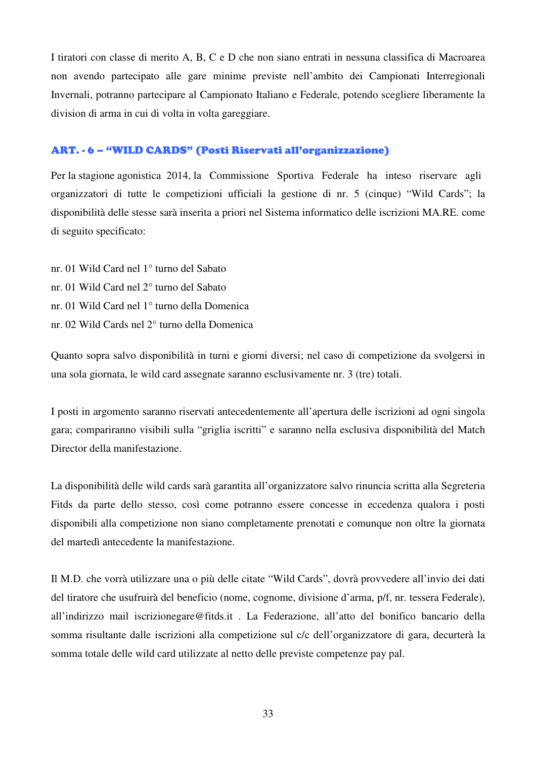I tiratori con classe di merito A, B, C e D che non siano entrati in nessuna classifica di Macroarea non avendo partecipato alle gare minime previste nell'ambito dei Campionati Interregionali Invernali, potranno partecipare al Campionato Italiano e Federale, potendo scegliere liberamente la division di arma in cui di volta in volta gareggiare.

## ART. - 6 – "WILD CARDS" (Posti Riservati all'organizzazione)

Per la stagione agonistica 2014, la Commissione Sportiva Federale ha inteso riservare agli organizzatori di tutte le competizioni ufficiali la gestione di nr. 5 (cinque) "Wild Cards"; la disponibilità delle stesse sarà inserita a priori nel Sistema informatico delle iscrizioni MA.RE. come di seguito specificato:

nr. 01 Wild Card nel 1° turno del Sabato
nr. 01 Wild Card nel 2° turno del Sabato
nr. 01 Wild Card nel 1° turno della Domenica
nr. 02 Wild Cards nel 2° turno della Domenica

Quanto sopra salvo disponibilità in turni e giorni diversi; nel caso di competizione da svolgersi in una sola giornata, le wild card assegnate saranno esclusivamente nr. 3 (tre) totali.

I posti in argomento saranno riservati antecedentemente all'apertura delle iscrizioni ad ogni singola gara; compariranno visibili sulla "griglia iscritti" e saranno nella esclusiva disponibilità del Match Director della manifestazione.

La disponibilità delle wild cards sarà garantita all'organizzatore salvo rinuncia scritta alla Segreteria Fitds da parte dello stesso, così come potranno essere concesse in eccedenza qualora i posti disponibili alla competizione non siano completamente prenotati e comunque non oltre la giornata del martedì antecedente la manifestazione.

Il M.D. che vorrà utilizzare una o più delle citate "Wild Cards", dovrà provvedere all'invio dei dati del tiratore che usufruirà del beneficio (nome, cognome, divisione d'arma, p/f, nr. tessera Federale), all'indirizzo mail iscrizionegare@fitds.it . La Federazione, all'atto del bonifico bancario della somma risultante dalle iscrizioni alla competizione sul c/c dell'organizzatore di gara, decurterà la somma totale delle wild card utilizzate al netto delle previste competenze pay pal.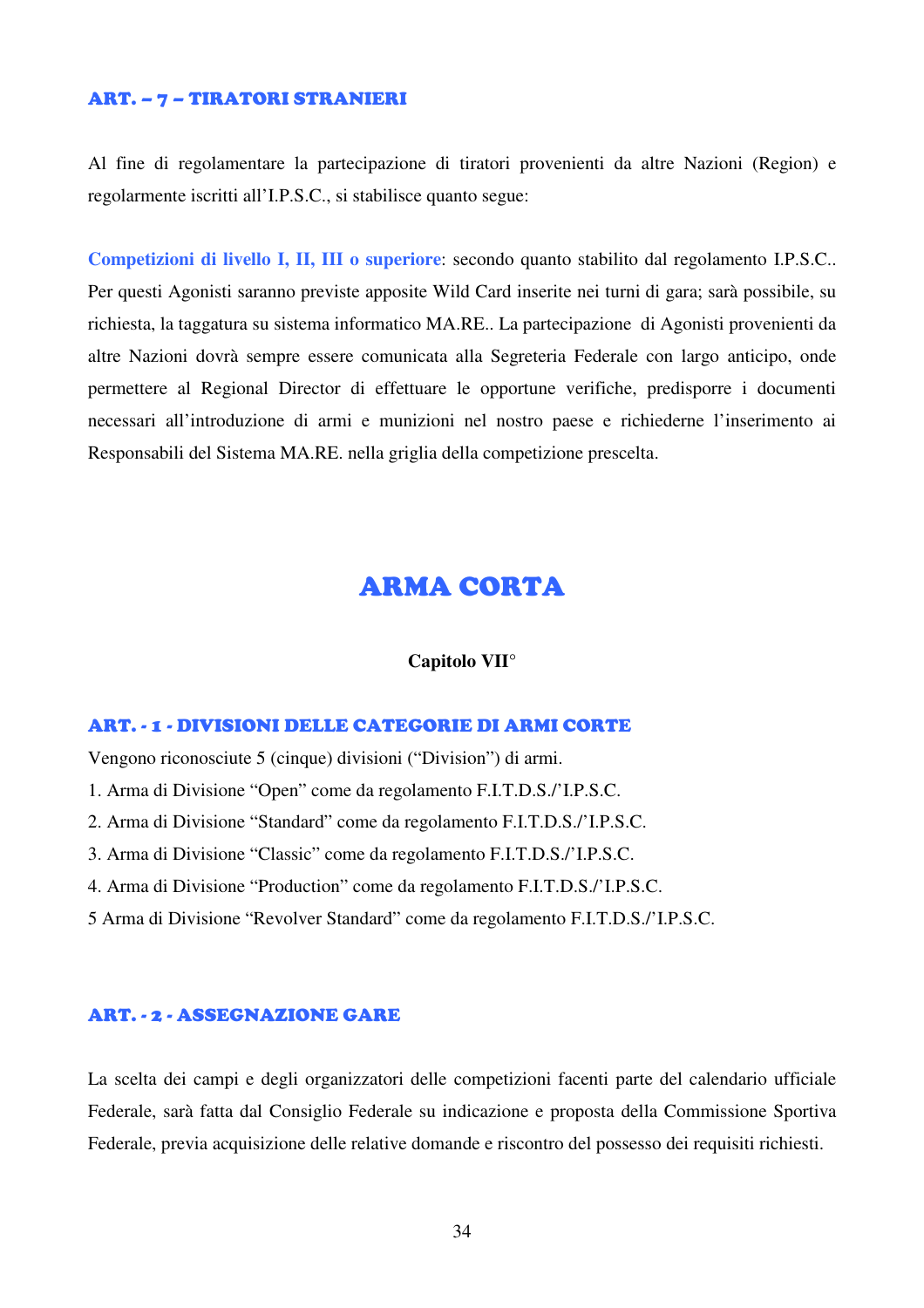### ART. – 7 – TIRATORI STRANIERI

Al fine di regolamentare la partecipazione di tiratori provenienti da altre Nazioni (Region) e regolarmente iscritti all'I.P.S.C., si stabilisce quanto segue:

**Competizioni di livello I, II, III o superiore**: secondo quanto stabilito dal regolamento I.P.S.C.. Per questi Agonisti saranno previste apposite Wild Card inserite nei turni di gara; sarà possibile, su richiesta, la taggatura su sistema informatico MA.RE.. La partecipazione di Agonisti provenienti da altre Nazioni dovrà sempre essere comunicata alla Segreteria Federale con largo anticipo, onde permettere al Regional Director di effettuare le opportune verifiche, predisporre i documenti necessari all'introduzione di armi e munizioni nel nostro paese e richiederne l'inserimento ai Responsabili del Sistema MA.RE. nella griglia della competizione prescelta.

# ARMA CORTA

**Capitolo VII°**

### ART. - 1 - DIVISIONI DELLE CATEGORIE DI ARMI CORTE

Vengono riconosciute 5 (cinque) divisioni ("Division") di armi.

1. Arma di Divisione "Open" come da regolamento F.I.T.D.S./'I.P.S.C.
2. Arma di Divisione "Standard" come da regolamento F.I.T.D.S./'I.P.S.C.
3. Arma di Divisione "Classic" come da regolamento F.I.T.D.S./'I.P.S.C.
4. Arma di Divisione "Production" come da regolamento F.I.T.D.S./'I.P.S.C.

5 Arma di Divisione "Revolver Standard" come da regolamento F.I.T.D.S./'I.P.S.C.

### ART. - 2 - ASSEGNAZIONE GARE

La scelta dei campi e degli organizzatori delle competizioni facenti parte del calendario ufficiale Federale, sarà fatta dal Consiglio Federale su indicazione e proposta della Commissione Sportiva Federale, previa acquisizione delle relative domande e riscontro del possesso dei requisiti richiesti.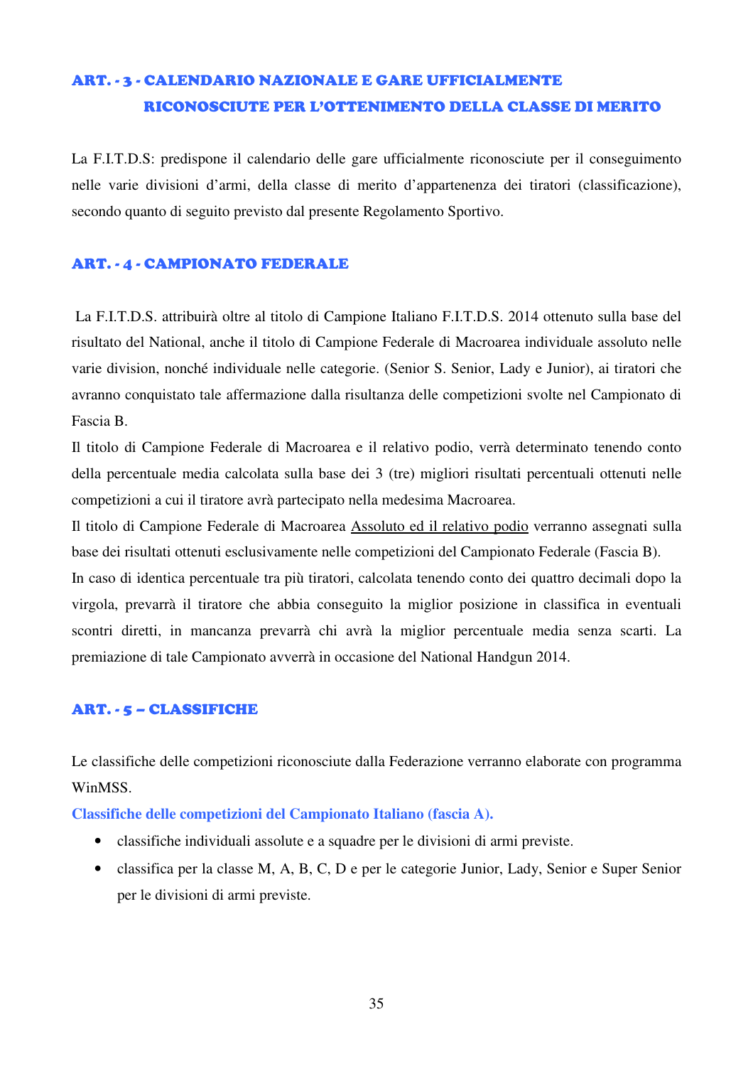## ART. - 3 - CALENDARIO NAZIONALE E GARE UFFICIALMENTE RICONOSCIUTE PER L'OTTENIMENTO DELLA CLASSE DI MERITO

La F.I.T.D.S: predispone il calendario delle gare ufficialmente riconosciute per il conseguimento nelle varie divisioni d'armi, della classe di merito d'appartenenza dei tiratori (classificazione), secondo quanto di seguito previsto dal presente Regolamento Sportivo.

## ART. - 4 - CAMPIONATO FEDERALE

La F.I.T.D.S. attribuirà oltre al titolo di Campione Italiano F.I.T.D.S. 2014 ottenuto sulla base del risultato del National, anche il titolo di Campione Federale di Macroarea individuale assoluto nelle varie division, nonché individuale nelle categorie. (Senior S. Senior, Lady e Junior), ai tiratori che avranno conquistato tale affermazione dalla risultanza delle competizioni svolte nel Campionato di Fascia B.

Il titolo di Campione Federale di Macroarea e il relativo podio, verrà determinato tenendo conto della percentuale media calcolata sulla base dei 3 (tre) migliori risultati percentuali ottenuti nelle competizioni a cui il tiratore avrà partecipato nella medesima Macroarea.

Il titolo di Campione Federale di Macroarea <u>Assoluto ed il relativo podio</u> verranno assegnati sulla base dei risultati ottenuti esclusivamente nelle competizioni del Campionato Federale (Fascia B).

In caso di identica percentuale tra più tiratori, calcolata tenendo conto dei quattro decimali dopo la virgola, prevarrà il tiratore che abbia conseguito la miglior posizione in classifica in eventuali scontri diretti, in mancanza prevarrà chi avrà la miglior percentuale media senza scarti. La premiazione di tale Campionato avverrà in occasione del National Handgun 2014.

## ART. - 5 – CLASSIFICHE

Le classifiche delle competizioni riconosciute dalla Federazione verranno elaborate con programma WinMSS.

**Classifiche delle competizioni del Campionato Italiano (fascia A).**

- classifiche individuali assolute e a squadre per le divisioni di armi previste.
- classifica per la classe M, A, B, C, D e per le categorie Junior, Lady, Senior e Super Senior per le divisioni di armi previste.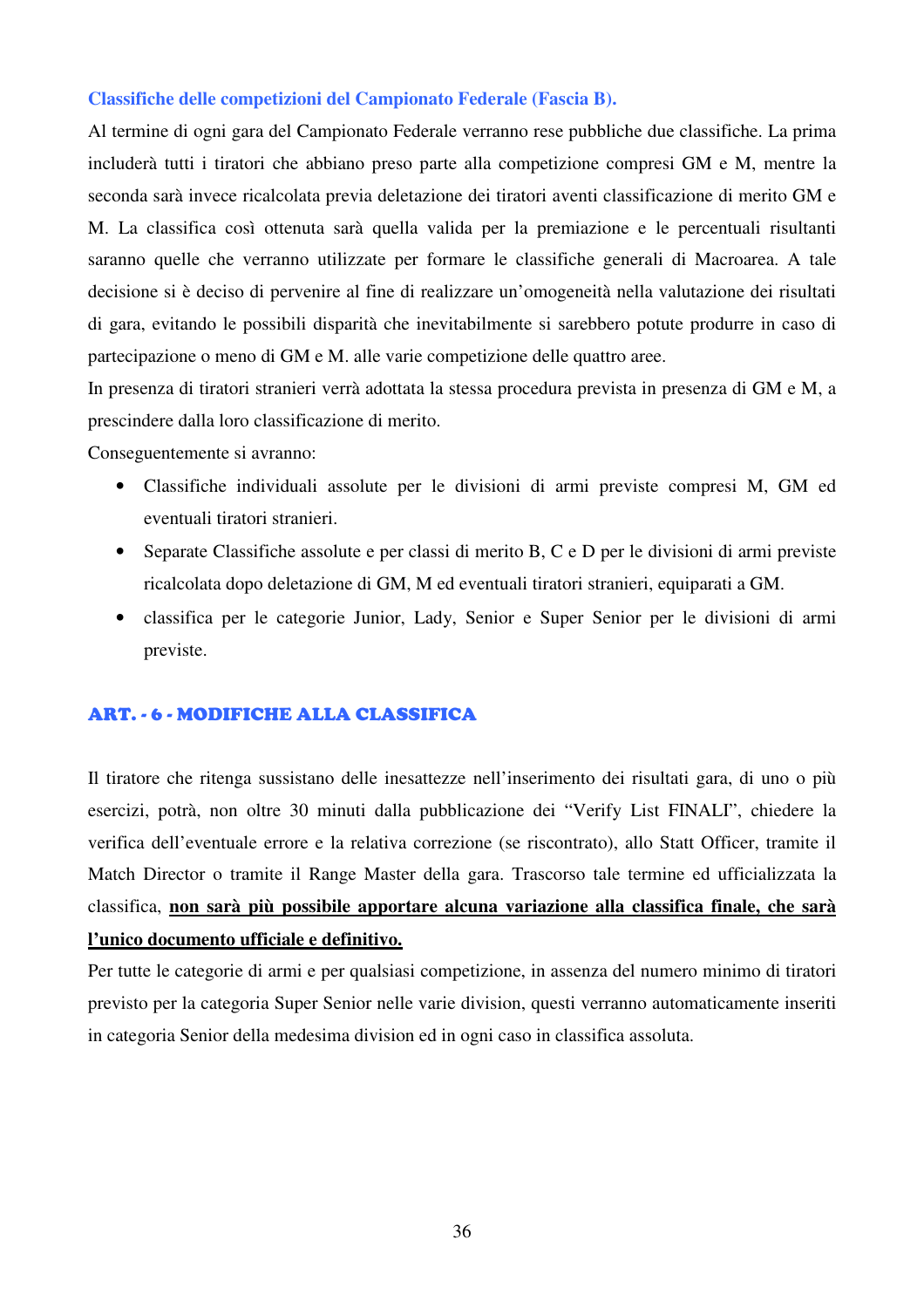### Classifiche delle competizioni del Campionato Federale (Fascia B).

Al termine di ogni gara del Campionato Federale verranno rese pubbliche due classifiche. La prima includerà tutti i tiratori che abbiano preso parte alla competizione compresi GM e M, mentre la seconda sarà invece ricalcolata previa deletazione dei tiratori aventi classificazione di merito GM e M. La classifica così ottenuta sarà quella valida per la premiazione e le percentuali risultanti saranno quelle che verranno utilizzate per formare le classifiche generali di Macroarea. A tale decisione si è deciso di pervenire al fine di realizzare un'omogeneità nella valutazione dei risultati di gara, evitando le possibili disparità che inevitabilmente si sarebbero potute produrre in caso di partecipazione o meno di GM e M. alle varie competizione delle quattro aree.

In presenza di tiratori stranieri verrà adottata la stessa procedura prevista in presenza di GM e M, a prescindere dalla loro classificazione di merito.

Conseguentemente si avranno:

- Classifiche individuali assolute per le divisioni di armi previste compresi M, GM ed eventuali tiratori stranieri.
- Separate Classifiche assolute e per classi di merito B, C e D per le divisioni di armi previste ricalcolata dopo deletazione di GM, M ed eventuali tiratori stranieri, equiparati a GM.
- classifica per le categorie Junior, Lady, Senior e Super Senior per le divisioni di armi previste.

## ART. - 6 - MODIFICHE ALLA CLASSIFICA

Il tiratore che ritenga sussistano delle inesattezze nell'inserimento dei risultati gara, di uno o più esercizi, potrà, non oltre 30 minuti dalla pubblicazione dei "Verify List FINALI", chiedere la verifica dell'eventuale errore e la relativa correzione (se riscontrato), allo Statt Officer, tramite il Match Director o tramite il Range Master della gara. Trascorso tale termine ed ufficializzata la classifica, **<u>non sarà più possibile apportare alcuna variazione alla classifica finale, che sarà l'unico documento ufficiale e definitivo.</u>**

Per tutte le categorie di armi e per qualsiasi competizione, in assenza del numero minimo di tiratori previsto per la categoria Super Senior nelle varie division, questi verranno automaticamente inseriti in categoria Senior della medesima division ed in ogni caso in classifica assoluta.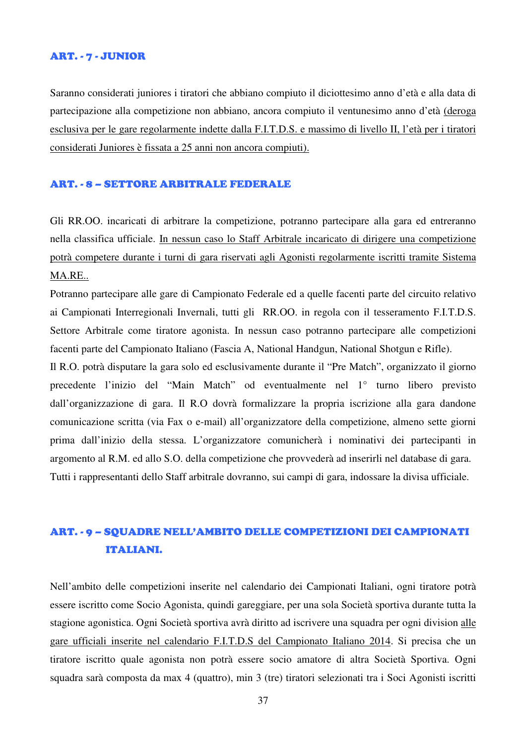## ART. - 7 - JUNIOR

Saranno considerati juniores i tiratori che abbiano compiuto il diciottesimo anno d'età e alla data di partecipazione alla competizione non abbiano, ancora compiuto il ventunesimo anno d'età (deroga esclusiva per le gare regolarmente indette dalla F.I.T.D.S. e massimo di livello II, l'età per i tiratori considerati Juniores è fissata a 25 anni non ancora compiuti).

## ART. - 8 – SETTORE ARBITRALE FEDERALE

Gli RR.OO. incaricati di arbitrare la competizione, potranno partecipare alla gara ed entreranno nella classifica ufficiale. In nessun caso lo Staff Arbitrale incaricato di dirigere una competizione potrà competere durante i turni di gara riservati agli Agonisti regolarmente iscritti tramite Sistema MA.RE..

Potranno partecipare alle gare di Campionato Federale ed a quelle facenti parte del circuito relativo ai Campionati Interregionali Invernali, tutti gli RR.OO. in regola con il tesseramento F.I.T.D.S. Settore Arbitrale come tiratore agonista. In nessun caso potranno partecipare alle competizioni facenti parte del Campionato Italiano (Fascia A, National Handgun, National Shotgun e Rifle).

Il R.O. potrà disputare la gara solo ed esclusivamente durante il "Pre Match", organizzato il giorno precedente l'inizio del "Main Match" od eventualmente nel 1° turno libero previsto dall'organizzazione di gara. Il R.O dovrà formalizzare la propria iscrizione alla gara dandone comunicazione scritta (via Fax o e-mail) all'organizzatore della competizione, almeno sette giorni prima dall'inizio della stessa. L'organizzatore comunicherà i nominativi dei partecipanti in argomento al R.M. ed allo S.O. della competizione che provvederà ad inserirli nel database di gara.

Tutti i rappresentanti dello Staff arbitrale dovranno, sui campi di gara, indossare la divisa ufficiale.

## ART. - 9 – SQUADRE NELL'AMBITO DELLE COMPETIZIONI DEI CAMPIONATI ITALIANI.

Nell'ambito delle competizioni inserite nel calendario dei Campionati Italiani, ogni tiratore potrà essere iscritto come Socio Agonista, quindi gareggiare, per una sola Società sportiva durante tutta la stagione agonistica. Ogni Società sportiva avrà diritto ad iscrivere una squadra per ogni division alle gare ufficiali inserite nel calendario F.I.T.D.S del Campionato Italiano 2014. Si precisa che un tiratore iscritto quale agonista non potrà essere socio amatore di altra Società Sportiva. Ogni squadra sarà composta da max 4 (quattro), min 3 (tre) tiratori selezionati tra i Soci Agonisti iscritti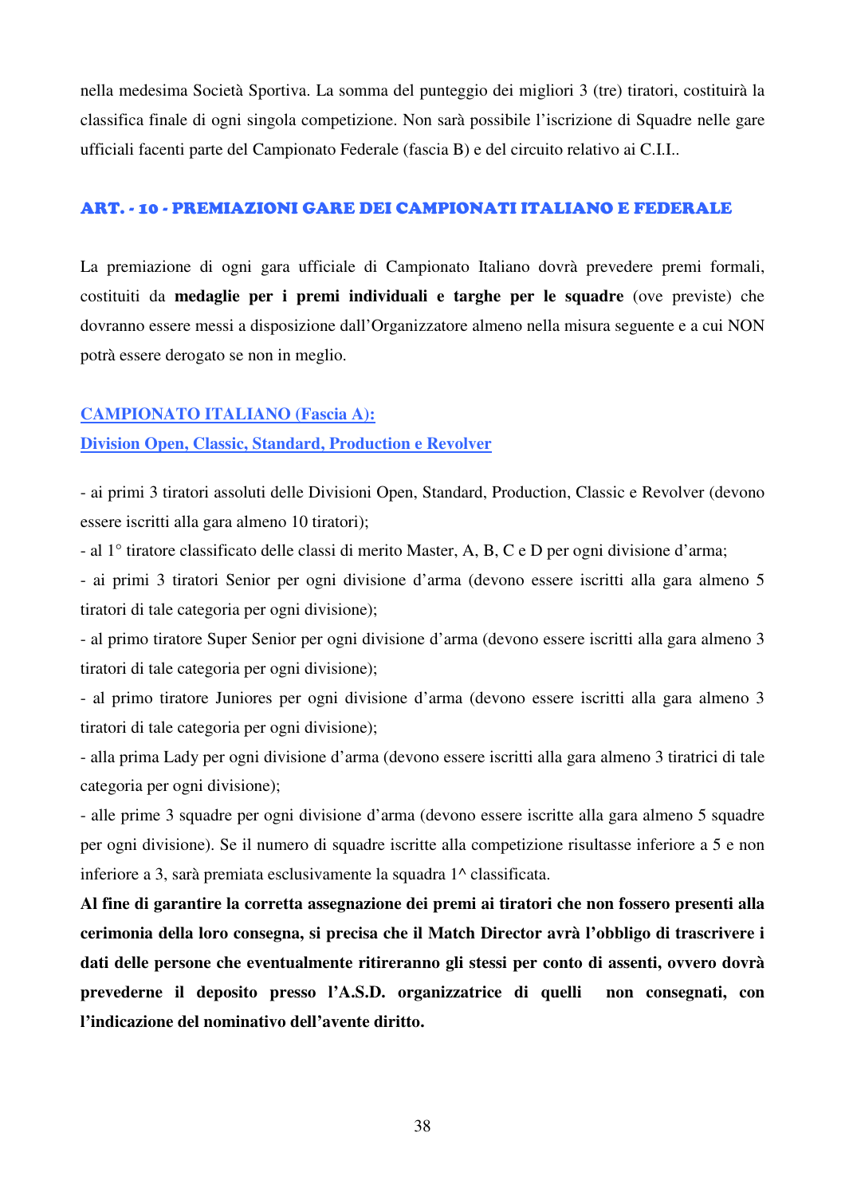nella medesima Società Sportiva. La somma del punteggio dei migliori 3 (tre) tiratori, costituirà la classifica finale di ogni singola competizione. Non sarà possibile l'iscrizione di Squadre nelle gare ufficiali facenti parte del Campionato Federale (fascia B) e del circuito relativo ai C.I.I..

## ART. - 10 - PREMIAZIONI GARE DEI CAMPIONATI ITALIANO E FEDERALE

La premiazione di ogni gara ufficiale di Campionato Italiano dovrà prevedere premi formali, costituiti da **medaglie per i premi individuali e targhe per le squadre** (ove previste) che dovranno essere messi a disposizione dall'Organizzatore almeno nella misura seguente e a cui NON potrà essere derogato se non in meglio.

### CAMPIONATO ITALIANO (Fascia A):
### Division Open, Classic, Standard, Production e Revolver

- ai primi 3 tiratori assoluti delle Divisioni Open, Standard, Production, Classic e Revolver (devono essere iscritti alla gara almeno 10 tiratori);
- al 1° tiratore classificato delle classi di merito Master, A, B, C e D per ogni divisione d'arma;
- ai primi 3 tiratori Senior per ogni divisione d'arma (devono essere iscritti alla gara almeno 5 tiratori di tale categoria per ogni divisione);
- al primo tiratore Super Senior per ogni divisione d'arma (devono essere iscritti alla gara almeno 3 tiratori di tale categoria per ogni divisione);
- al primo tiratore Juniores per ogni divisione d'arma (devono essere iscritti alla gara almeno 3 tiratori di tale categoria per ogni divisione);
- alla prima Lady per ogni divisione d'arma (devono essere iscritti alla gara almeno 3 tiratrici di tale categoria per ogni divisione);
- alle prime 3 squadre per ogni divisione d'arma (devono essere iscritte alla gara almeno 5 squadre per ogni divisione). Se il numero di squadre iscritte alla competizione risultasse inferiore a 5 e non inferiore a 3, sarà premiata esclusivamente la squadra 1^ classificata.

**Al fine di garantire la corretta assegnazione dei premi ai tiratori che non fossero presenti alla cerimonia della loro consegna, si precisa che il Match Director avrà l'obbligo di trascrivere i dati delle persone che eventualmente ritireranno gli stessi per conto di assenti, ovvero dovrà prevederne il deposito presso l'A.S.D. organizzatrice di quelli non consegnati, con l'indicazione del nominativo dell'avente diritto.**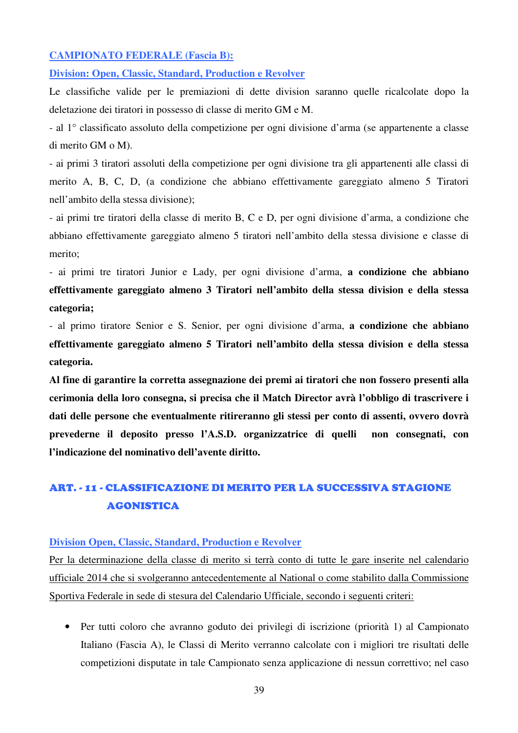**CAMPIONATO FEDERALE (Fascia B):**

**Division: Open, Classic, Standard, Production e Revolver**

Le classifiche valide per le premiazioni di dette division saranno quelle ricalcolate dopo la deletazione dei tiratori in possesso di classe di merito GM e M.

- al 1° classificato assoluto della competizione per ogni divisione d'arma (se appartenente a classe di merito GM o M).
- ai primi 3 tiratori assoluti della competizione per ogni divisione tra gli appartenenti alle classi di merito A, B, C, D, (a condizione che abbiano effettivamente gareggiato almeno 5 Tiratori nell'ambito della stessa divisione);
- ai primi tre tiratori della classe di merito B, C e D, per ogni divisione d'arma, a condizione che abbiano effettivamente gareggiato almeno 5 tiratori nell'ambito della stessa divisione e classe di merito;
- ai primi tre tiratori Junior e Lady, per ogni divisione d'arma, **a condizione che abbiano effettivamente gareggiato almeno 3 Tiratori nell'ambito della stessa division e della stessa categoria;**
- al primo tiratore Senior e S. Senior, per ogni divisione d'arma, **a condizione che abbiano effettivamente gareggiato almeno 5 Tiratori nell'ambito della stessa division e della stessa categoria.**

**Al fine di garantire la corretta assegnazione dei premi ai tiratori che non fossero presenti alla cerimonia della loro consegna, si precisa che il Match Director avrà l'obbligo di trascrivere i dati delle persone che eventualmente ritireranno gli stessi per conto di assenti, ovvero dovrà prevederne il deposito presso l'A.S.D. organizzatrice di quelli non consegnati, con l'indicazione del nominativo dell'avente diritto.**

## ART. - 11 - CLASSIFICAZIONE DI MERITO PER LA SUCCESSIVA STAGIONE AGONISTICA

**Division Open, Classic, Standard, Production e Revolver**

Per la determinazione della classe di merito si terrà conto di tutte le gare inserite nel calendario ufficiale 2014 che si svolgeranno antecedentemente al National o come stabilito dalla Commissione Sportiva Federale in sede di stesura del Calendario Ufficiale, secondo i seguenti criteri:

- Per tutti coloro che avranno goduto dei privilegi di iscrizione (priorità 1) al Campionato Italiano (Fascia A), le Classi di Merito verranno calcolate con i migliori tre risultati delle competizioni disputate in tale Campionato senza applicazione di nessun correttivo; nel caso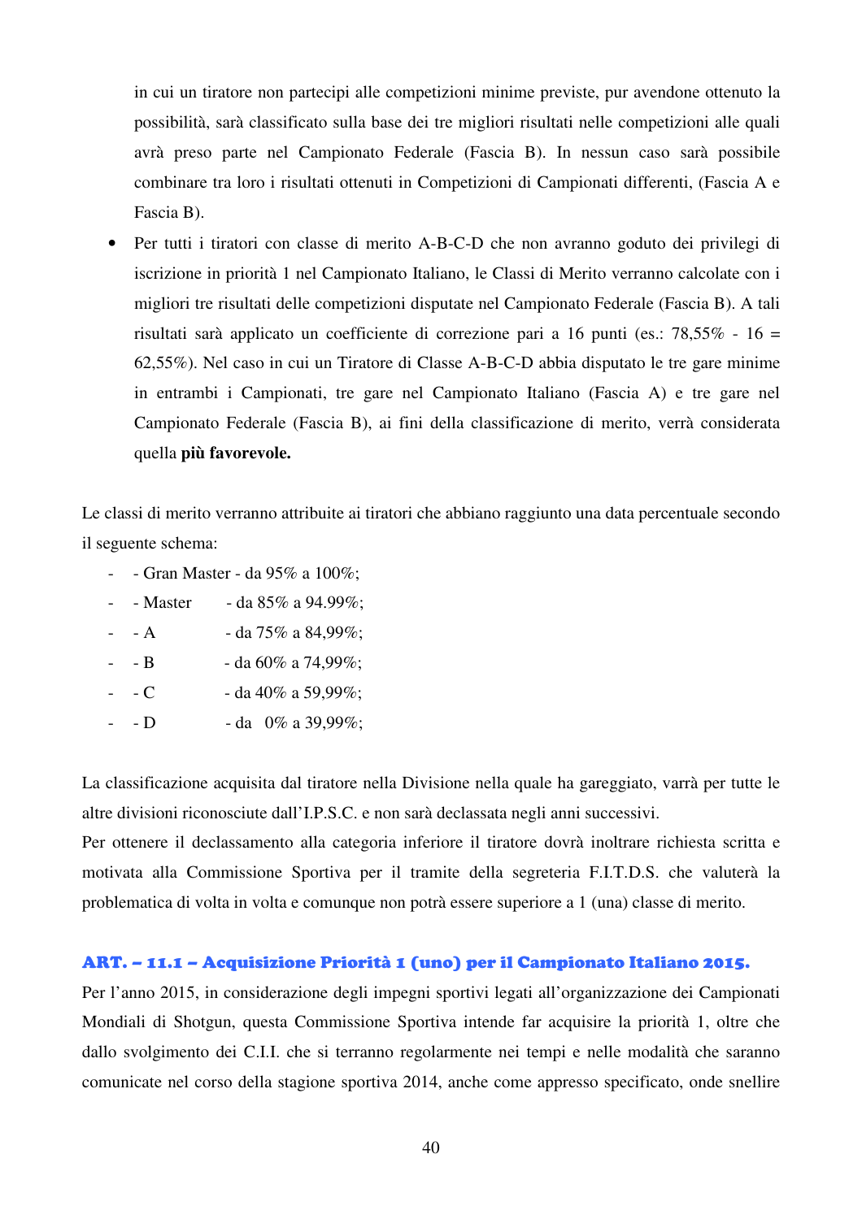in cui un tiratore non partecipi alle competizioni minime previste, pur avendone ottenuto la possibilità, sarà classificato sulla base dei tre migliori risultati nelle competizioni alle quali avrà preso parte nel Campionato Federale (Fascia B). In nessun caso sarà possibile combinare tra loro i risultati ottenuti in Competizioni di Campionati differenti, (Fascia A e Fascia B).

- Per tutti i tiratori con classe di merito A-B-C-D che non avranno goduto dei privilegi di iscrizione in priorità 1 nel Campionato Italiano, le Classi di Merito verranno calcolate con i migliori tre risultati delle competizioni disputate nel Campionato Federale (Fascia B). A tali risultati sarà applicato un coefficiente di correzione pari a 16 punti (es.: 78,55% - 16 = 62,55%). Nel caso in cui un Tiratore di Classe A-B-C-D abbia disputato le tre gare minime in entrambi i Campionati, tre gare nel Campionato Italiano (Fascia A) e tre gare nel Campionato Federale (Fascia B), ai fini della classificazione di merito, verrà considerata quella **più favorevole.**

Le classi di merito verranno attribuite ai tiratori che abbiano raggiunto una data percentuale secondo il seguente schema:

- - Gran Master - da 95% a 100%;
- - Master - da 85% a 94.99%;
- - A - da 75% a 84,99%;
- - B - da 60% a 74,99%;
- - C - da 40% a 59,99%;
- - D - da 0% a 39,99%;

La classificazione acquisita dal tiratore nella Divisione nella quale ha gareggiato, varrà per tutte le altre divisioni riconosciute dall'I.P.S.C. e non sarà declassata negli anni successivi.
Per ottenere il declassamento alla categoria inferiore il tiratore dovrà inoltrare richiesta scritta e motivata alla Commissione Sportiva per il tramite della segreteria F.I.T.D.S. che valuterà la problematica di volta in volta e comunque non potrà essere superiore a 1 (una) classe di merito.

### ART. – 11.1 – Acquisizione Priorità 1 (uno) per il Campionato Italiano 2015.

Per l'anno 2015, in considerazione degli impegni sportivi legati all'organizzazione dei Campionati Mondiali di Shotgun, questa Commissione Sportiva intende far acquisire la priorità 1, oltre che dallo svolgimento dei C.I.I. che si terranno regolarmente nei tempi e nelle modalità che saranno comunicate nel corso della stagione sportiva 2014, anche come appresso specificato, onde snellire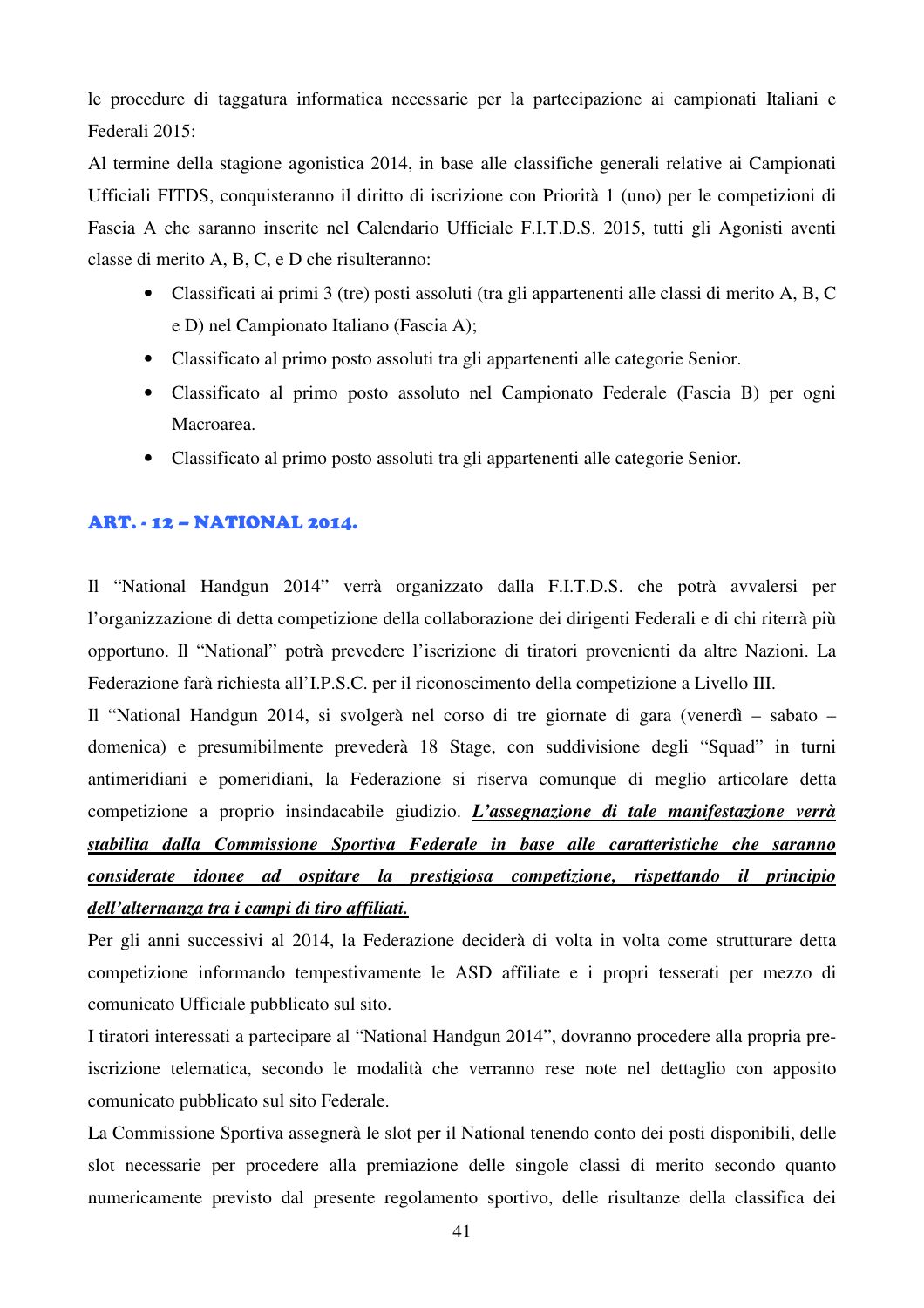le procedure di taggatura informatica necessarie per la partecipazione ai campionati Italiani e Federali 2015:

Al termine della stagione agonistica 2014, in base alle classifiche generali relative ai Campionati Ufficiali FITDS, conquisteranno il diritto di iscrizione con Priorità 1 (uno) per le competizioni di Fascia A che saranno inserite nel Calendario Ufficiale F.I.T.D.S. 2015, tutti gli Agonisti aventi classe di merito A, B, C, e D che risulteranno:

- Classificati ai primi 3 (tre) posti assoluti (tra gli appartenenti alle classi di merito A, B, C e D) nel Campionato Italiano (Fascia A);
- Classificato al primo posto assoluti tra gli appartenenti alle categorie Senior.
- Classificato al primo posto assoluto nel Campionato Federale (Fascia B) per ogni Macroarea.
- Classificato al primo posto assoluti tra gli appartenenti alle categorie Senior.

## ART. - 12 – NATIONAL 2014.

Il "National Handgun 2014" verrà organizzato dalla F.I.T.D.S. che potrà avvalersi per l'organizzazione di detta competizione della collaborazione dei dirigenti Federali e di chi riterrà più opportuno. Il "National" potrà prevedere l'iscrizione di tiratori provenienti da altre Nazioni. La Federazione farà richiesta all'I.P.S.C. per il riconoscimento della competizione a Livello III.

Il "National Handgun 2014, si svolgerà nel corso di tre giornate di gara (venerdì – sabato – domenica) e presumibilmente prevederà 18 Stage, con suddivisione degli "Squad" in turni antimeridiani e pomeridiani, la Federazione si riserva comunque di meglio articolare detta competizione a proprio insindacabile giudizio. ***L'assegnazione di tale manifestazione verrà stabilita dalla Commissione Sportiva Federale in base alle caratteristiche che saranno considerate idonee ad ospitare la prestigiosa competizione, rispettando il principio dell'alternanza tra i campi di tiro affiliati.***

Per gli anni successivi al 2014, la Federazione deciderà di volta in volta come strutturare detta competizione informando tempestivamente le ASD affiliate e i propri tesserati per mezzo di comunicato Ufficiale pubblicato sul sito.

I tiratori interessati a partecipare al "National Handgun 2014", dovranno procedere alla propria pre-iscrizione telematica, secondo le modalità che verranno rese note nel dettaglio con apposito comunicato pubblicato sul sito Federale.

La Commissione Sportiva assegnerà le slot per il National tenendo conto dei posti disponibili, delle slot necessarie per procedere alla premiazione delle singole classi di merito secondo quanto numericamente previsto dal presente regolamento sportivo, delle risultanze della classifica dei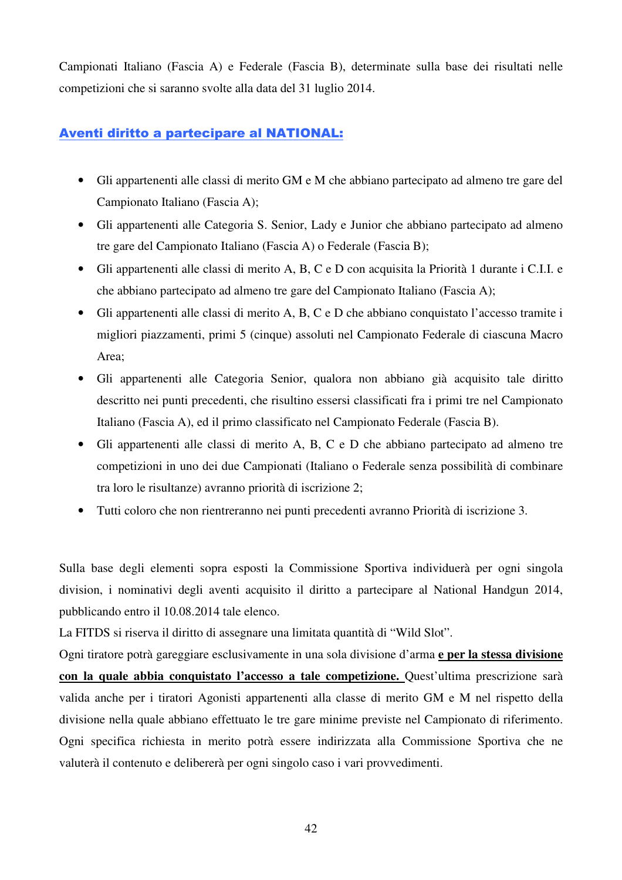Campionati Italiano (Fascia A) e Federale (Fascia B), determinate sulla base dei risultati nelle competizioni che si saranno svolte alla data del 31 luglio 2014.

## Aventi diritto a partecipare al NATIONAL:

- Gli appartenenti alle classi di merito GM e M che abbiano partecipato ad almeno tre gare del Campionato Italiano (Fascia A);
- Gli appartenenti alle Categoria S. Senior, Lady e Junior che abbiano partecipato ad almeno tre gare del Campionato Italiano (Fascia A) o Federale (Fascia B);
- Gli appartenenti alle classi di merito A, B, C e D con acquisita la Priorità 1 durante i C.I.I. e che abbiano partecipato ad almeno tre gare del Campionato Italiano (Fascia A);
- Gli appartenenti alle classi di merito A, B, C e D che abbiano conquistato l'accesso tramite i migliori piazzamenti, primi 5 (cinque) assoluti nel Campionato Federale di ciascuna Macro Area;
- Gli appartenenti alle Categoria Senior, qualora non abbiano già acquisito tale diritto descritto nei punti precedenti, che risultino essersi classificati fra i primi tre nel Campionato Italiano (Fascia A), ed il primo classificato nel Campionato Federale (Fascia B).
- Gli appartenenti alle classi di merito A, B, C e D che abbiano partecipato ad almeno tre competizioni in uno dei due Campionati (Italiano o Federale senza possibilità di combinare tra loro le risultanze) avranno priorità di iscrizione 2;
- Tutti coloro che non rientreranno nei punti precedenti avranno Priorità di iscrizione 3.

Sulla base degli elementi sopra esposti la Commissione Sportiva individuerà per ogni singola division, i nominativi degli aventi acquisito il diritto a partecipare al National Handgun 2014, pubblicando entro il 10.08.2014 tale elenco.

La FITDS si riserva il diritto di assegnare una limitata quantità di "Wild Slot".

Ogni tiratore potrà gareggiare esclusivamente in una sola divisione d'arma **e per la stessa divisione con la quale abbia conquistato l'accesso a tale competizione.** Quest'ultima prescrizione sarà valida anche per i tiratori Agonisti appartenenti alla classe di merito GM e M nel rispetto della divisione nella quale abbiano effettuato le tre gare minime previste nel Campionato di riferimento. Ogni specifica richiesta in merito potrà essere indirizzata alla Commissione Sportiva che ne valuterà il contenuto e delibererà per ogni singolo caso i vari provvedimenti.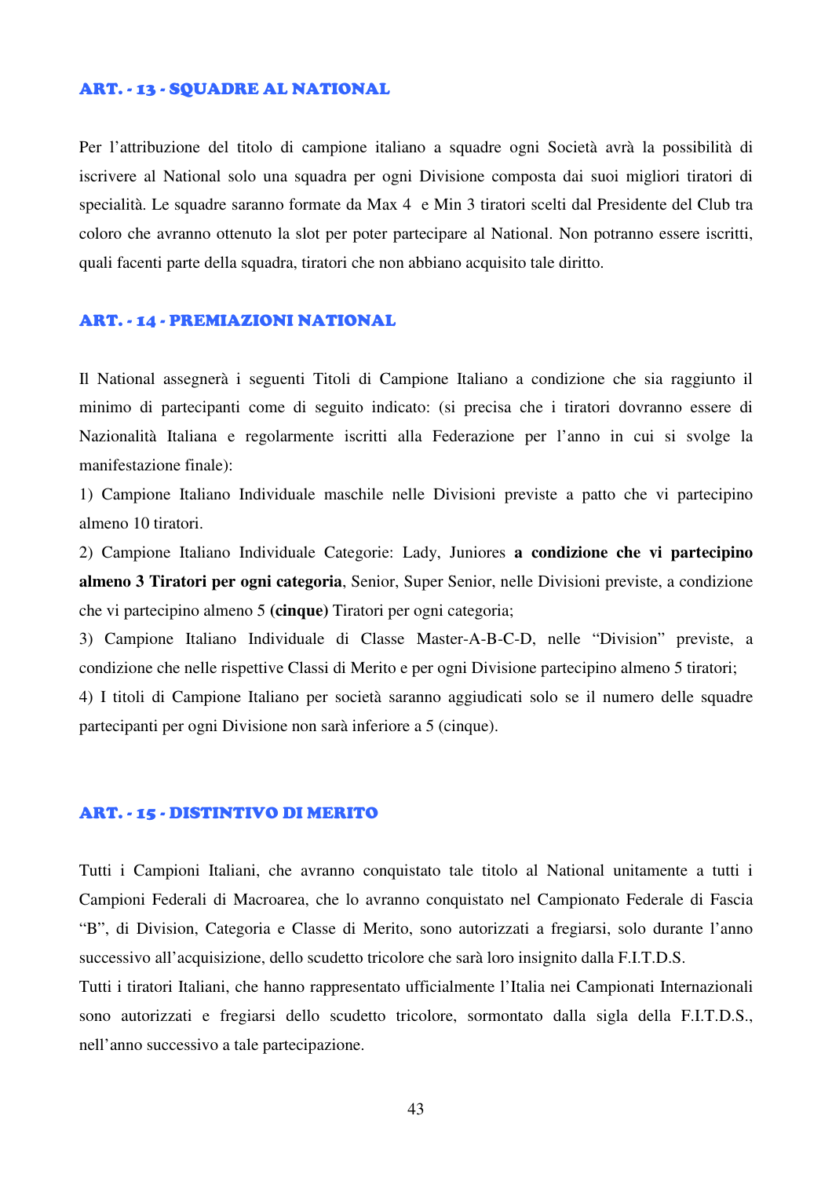## ART. - 13 - SQUADRE AL NATIONAL

Per l'attribuzione del titolo di campione italiano a squadre ogni Società avrà la possibilità di iscrivere al National solo una squadra per ogni Divisione composta dai suoi migliori tiratori di specialità. Le squadre saranno formate da Max 4 e Min 3 tiratori scelti dal Presidente del Club tra coloro che avranno ottenuto la slot per poter partecipare al National. Non potranno essere iscritti, quali facenti parte della squadra, tiratori che non abbiano acquisito tale diritto.

## ART. - 14 - PREMIAZIONI NATIONAL

Il National assegnerà i seguenti Titoli di Campione Italiano a condizione che sia raggiunto il minimo di partecipanti come di seguito indicato: (si precisa che i tiratori dovranno essere di Nazionalità Italiana e regolarmente iscritti alla Federazione per l'anno in cui si svolge la manifestazione finale):

1) Campione Italiano Individuale maschile nelle Divisioni previste a patto che vi partecipino almeno 10 tiratori.

2) Campione Italiano Individuale Categorie: Lady, Juniores **a condizione che vi partecipino almeno 3 Tiratori per ogni categoria**, Senior, Super Senior, nelle Divisioni previste, a condizione che vi partecipino almeno 5 **(cinque)** Tiratori per ogni categoria;

3) Campione Italiano Individuale di Classe Master-A-B-C-D, nelle "Division" previste, a condizione che nelle rispettive Classi di Merito e per ogni Divisione partecipino almeno 5 tiratori;

4) I titoli di Campione Italiano per società saranno aggiudicati solo se il numero delle squadre partecipanti per ogni Divisione non sarà inferiore a 5 (cinque).

## ART. - 15 - DISTINTIVO DI MERITO

Tutti i Campioni Italiani, che avranno conquistato tale titolo al National unitamente a tutti i Campioni Federali di Macroarea, che lo avranno conquistato nel Campionato Federale di Fascia "B", di Division, Categoria e Classe di Merito, sono autorizzati a fregiarsi, solo durante l'anno successivo all'acquisizione, dello scudetto tricolore che sarà loro insignito dalla F.I.T.D.S.

Tutti i tiratori Italiani, che hanno rappresentato ufficialmente l'Italia nei Campionati Internazionali sono autorizzati e fregiarsi dello scudetto tricolore, sormontato dalla sigla della F.I.T.D.S., nell'anno successivo a tale partecipazione.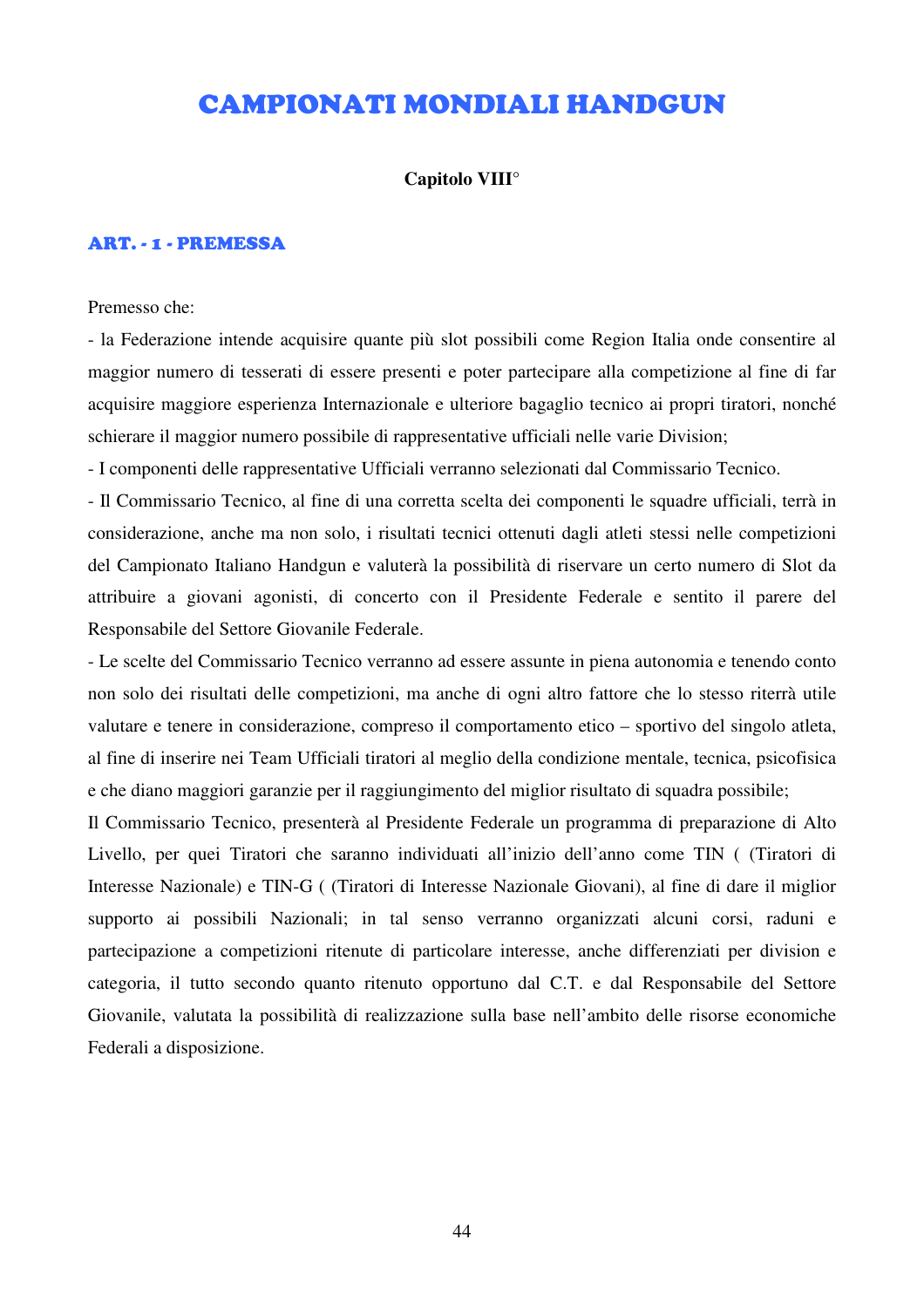# CAMPIONATI MONDIALI HANDGUN

**Capitolo VIII°**

## ART. - 1 - PREMESSA

Premesso che:

- la Federazione intende acquisire quante più slot possibili come Region Italia onde consentire al maggior numero di tesserati di essere presenti e poter partecipare alla competizione al fine di far acquisire maggiore esperienza Internazionale e ulteriore bagaglio tecnico ai propri tiratori, nonché schierare il maggior numero possibile di rappresentative ufficiali nelle varie Division;
- I componenti delle rappresentative Ufficiali verranno selezionati dal Commissario Tecnico.
- Il Commissario Tecnico, al fine di una corretta scelta dei componenti le squadre ufficiali, terrà in considerazione, anche ma non solo, i risultati tecnici ottenuti dagli atleti stessi nelle competizioni del Campionato Italiano Handgun e valuterà la possibilità di riservare un certo numero di Slot da attribuire a giovani agonisti, di concerto con il Presidente Federale e sentito il parere del Responsabile del Settore Giovanile Federale.
- Le scelte del Commissario Tecnico verranno ad essere assunte in piena autonomia e tenendo conto non solo dei risultati delle competizioni, ma anche di ogni altro fattore che lo stesso riterrà utile valutare e tenere in considerazione, compreso il comportamento etico – sportivo del singolo atleta, al fine di inserire nei Team Ufficiali tiratori al meglio della condizione mentale, tecnica, psicofisica e che diano maggiori garanzie per il raggiungimento del miglior risultato di squadra possibile;

Il Commissario Tecnico, presenterà al Presidente Federale un programma di preparazione di Alto Livello, per quei Tiratori che saranno individuati all'inizio dell'anno come TIN ( (Tiratori di Interesse Nazionale) e TIN-G ( (Tiratori di Interesse Nazionale Giovani), al fine di dare il miglior supporto ai possibili Nazionali; in tal senso verranno organizzati alcuni corsi, raduni e partecipazione a competizioni ritenute di particolare interesse, anche differenziati per division e categoria, il tutto secondo quanto ritenuto opportuno dal C.T. e dal Responsabile del Settore Giovanile, valutata la possibilità di realizzazione sulla base nell'ambito delle risorse economiche Federali a disposizione.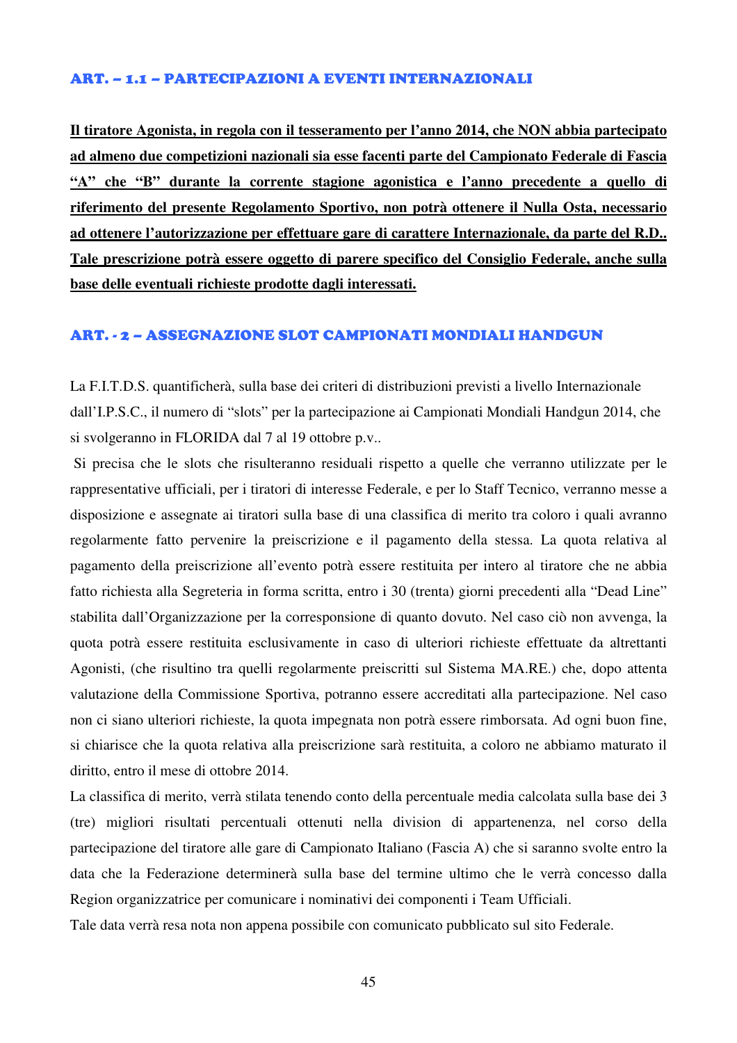### ART. – 1.1 – PARTECIPAZIONI A EVENTI INTERNAZIONALI

**Il tiratore Agonista, in regola con il tesseramento per l'anno 2014, che NON abbia partecipato ad almeno due competizioni nazionali sia esse facenti parte del Campionato Federale di Fascia "A" che "B" durante la corrente stagione agonistica e l'anno precedente a quello di riferimento del presente Regolamento Sportivo, non potrà ottenere il Nulla Osta, necessario ad ottenere l'autorizzazione per effettuare gare di carattere Internazionale, da parte del R.D.. Tale prescrizione potrà essere oggetto di parere specifico del Consiglio Federale, anche sulla base delle eventuali richieste prodotte dagli interessati.**

### ART. - 2 – ASSEGNAZIONE SLOT CAMPIONATI MONDIALI HANDGUN

La F.I.T.D.S. quantificherà, sulla base dei criteri di distribuzioni previsti a livello Internazionale dall'I.P.S.C., il numero di "slots" per la partecipazione ai Campionati Mondiali Handgun 2014, che si svolgeranno in FLORIDA dal 7 al 19 ottobre p.v..

Si precisa che le slots che risulteranno residuali rispetto a quelle che verranno utilizzate per le rappresentative ufficiali, per i tiratori di interesse Federale, e per lo Staff Tecnico, verranno messe a disposizione e assegnate ai tiratori sulla base di una classifica di merito tra coloro i quali avranno regolarmente fatto pervenire la preiscrizione e il pagamento della stessa. La quota relativa al pagamento della preiscrizione all'evento potrà essere restituita per intero al tiratore che ne abbia fatto richiesta alla Segreteria in forma scritta, entro i 30 (trenta) giorni precedenti alla "Dead Line" stabilita dall'Organizzazione per la corresponsione di quanto dovuto. Nel caso ciò non avvenga, la quota potrà essere restituita esclusivamente in caso di ulteriori richieste effettuate da altrettanti Agonisti, (che risultino tra quelli regolarmente preiscritti sul Sistema MA.RE.) che, dopo attenta valutazione della Commissione Sportiva, potranno essere accreditati alla partecipazione. Nel caso non ci siano ulteriori richieste, la quota impegnata non potrà essere rimborsata. Ad ogni buon fine, si chiarisce che la quota relativa alla preiscrizione sarà restituita, a coloro ne abbiamo maturato il diritto, entro il mese di ottobre 2014.

La classifica di merito, verrà stilata tenendo conto della percentuale media calcolata sulla base dei 3 (tre) migliori risultati percentuali ottenuti nella division di appartenenza, nel corso della partecipazione del tiratore alle gare di Campionato Italiano (Fascia A) che si saranno svolte entro la data che la Federazione determinerà sulla base del termine ultimo che le verrà concesso dalla Region organizzatrice per comunicare i nominativi dei componenti i Team Ufficiali.

Tale data verrà resa nota non appena possibile con comunicato pubblicato sul sito Federale.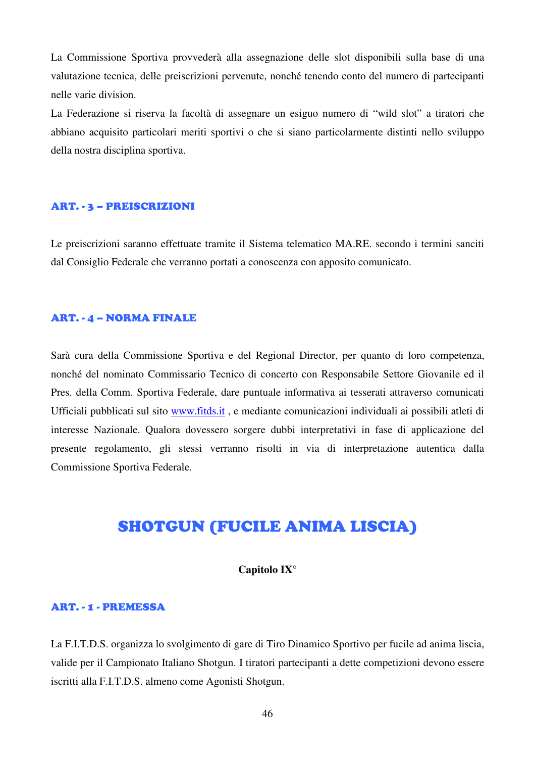La Commissione Sportiva provvederà alla assegnazione delle slot disponibili sulla base di una valutazione tecnica, delle preiscrizioni pervenute, nonché tenendo conto del numero di partecipanti nelle varie division.

La Federazione si riserva la facoltà di assegnare un esiguo numero di "wild slot" a tiratori che abbiano acquisito particolari meriti sportivi o che si siano particolarmente distinti nello sviluppo della nostra disciplina sportiva.

### ART. - 3 – PREISCRIZIONI

Le preiscrizioni saranno effettuate tramite il Sistema telematico MA.RE. secondo i termini sanciti dal Consiglio Federale che verranno portati a conoscenza con apposito comunicato.

### ART. - 4 – NORMA FINALE

Sarà cura della Commissione Sportiva e del Regional Director, per quanto di loro competenza, nonché del nominato Commissario Tecnico di concerto con Responsabile Settore Giovanile ed il Pres. della Comm. Sportiva Federale, dare puntuale informativa ai tesserati attraverso comunicati Ufficiali pubblicati sul sito www.fitds.it , e mediante comunicazioni individuali ai possibili atleti di interesse Nazionale. Qualora dovessero sorgere dubbi interpretativi in fase di applicazione del presente regolamento, gli stessi verranno risolti in via di interpretazione autentica dalla Commissione Sportiva Federale.

# SHOTGUN (FUCILE ANIMA LISCIA)

**Capitolo IX°**

### ART. - 1 - PREMESSA

La F.I.T.D.S. organizza lo svolgimento di gare di Tiro Dinamico Sportivo per fucile ad anima liscia, valide per il Campionato Italiano Shotgun. I tiratori partecipanti a dette competizioni devono essere iscritti alla F.I.T.D.S. almeno come Agonisti Shotgun.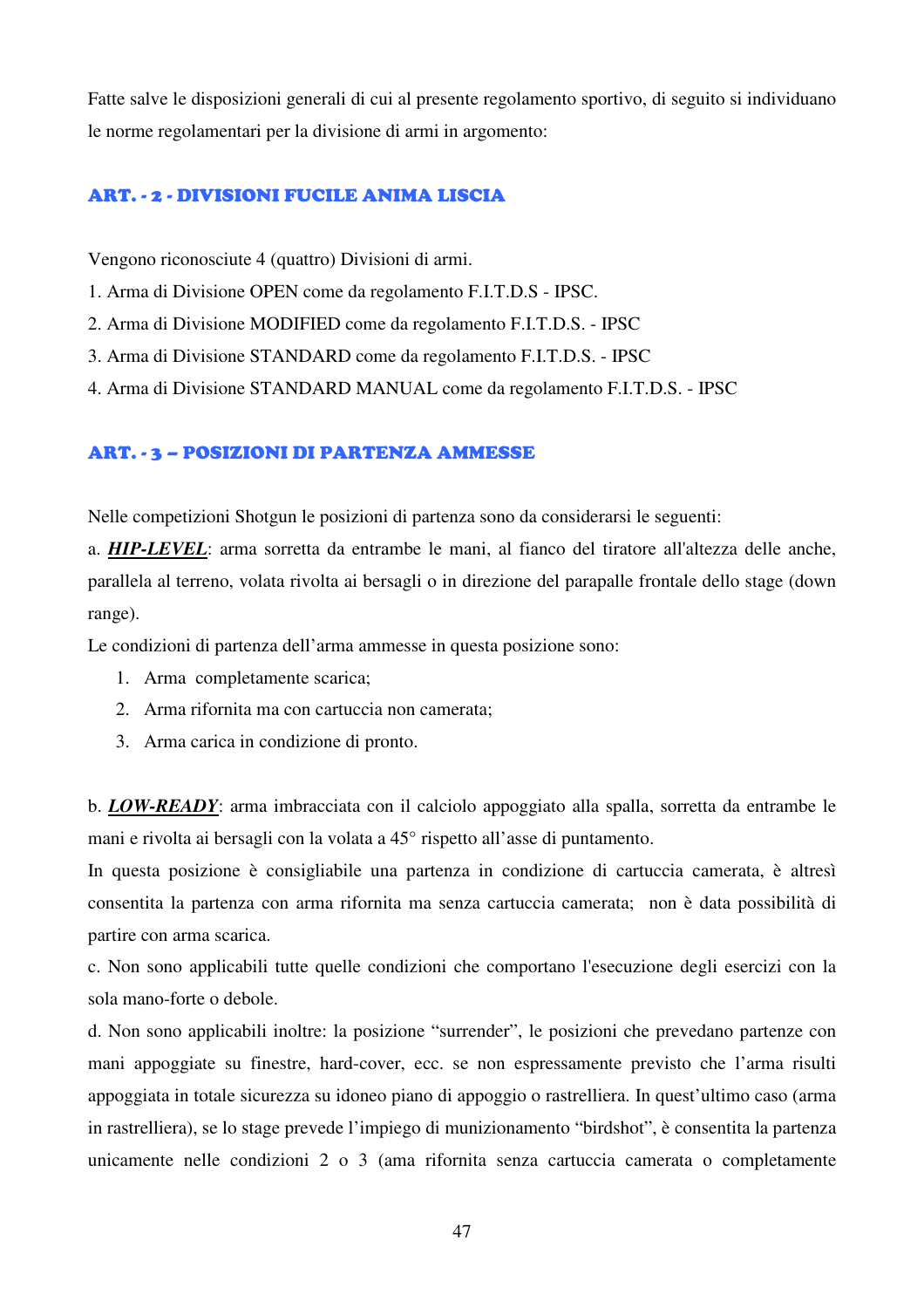Fatte salve le disposizioni generali di cui al presente regolamento sportivo, di seguito si individuano le norme regolamentari per la divisione di armi in argomento:

## ART. - 2 - DIVISIONI FUCILE ANIMA LISCIA

Vengono riconosciute 4 (quattro) Divisioni di armi.

1. Arma di Divisione OPEN come da regolamento F.I.T.D.S - IPSC.
2. Arma di Divisione MODIFIED come da regolamento F.I.T.D.S. - IPSC
3. Arma di Divisione STANDARD come da regolamento F.I.T.D.S. - IPSC
4. Arma di Divisione STANDARD MANUAL come da regolamento F.I.T.D.S. - IPSC

## ART. - 3 – POSIZIONI DI PARTENZA AMMESSE

Nelle competizioni Shotgun le posizioni di partenza sono da considerarsi le seguenti:

a. ***HIP-LEVEL***: arma sorretta da entrambe le mani, al fianco del tiratore all'altezza delle anche, parallela al terreno, volata rivolta ai bersagli o in direzione del parapalle frontale dello stage (down range).

Le condizioni di partenza dell'arma ammesse in questa posizione sono:

1. Arma completamente scarica;
2. Arma rifornita ma con cartuccia non camerata;
3. Arma carica in condizione di pronto.

b. ***LOW-READY***: arma imbracciata con il calciolo appoggiato alla spalla, sorretta da entrambe le mani e rivolta ai bersagli con la volata a 45° rispetto all'asse di puntamento.

In questa posizione è consigliabile una partenza in condizione di cartuccia camerata, è altresì consentita la partenza con arma rifornita ma senza cartuccia camerata; non è data possibilità di partire con arma scarica.

c. Non sono applicabili tutte quelle condizioni che comportano l'esecuzione degli esercizi con la sola mano-forte o debole.

d. Non sono applicabili inoltre: la posizione "surrender", le posizioni che prevedano partenze con mani appoggiate su finestre, hard-cover, ecc. se non espressamente previsto che l'arma risulti appoggiata in totale sicurezza su idoneo piano di appoggio o rastrelliera. In quest'ultimo caso (arma in rastrelliera), se lo stage prevede l'impiego di munizionamento "birdshot", è consentita la partenza unicamente nelle condizioni 2 o 3 (ama rifornita senza cartuccia camerata o completamente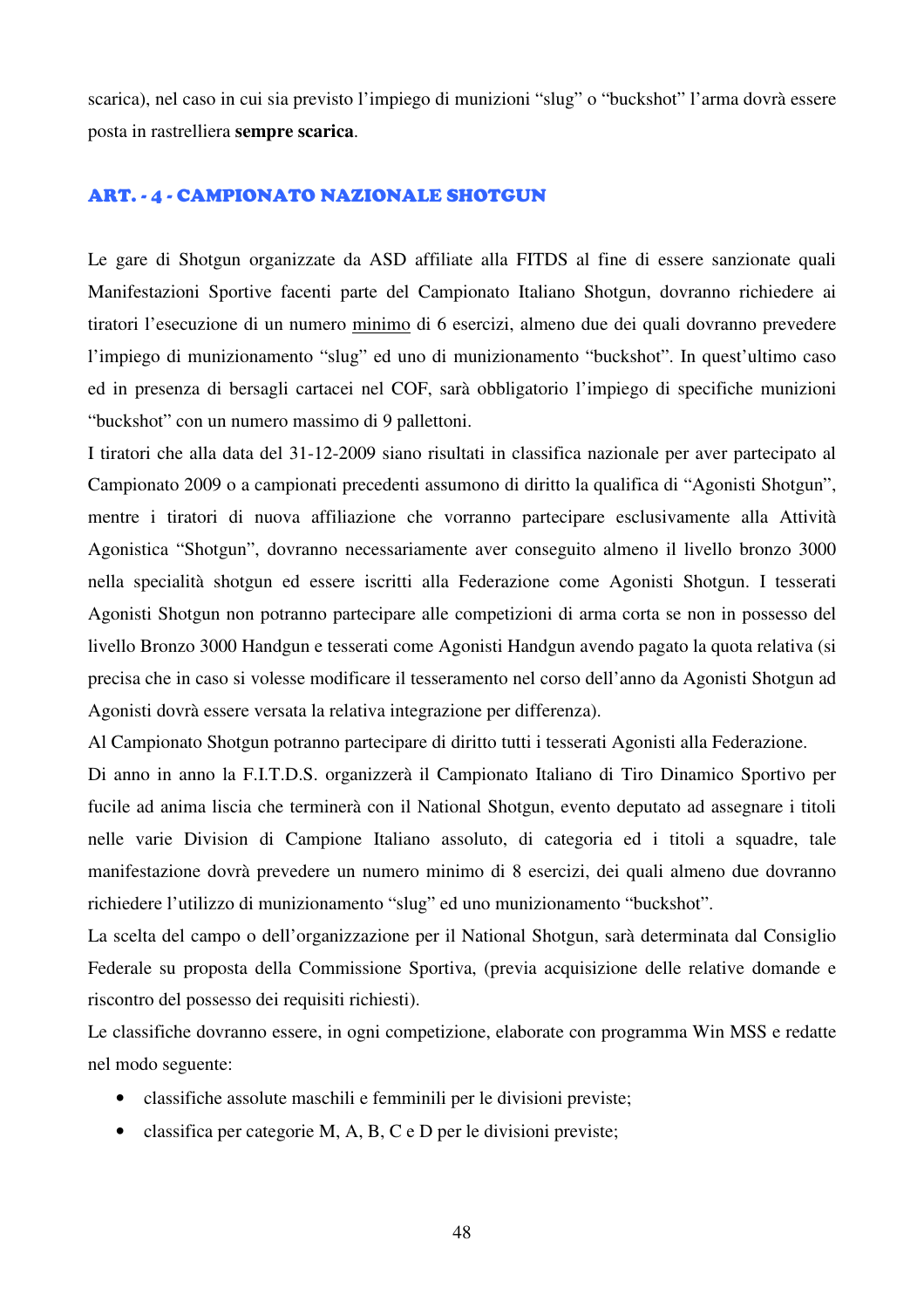scarica), nel caso in cui sia previsto l'impiego di munizioni "slug" o "buckshot" l'arma dovrà essere posta in rastrelliera **sempre scarica**.

## ART. - 4 - CAMPIONATO NAZIONALE SHOTGUN

Le gare di Shotgun organizzate da ASD affiliate alla FITDS al fine di essere sanzionate quali Manifestazioni Sportive facenti parte del Campionato Italiano Shotgun, dovranno richiedere ai tiratori l'esecuzione di un numero <u>minimo</u> di 6 esercizi, almeno due dei quali dovranno prevedere l'impiego di munizionamento "slug" ed uno di munizionamento "buckshot". In quest'ultimo caso ed in presenza di bersagli cartacei nel COF, sarà obbligatorio l'impiego di specifiche munizioni "buckshot" con un numero massimo di 9 pallettoni.

I tiratori che alla data del 31-12-2009 siano risultati in classifica nazionale per aver partecipato al Campionato 2009 o a campionati precedenti assumono di diritto la qualifica di "Agonisti Shotgun", mentre i tiratori di nuova affiliazione che vorranno partecipare esclusivamente alla Attività Agonistica "Shotgun", dovranno necessariamente aver conseguito almeno il livello bronzo 3000 nella specialità shotgun ed essere iscritti alla Federazione come Agonisti Shotgun. I tesserati Agonisti Shotgun non potranno partecipare alle competizioni di arma corta se non in possesso del livello Bronzo 3000 Handgun e tesserati come Agonisti Handgun avendo pagato la quota relativa (si precisa che in caso si volesse modificare il tesseramento nel corso dell'anno da Agonisti Shotgun ad Agonisti dovrà essere versata la relativa integrazione per differenza).

Al Campionato Shotgun potranno partecipare di diritto tutti i tesserati Agonisti alla Federazione.

Di anno in anno la F.I.T.D.S. organizzerà il Campionato Italiano di Tiro Dinamico Sportivo per fucile ad anima liscia che terminerà con il National Shotgun, evento deputato ad assegnare i titoli nelle varie Division di Campione Italiano assoluto, di categoria ed i titoli a squadre, tale manifestazione dovrà prevedere un numero minimo di 8 esercizi, dei quali almeno due dovranno richiedere l'utilizzo di munizionamento "slug" ed uno munizionamento "buckshot".

La scelta del campo o dell'organizzazione per il National Shotgun, sarà determinata dal Consiglio Federale su proposta della Commissione Sportiva, (previa acquisizione delle relative domande e riscontro del possesso dei requisiti richiesti).

Le classifiche dovranno essere, in ogni competizione, elaborate con programma Win MSS e redatte nel modo seguente:

- classifiche assolute maschili e femminili per le divisioni previste;
- classifica per categorie M, A, B, C e D per le divisioni previste;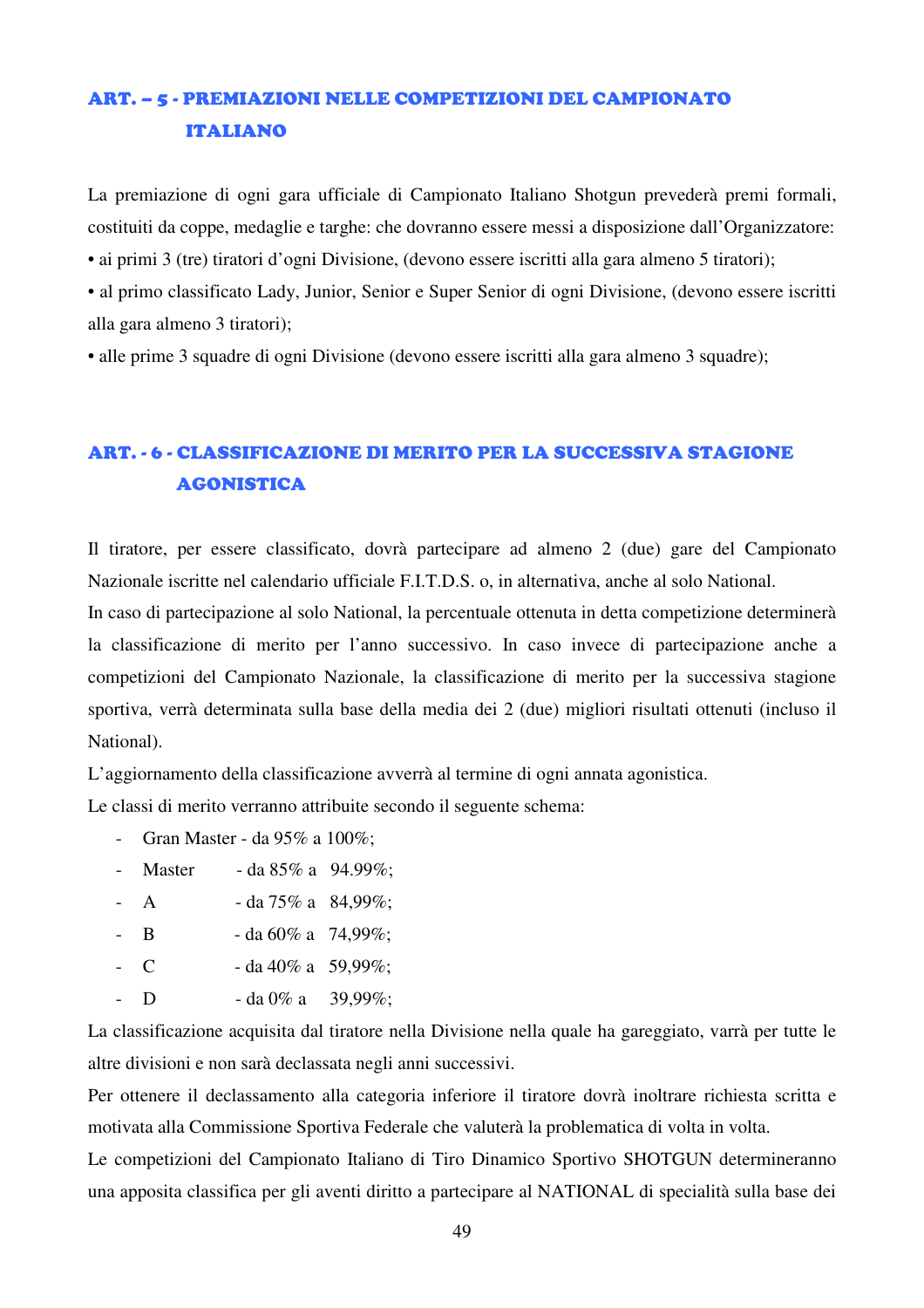## ART. – 5 - PREMIAZIONI NELLE COMPETIZIONI DEL CAMPIONATO ITALIANO

La premiazione di ogni gara ufficiale di Campionato Italiano Shotgun prevederà premi formali, costituiti da coppe, medaglie e targhe: che dovranno essere messi a disposizione dall'Organizzatore:

- ai primi 3 (tre) tiratori d'ogni Divisione, (devono essere iscritti alla gara almeno 5 tiratori);
- al primo classificato Lady, Junior, Senior e Super Senior di ogni Divisione, (devono essere iscritti alla gara almeno 3 tiratori);
- alle prime 3 squadre di ogni Divisione (devono essere iscritti alla gara almeno 3 squadre);

## ART. - 6 - CLASSIFICAZIONE DI MERITO PER LA SUCCESSIVA STAGIONE AGONISTICA

Il tiratore, per essere classificato, dovrà partecipare ad almeno 2 (due) gare del Campionato Nazionale iscritte nel calendario ufficiale F.I.T.D.S. o, in alternativa, anche al solo National.

In caso di partecipazione al solo National, la percentuale ottenuta in detta competizione determinerà la classificazione di merito per l'anno successivo. In caso invece di partecipazione anche a competizioni del Campionato Nazionale, la classificazione di merito per la successiva stagione sportiva, verrà determinata sulla base della media dei 2 (due) migliori risultati ottenuti (incluso il National).

L'aggiornamento della classificazione avverrà al termine di ogni annata agonistica.

Le classi di merito verranno attribuite secondo il seguente schema:

- Gran Master - da 95% a 100%;
- Master - da 85% a 94.99%;
- A - da 75% a 84,99%;
- B - da 60% a 74,99%;
- C - da 40% a 59,99%;
- D - da 0% a 39,99%;

La classificazione acquisita dal tiratore nella Divisione nella quale ha gareggiato, varrà per tutte le altre divisioni e non sarà declassata negli anni successivi.

Per ottenere il declassamento alla categoria inferiore il tiratore dovrà inoltrare richiesta scritta e motivata alla Commissione Sportiva Federale che valuterà la problematica di volta in volta.

Le competizioni del Campionato Italiano di Tiro Dinamico Sportivo SHOTGUN determineranno una apposita classifica per gli aventi diritto a partecipare al NATIONAL di specialità sulla base dei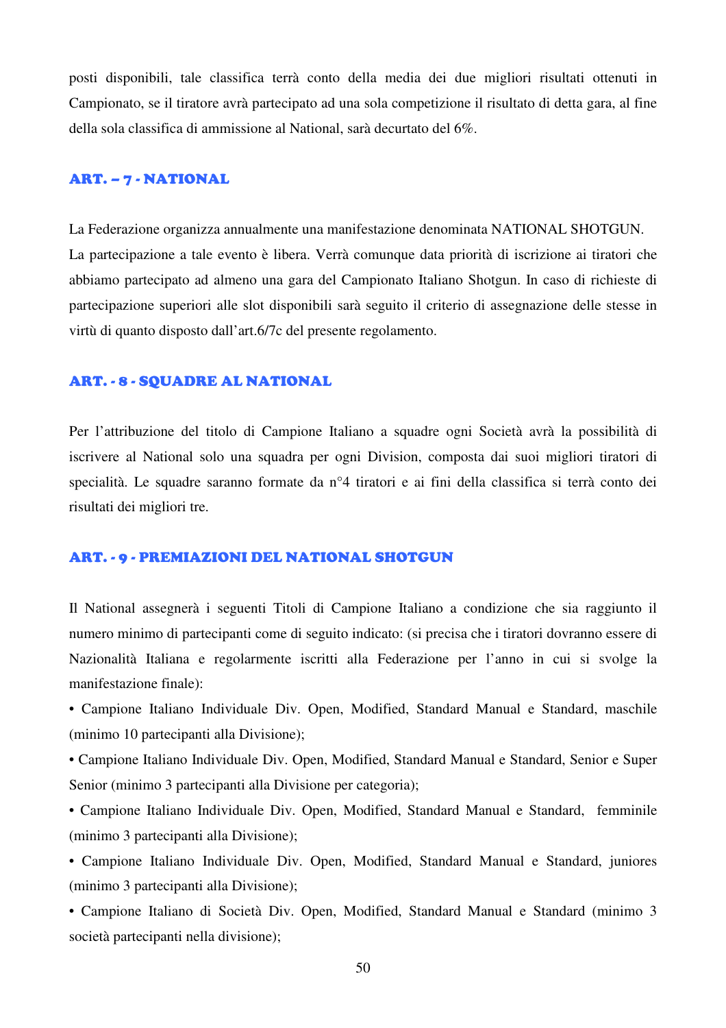posti disponibili, tale classifica terrà conto della media dei due migliori risultati ottenuti in Campionato, se il tiratore avrà partecipato ad una sola competizione il risultato di detta gara, al fine della sola classifica di ammissione al National, sarà decurtato del 6%.

## ART. – 7 - NATIONAL

La Federazione organizza annualmente una manifestazione denominata NATIONAL SHOTGUN.
La partecipazione a tale evento è libera. Verrà comunque data priorità di iscrizione ai tiratori che abbiamo partecipato ad almeno una gara del Campionato Italiano Shotgun. In caso di richieste di partecipazione superiori alle slot disponibili sarà seguito il criterio di assegnazione delle stesse in virtù di quanto disposto dall'art.6/7c del presente regolamento.

## ART. - 8 - SQUADRE AL NATIONAL

Per l'attribuzione del titolo di Campione Italiano a squadre ogni Società avrà la possibilità di iscrivere al National solo una squadra per ogni Division, composta dai suoi migliori tiratori di specialità. Le squadre saranno formate da n°4 tiratori e ai fini della classifica si terrà conto dei risultati dei migliori tre.

## ART. - 9 - PREMIAZIONI DEL NATIONAL SHOTGUN

Il National assegnerà i seguenti Titoli di Campione Italiano a condizione che sia raggiunto il numero minimo di partecipanti come di seguito indicato: (si precisa che i tiratori dovranno essere di Nazionalità Italiana e regolarmente iscritti alla Federazione per l'anno in cui si svolge la manifestazione finale):

- Campione Italiano Individuale Div. Open, Modified, Standard Manual e Standard, maschile (minimo 10 partecipanti alla Divisione);
- Campione Italiano Individuale Div. Open, Modified, Standard Manual e Standard, Senior e Super Senior (minimo 3 partecipanti alla Divisione per categoria);
- Campione Italiano Individuale Div. Open, Modified, Standard Manual e Standard, femminile (minimo 3 partecipanti alla Divisione);
- Campione Italiano Individuale Div. Open, Modified, Standard Manual e Standard, juniores (minimo 3 partecipanti alla Divisione);
- Campione Italiano di Società Div. Open, Modified, Standard Manual e Standard (minimo 3 società partecipanti nella divisione);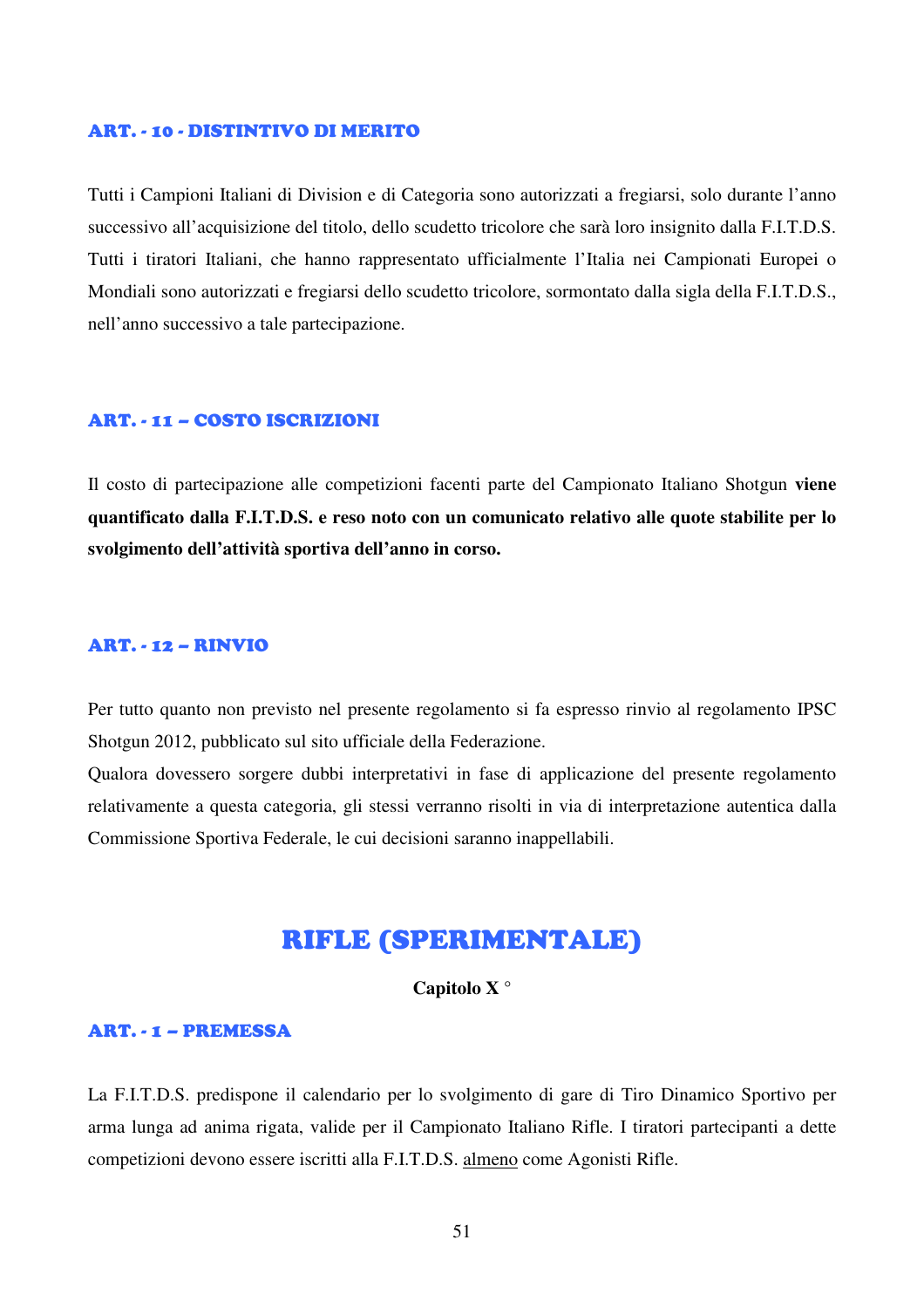### ART. - 10 - DISTINTIVO DI MERITO

Tutti i Campioni Italiani di Division e di Categoria sono autorizzati a fregiarsi, solo durante l'anno successivo all'acquisizione del titolo, dello scudetto tricolore che sarà loro insignito dalla F.I.T.D.S. Tutti i tiratori Italiani, che hanno rappresentato ufficialmente l'Italia nei Campionati Europei o Mondiali sono autorizzati e fregiarsi dello scudetto tricolore, sormontato dalla sigla della F.I.T.D.S., nell'anno successivo a tale partecipazione.

### ART. - 11 – COSTO ISCRIZIONI

Il costo di partecipazione alle competizioni facenti parte del Campionato Italiano Shotgun **viene quantificato dalla F.I.T.D.S. e reso noto con un comunicato relativo alle quote stabilite per lo svolgimento dell'attività sportiva dell'anno in corso.**

### ART. - 12 – RINVIO

Per tutto quanto non previsto nel presente regolamento si fa espresso rinvio al regolamento IPSC Shotgun 2012, pubblicato sul sito ufficiale della Federazione.
Qualora dovessero sorgere dubbi interpretativi in fase di applicazione del presente regolamento relativamente a questa categoria, gli stessi verranno risolti in via di interpretazione autentica dalla Commissione Sportiva Federale, le cui decisioni saranno inappellabili.

## RIFLE (SPERIMENTALE)

**Capitolo X °**

### ART. - 1 – PREMESSA

La F.I.T.D.S. predispone il calendario per lo svolgimento di gare di Tiro Dinamico Sportivo per arma lunga ad anima rigata, valide per il Campionato Italiano Rifle. I tiratori partecipanti a dette competizioni devono essere iscritti alla F.I.T.D.S. <u>almeno</u> come Agonisti Rifle.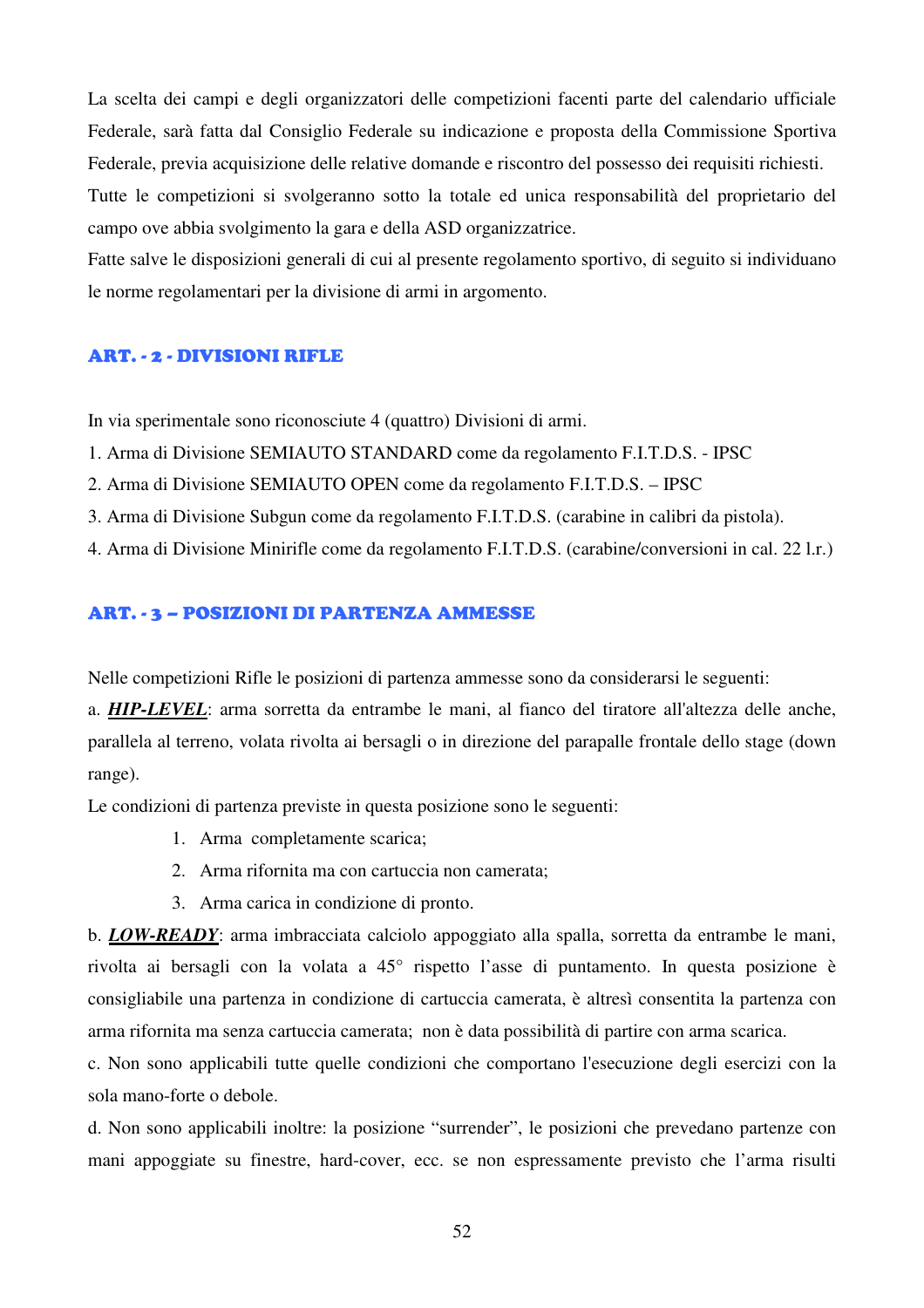La scelta dei campi e degli organizzatori delle competizioni facenti parte del calendario ufficiale Federale, sarà fatta dal Consiglio Federale su indicazione e proposta della Commissione Sportiva Federale, previa acquisizione delle relative domande e riscontro del possesso dei requisiti richiesti.

Tutte le competizioni si svolgeranno sotto la totale ed unica responsabilità del proprietario del campo ove abbia svolgimento la gara e della ASD organizzatrice.

Fatte salve le disposizioni generali di cui al presente regolamento sportivo, di seguito si individuano le norme regolamentari per la divisione di armi in argomento.

## ART. - 2 - DIVISIONI RIFLE

In via sperimentale sono riconosciute 4 (quattro) Divisioni di armi.

1. Arma di Divisione SEMIAUTO STANDARD come da regolamento F.I.T.D.S. - IPSC
2. Arma di Divisione SEMIAUTO OPEN come da regolamento F.I.T.D.S. – IPSC
3. Arma di Divisione Subgun come da regolamento F.I.T.D.S. (carabine in calibri da pistola).
4. Arma di Divisione Minirifle come da regolamento F.I.T.D.S. (carabine/conversioni in cal. 22 l.r.)

## ART. - 3 – POSIZIONI DI PARTENZA AMMESSE

Nelle competizioni Rifle le posizioni di partenza ammesse sono da considerarsi le seguenti:

a. ***HIP-LEVEL***: arma sorretta da entrambe le mani, al fianco del tiratore all'altezza delle anche, parallela al terreno, volata rivolta ai bersagli o in direzione del parapalle frontale dello stage (down range).

Le condizioni di partenza previste in questa posizione sono le seguenti:

1. Arma completamente scarica;
2. Arma rifornita ma con cartuccia non camerata;
3. Arma carica in condizione di pronto.

b. ***LOW-READY***: arma imbracciata calciolo appoggiato alla spalla, sorretta da entrambe le mani, rivolta ai bersagli con la volata a 45° rispetto l'asse di puntamento. In questa posizione è consigliabile una partenza in condizione di cartuccia camerata, è altresì consentita la partenza con arma rifornita ma senza cartuccia camerata; non è data possibilità di partire con arma scarica.

c. Non sono applicabili tutte quelle condizioni che comportano l'esecuzione degli esercizi con la sola mano-forte o debole.

d. Non sono applicabili inoltre: la posizione "surrender", le posizioni che prevedano partenze con mani appoggiate su finestre, hard-cover, ecc. se non espressamente previsto che l'arma risulti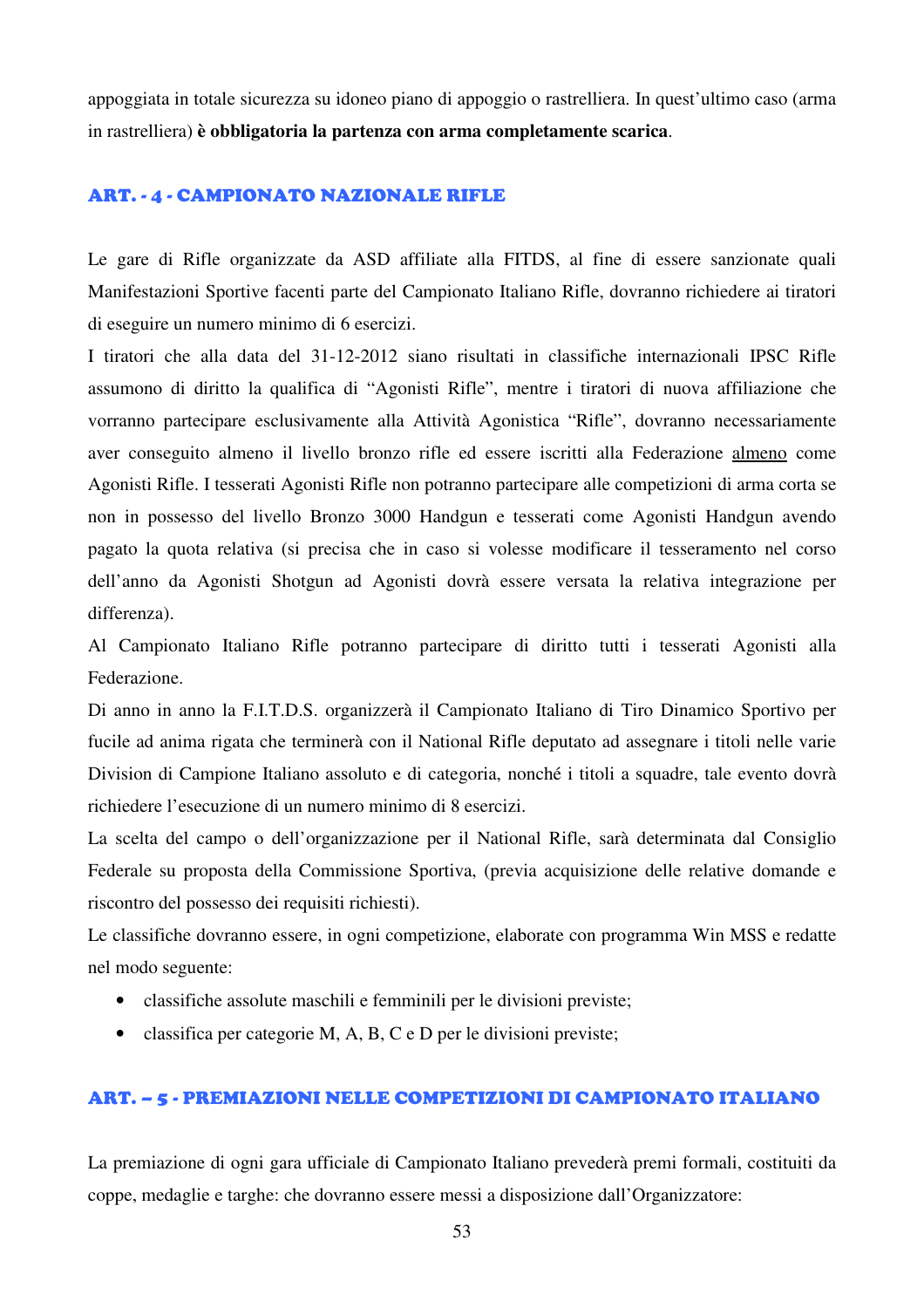appoggiata in totale sicurezza su idoneo piano di appoggio o rastrelliera. In quest'ultimo caso (arma in rastrelliera) **è obbligatoria la partenza con arma completamente scarica**.

## ART. - 4 - CAMPIONATO NAZIONALE RIFLE

Le gare di Rifle organizzate da ASD affiliate alla FITDS, al fine di essere sanzionate quali Manifestazioni Sportive facenti parte del Campionato Italiano Rifle, dovranno richiedere ai tiratori di eseguire un numero minimo di 6 esercizi.

I tiratori che alla data del 31-12-2012 siano risultati in classifiche internazionali IPSC Rifle assumono di diritto la qualifica di "Agonisti Rifle", mentre i tiratori di nuova affiliazione che vorranno partecipare esclusivamente alla Attività Agonistica "Rifle", dovranno necessariamente aver conseguito almeno il livello bronzo rifle ed essere iscritti alla Federazione almeno come Agonisti Rifle. I tesserati Agonisti Rifle non potranno partecipare alle competizioni di arma corta se non in possesso del livello Bronzo 3000 Handgun e tesserati come Agonisti Handgun avendo pagato la quota relativa (si precisa che in caso si volesse modificare il tesseramento nel corso dell'anno da Agonisti Shotgun ad Agonisti dovrà essere versata la relativa integrazione per differenza).

Al Campionato Italiano Rifle potranno partecipare di diritto tutti i tesserati Agonisti alla Federazione.

Di anno in anno la F.I.T.D.S. organizzerà il Campionato Italiano di Tiro Dinamico Sportivo per fucile ad anima rigata che terminerà con il National Rifle deputato ad assegnare i titoli nelle varie Division di Campione Italiano assoluto e di categoria, nonché i titoli a squadre, tale evento dovrà richiedere l'esecuzione di un numero minimo di 8 esercizi.

La scelta del campo o dell'organizzazione per il National Rifle, sarà determinata dal Consiglio Federale su proposta della Commissione Sportiva, (previa acquisizione delle relative domande e riscontro del possesso dei requisiti richiesti).

Le classifiche dovranno essere, in ogni competizione, elaborate con programma Win MSS e redatte nel modo seguente:

- classifiche assolute maschili e femminili per le divisioni previste;
- classifica per categorie M, A, B, C e D per le divisioni previste;

## ART. – 5 - PREMIAZIONI NELLE COMPETIZIONI DI CAMPIONATO ITALIANO

La premiazione di ogni gara ufficiale di Campionato Italiano prevederà premi formali, costituiti da coppe, medaglie e targhe: che dovranno essere messi a disposizione dall'Organizzatore: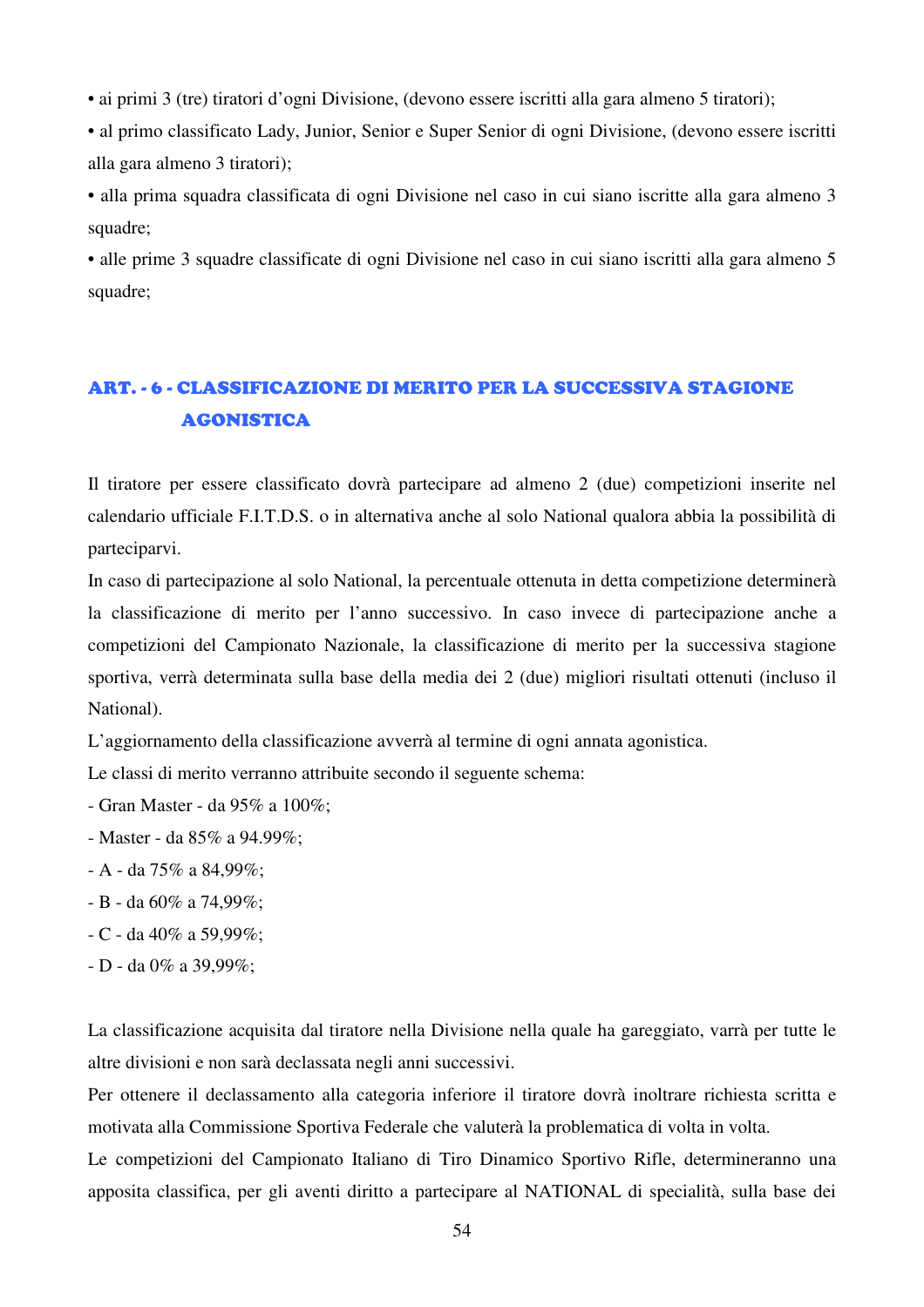• ai primi 3 (tre) tiratori d'ogni Divisione, (devono essere iscritti alla gara almeno 5 tiratori);

• al primo classificato Lady, Junior, Senior e Super Senior di ogni Divisione, (devono essere iscritti alla gara almeno 3 tiratori);

• alla prima squadra classificata di ogni Divisione nel caso in cui siano iscritte alla gara almeno 3 squadre;

• alle prime 3 squadre classificate di ogni Divisione nel caso in cui siano iscritti alla gara almeno 5 squadre;

## ART. - 6 - CLASSIFICAZIONE DI MERITO PER LA SUCCESSIVA STAGIONE AGONISTICA

Il tiratore per essere classificato dovrà partecipare ad almeno 2 (due) competizioni inserite nel calendario ufficiale F.I.T.D.S. o in alternativa anche al solo National qualora abbia la possibilità di parteciparvi.

In caso di partecipazione al solo National, la percentuale ottenuta in detta competizione determinerà la classificazione di merito per l'anno successivo. In caso invece di partecipazione anche a competizioni del Campionato Nazionale, la classificazione di merito per la successiva stagione sportiva, verrà determinata sulla base della media dei 2 (due) migliori risultati ottenuti (incluso il National).

L'aggiornamento della classificazione avverrà al termine di ogni annata agonistica.

Le classi di merito verranno attribuite secondo il seguente schema:

- Gran Master - da 95% a 100%;
- Master - da 85% a 94.99%;
- A - da 75% a 84,99%;
- B - da 60% a 74,99%;
- C - da 40% a 59,99%;
- D - da 0% a 39,99%;

La classificazione acquisita dal tiratore nella Divisione nella quale ha gareggiato, varrà per tutte le altre divisioni e non sarà declassata negli anni successivi.

Per ottenere il declassamento alla categoria inferiore il tiratore dovrà inoltrare richiesta scritta e motivata alla Commissione Sportiva Federale che valuterà la problematica di volta in volta.

Le competizioni del Campionato Italiano di Tiro Dinamico Sportivo Rifle, determineranno una apposita classifica, per gli aventi diritto a partecipare al NATIONAL di specialità, sulla base dei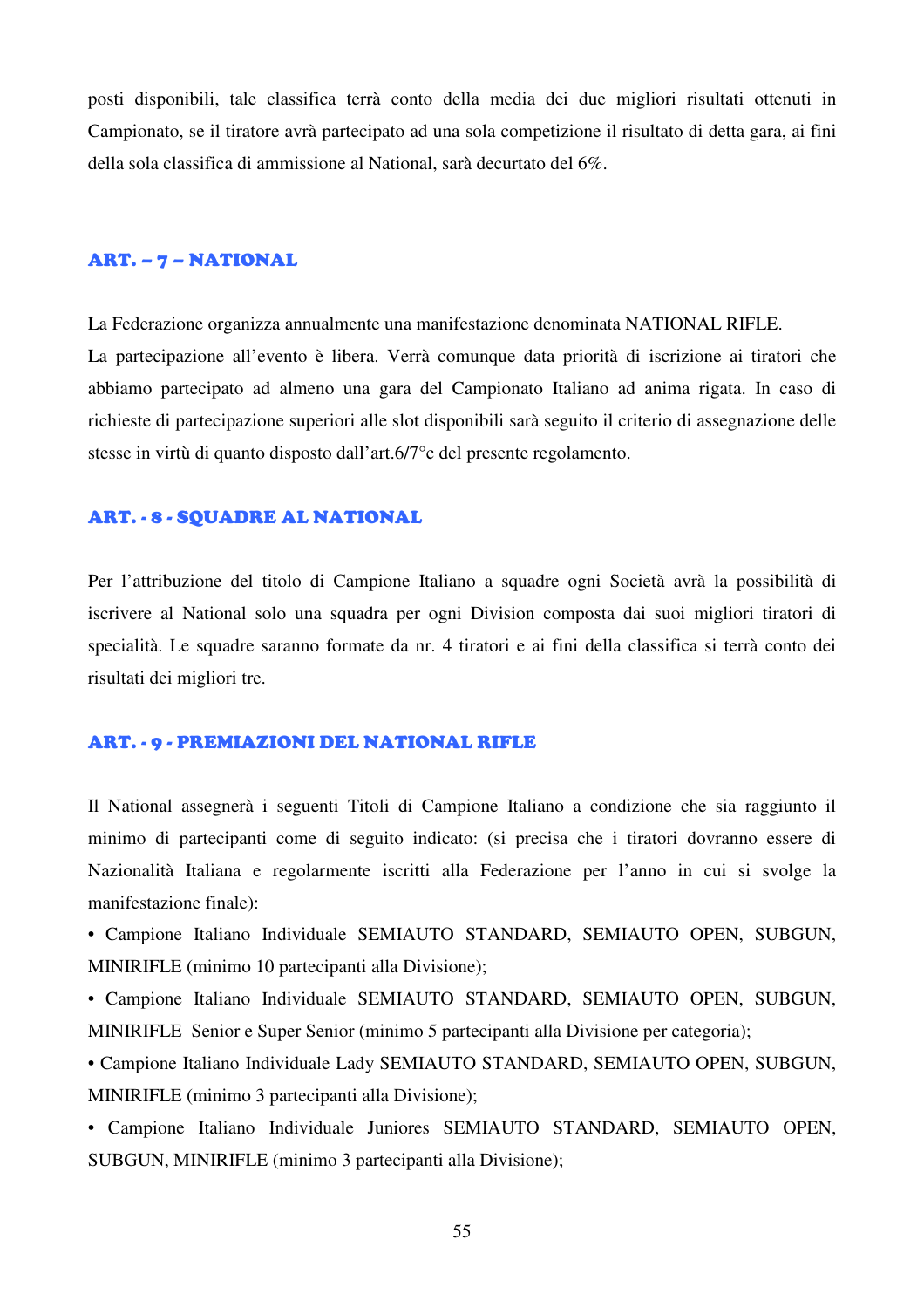posti disponibili, tale classifica terrà conto della media dei due migliori risultati ottenuti in Campionato, se il tiratore avrà partecipato ad una sola competizione il risultato di detta gara, ai fini della sola classifica di ammissione al National, sarà decurtato del 6%.

## ART. – 7 – NATIONAL

La Federazione organizza annualmente una manifestazione denominata NATIONAL RIFLE.
La partecipazione all'evento è libera. Verrà comunque data priorità di iscrizione ai tiratori che abbiamo partecipato ad almeno una gara del Campionato Italiano ad anima rigata. In caso di richieste di partecipazione superiori alle slot disponibili sarà seguito il criterio di assegnazione delle stesse in virtù di quanto disposto dall'art.6/7°c del presente regolamento.

## ART. - 8 - SQUADRE AL NATIONAL

Per l'attribuzione del titolo di Campione Italiano a squadre ogni Società avrà la possibilità di iscrivere al National solo una squadra per ogni Division composta dai suoi migliori tiratori di specialità. Le squadre saranno formate da nr. 4 tiratori e ai fini della classifica si terrà conto dei risultati dei migliori tre.

## ART. - 9 - PREMIAZIONI DEL NATIONAL RIFLE

Il National assegnerà i seguenti Titoli di Campione Italiano a condizione che sia raggiunto il minimo di partecipanti come di seguito indicato: (si precisa che i tiratori dovranno essere di Nazionalità Italiana e regolarmente iscritti alla Federazione per l'anno in cui si svolge la manifestazione finale):

- Campione Italiano Individuale SEMIAUTO STANDARD, SEMIAUTO OPEN, SUBGUN, MINIRIFLE (minimo 10 partecipanti alla Divisione);
- Campione Italiano Individuale SEMIAUTO STANDARD, SEMIAUTO OPEN, SUBGUN, MINIRIFLE Senior e Super Senior (minimo 5 partecipanti alla Divisione per categoria);
- Campione Italiano Individuale Lady SEMIAUTO STANDARD, SEMIAUTO OPEN, SUBGUN, MINIRIFLE (minimo 3 partecipanti alla Divisione);
- Campione Italiano Individuale Juniores SEMIAUTO STANDARD, SEMIAUTO OPEN, SUBGUN, MINIRIFLE (minimo 3 partecipanti alla Divisione);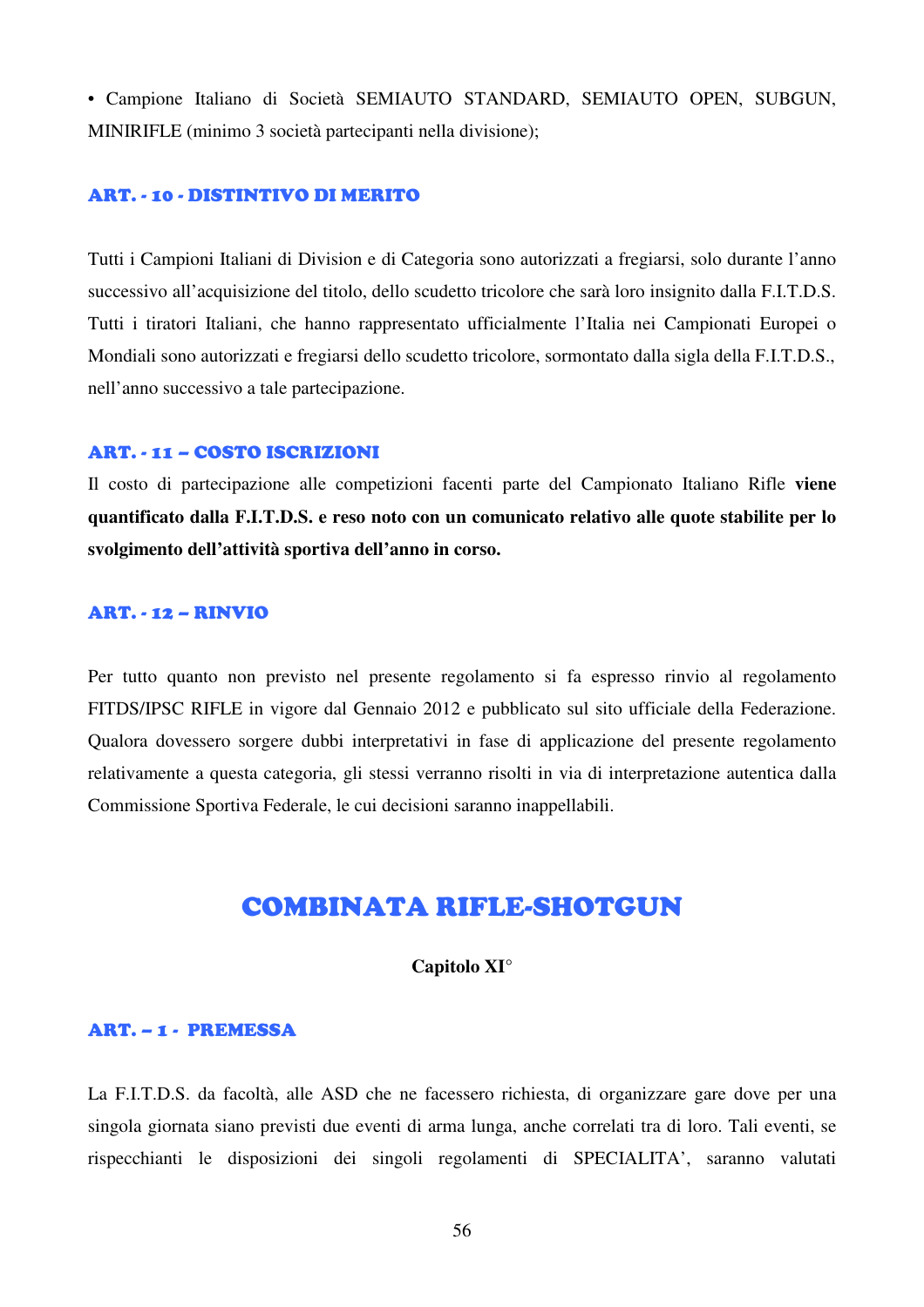• Campione Italiano di Società SEMIAUTO STANDARD, SEMIAUTO OPEN, SUBGUN, MINIRIFLE (minimo 3 società partecipanti nella divisione);

### ART. - 10 - DISTINTIVO DI MERITO

Tutti i Campioni Italiani di Division e di Categoria sono autorizzati a fregiarsi, solo durante l'anno successivo all'acquisizione del titolo, dello scudetto tricolore che sarà loro insignito dalla F.I.T.D.S. Tutti i tiratori Italiani, che hanno rappresentato ufficialmente l'Italia nei Campionati Europei o Mondiali sono autorizzati e fregiarsi dello scudetto tricolore, sormontato dalla sigla della F.I.T.D.S., nell'anno successivo a tale partecipazione.

### ART. - 11 – COSTO ISCRIZIONI

Il costo di partecipazione alle competizioni facenti parte del Campionato Italiano Rifle **viene quantificato dalla F.I.T.D.S. e reso noto con un comunicato relativo alle quote stabilite per lo svolgimento dell'attività sportiva dell'anno in corso.**

### ART. - 12 – RINVIO

Per tutto quanto non previsto nel presente regolamento si fa espresso rinvio al regolamento FITDS/IPSC RIFLE in vigore dal Gennaio 2012 e pubblicato sul sito ufficiale della Federazione. Qualora dovessero sorgere dubbi interpretativi in fase di applicazione del presente regolamento relativamente a questa categoria, gli stessi verranno risolti in via di interpretazione autentica dalla Commissione Sportiva Federale, le cui decisioni saranno inappellabili.

## COMBINATA RIFLE-SHOTGUN

**Capitolo XI°**

### ART. – 1 - PREMESSA

La F.I.T.D.S. da facoltà, alle ASD che ne facessero richiesta, di organizzare gare dove per una singola giornata siano previsti due eventi di arma lunga, anche correlati tra di loro. Tali eventi, se rispecchianti le disposizioni dei singoli regolamenti di SPECIALITA', saranno valutati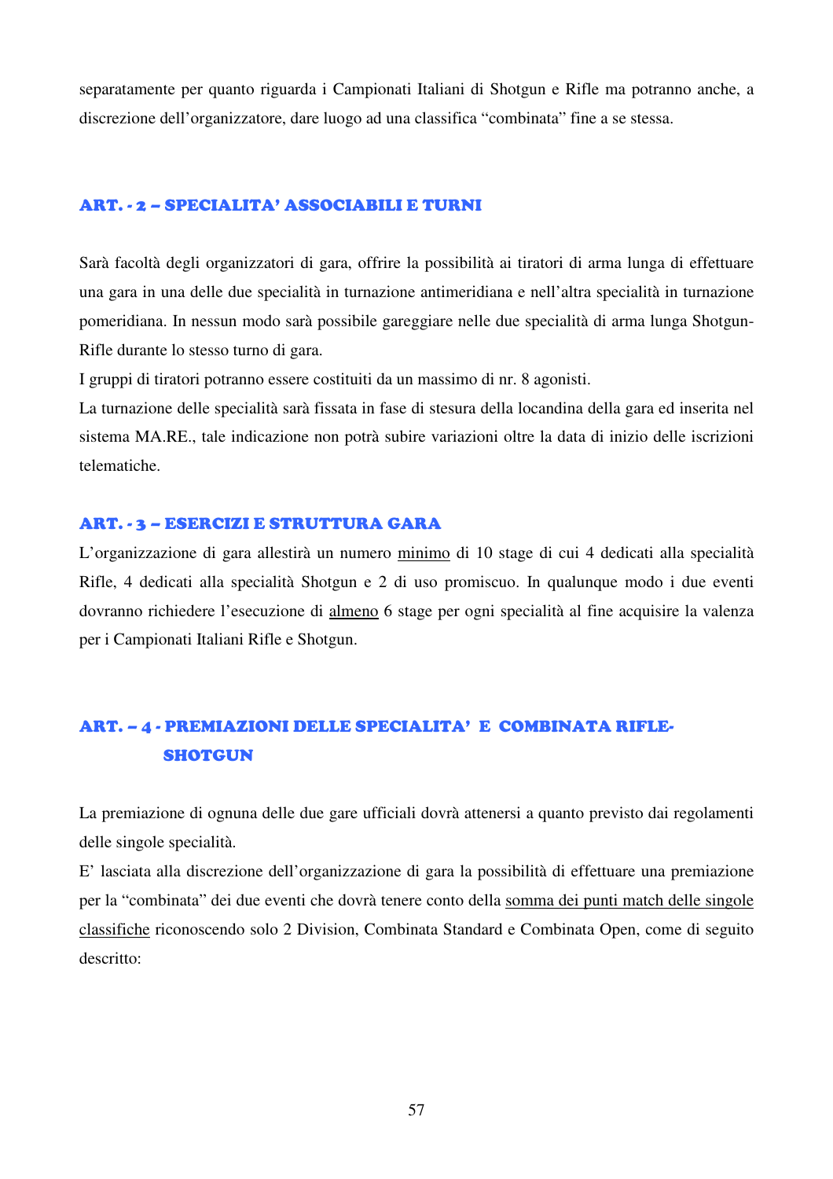separatamente per quanto riguarda i Campionati Italiani di Shotgun e Rifle ma potranno anche, a discrezione dell'organizzatore, dare luogo ad una classifica "combinata" fine a se stessa.

## ART. - 2 – SPECIALITA' ASSOCIABILI E TURNI

Sarà facoltà degli organizzatori di gara, offrire la possibilità ai tiratori di arma lunga di effettuare una gara in una delle due specialità in turnazione antimeridiana e nell'altra specialità in turnazione pomeridiana. In nessun modo sarà possibile gareggiare nelle due specialità di arma lunga Shotgun-Rifle durante lo stesso turno di gara.

I gruppi di tiratori potranno essere costituiti da un massimo di nr. 8 agonisti.

La turnazione delle specialità sarà fissata in fase di stesura della locandina della gara ed inserita nel sistema MA.RE., tale indicazione non potrà subire variazioni oltre la data di inizio delle iscrizioni telematiche.

## ART. - 3 – ESERCIZI E STRUTTURA GARA

L'organizzazione di gara allestirà un numero <u>minimo</u> di 10 stage di cui 4 dedicati alla specialità Rifle, 4 dedicati alla specialità Shotgun e 2 di uso promiscuo. In qualunque modo i due eventi dovranno richiedere l'esecuzione di <u>almeno</u> 6 stage per ogni specialità al fine acquisire la valenza per i Campionati Italiani Rifle e Shotgun.

## ART. – 4 - PREMIAZIONI DELLE SPECIALITA' E COMBINATA RIFLE-SHOTGUN

La premiazione di ognuna delle due gare ufficiali dovrà attenersi a quanto previsto dai regolamenti delle singole specialità.

E' lasciata alla discrezione dell'organizzazione di gara la possibilità di effettuare una premiazione per la "combinata" dei due eventi che dovrà tenere conto della <u>somma dei punti match delle singole classifiche</u> riconoscendo solo 2 Division, Combinata Standard e Combinata Open, come di seguito descritto: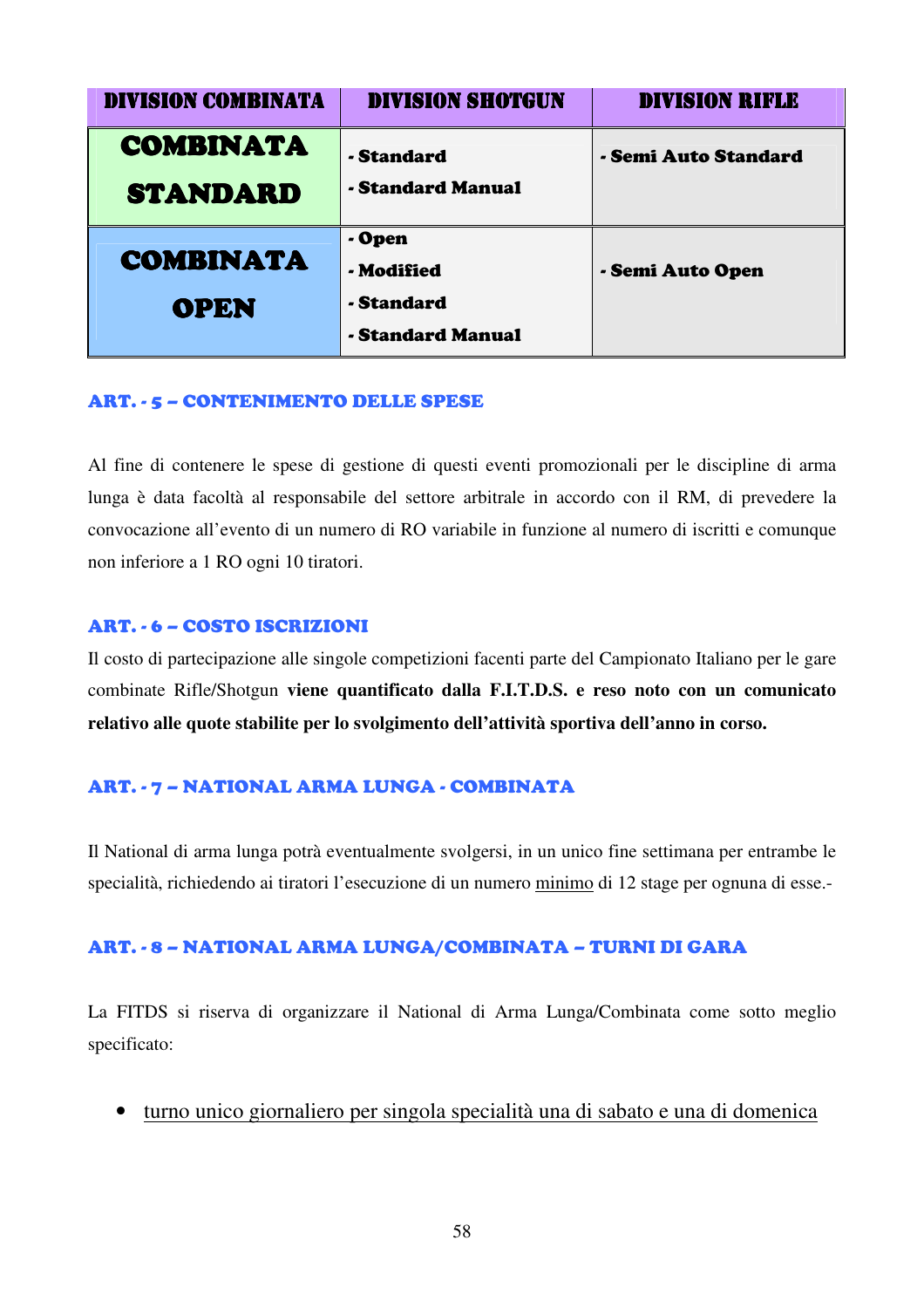| DIVISION COMBINATA | DIVISION SHOTGUN | DIVISION RIFLE |
| --- | --- | --- |
| **COMBINATA STANDARD** | - Standard<br>- Standard Manual | - Semi Auto Standard |
| **COMBINATA OPEN** | - Open<br>- Modified<br>- Standard<br>- Standard Manual | - Semi Auto Open |

### ART. - 5 – CONTENIMENTO DELLE SPESE

Al fine di contenere le spese di gestione di questi eventi promozionali per le discipline di arma lunga è data facoltà al responsabile del settore arbitrale in accordo con il RM, di prevedere la convocazione all'evento di un numero di RO variabile in funzione al numero di iscritti e comunque non inferiore a 1 RO ogni 10 tiratori.

### ART. - 6 – COSTO ISCRIZIONI

Il costo di partecipazione alle singole competizioni facenti parte del Campionato Italiano per le gare combinate Rifle/Shotgun **viene quantificato dalla F.I.T.D.S. e reso noto con un comunicato relativo alle quote stabilite per lo svolgimento dell'attività sportiva dell'anno in corso.**

### ART. - 7 – NATIONAL ARMA LUNGA - COMBINATA

Il National di arma lunga potrà eventualmente svolgersi, in un unico fine settimana per entrambe le specialità, richiedendo ai tiratori l'esecuzione di un numero minimo di 12 stage per ognuna di esse.-

### ART. - 8 – NATIONAL ARMA LUNGA/COMBINATA – TURNI DI GARA

La FITDS si riserva di organizzare il National di Arma Lunga/Combinata come sotto meglio specificato:

- turno unico giornaliero per singola specialità una di sabato e una di domenica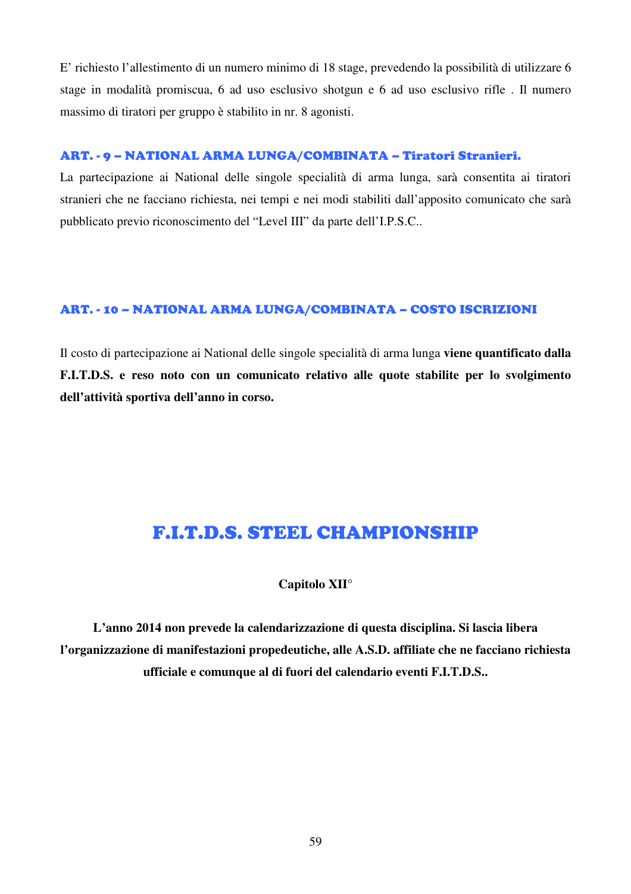E' richiesto l'allestimento di un numero minimo di 18 stage, prevedendo la possibilità di utilizzare 6 stage in modalità promiscua, 6 ad uso esclusivo shotgun e 6 ad uso esclusivo rifle . Il numero massimo di tiratori per gruppo è stabilito in nr. 8 agonisti.

### ART. - 9 – NATIONAL ARMA LUNGA/COMBINATA – Tiratori Stranieri.

La partecipazione ai National delle singole specialità di arma lunga, sarà consentita ai tiratori stranieri che ne facciano richiesta, nei tempi e nei modi stabiliti dall'apposito comunicato che sarà pubblicato previo riconoscimento del "Level III" da parte dell'I.P.S.C..

### ART. - 10 – NATIONAL ARMA LUNGA/COMBINATA – COSTO ISCRIZIONI

Il costo di partecipazione ai National delle singole specialità di arma lunga **viene quantificato dalla F.I.T.D.S. e reso noto con un comunicato relativo alle quote stabilite per lo svolgimento dell'attività sportiva dell'anno in corso.**

## F.I.T.D.S. STEEL CHAMPIONSHIP

**Capitolo XII°**

**L'anno 2014 non prevede la calendarizzazione di questa disciplina. Si lascia libera l'organizzazione di manifestazioni propedeutiche, alle A.S.D. affiliate che ne facciano richiesta ufficiale e comunque al di fuori del calendario eventi F.I.T.D.S..**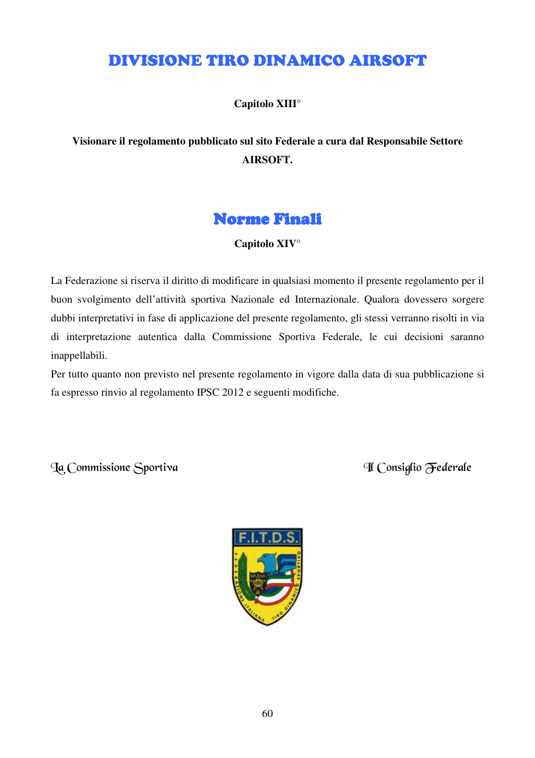# DIVISIONE TIRO DINAMICO AIRSOFT

**Capitolo XIII°**

**Visionare il regolamento pubblicato sul sito Federale a cura dal Responsabile Settore AIRSOFT.**

# Norme Finali

**Capitolo XIV°**

La Federazione si riserva il diritto di modificare in qualsiasi momento il presente regolamento per il buon svolgimento dell'attività sportiva Nazionale ed Internazionale. Qualora dovessero sorgere dubbi interpretativi in fase di applicazione del presente regolamento, gli stessi verranno risolti in via di interpretazione autentica dalla Commissione Sportiva Federale, le cui decisioni saranno inappellabili.

Per tutto quanto non previsto nel presente regolamento in vigore dalla data di sua pubblicazione si fa espresso rinvio al regolamento IPSC 2012 e seguenti modifiche.

*La Commissione Sportiva* *Il Consiglio Federale*